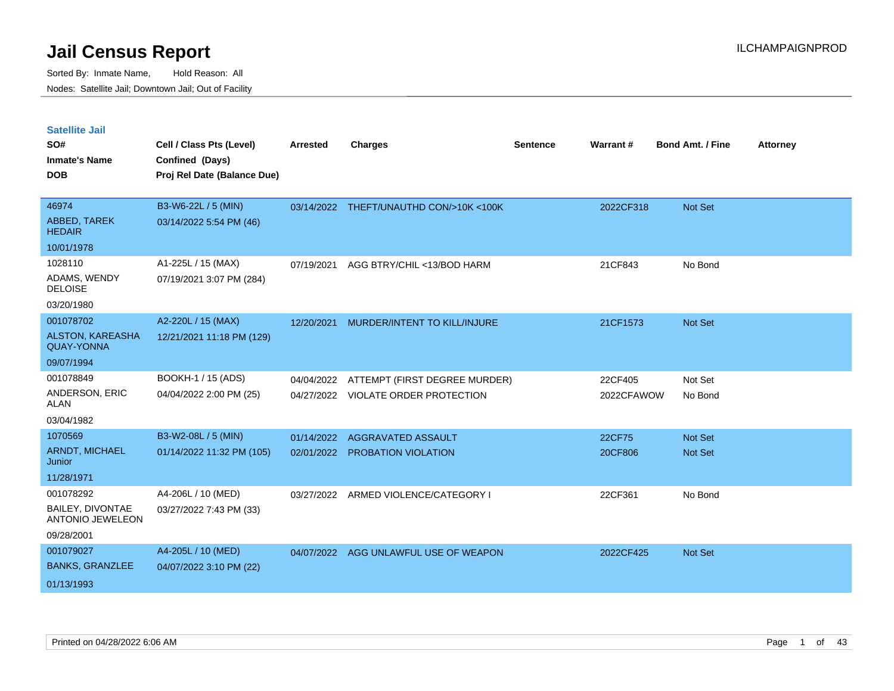# Jail Census Report

ILCHAMPAIGNPROD

Sorted By: Inmate Name, Hold Reason: All

Nodes: Satellite Jail; Downtown Jail; Out of Facility

## Satellite Jail

| SO# / Inmate's Name / DOB | Cell / Class Pts (Level) / Confined (Days) / Proj Rel Date (Balance Due) | Arrested | Charges | Sentence | Warrant # | Bond Amt. / Fine | Attorney |
|---|---|---|---|---|---|---|---|
| 46974<br>ABBED, TAREK HEDAIR<br>10/01/1978 | B3-W6-22L / 5 (MIN)<br>03/14/2022 5:54 PM (46) | 03/14/2022 | THEFT/UNAUTHD CON/>10K <100K | | 2022CF318 | Not Set | |
| 1028110<br>ADAMS, WENDY DELOISE<br>03/20/1980 | A1-225L / 15 (MAX)<br>07/19/2021 3:07 PM (284) | 07/19/2021 | AGG BTRY/CHIL <13/BOD HARM | | 21CF843 | No Bond | |
| 001078702<br>ALSTON, KAREASHA QUAY-YONNA<br>09/07/1994 | A2-220L / 15 (MAX)<br>12/21/2021 11:18 PM (129) | 12/20/2021 | MURDER/INTENT TO KILL/INJURE | | 21CF1573 | Not Set | |
| 001078849<br>ANDERSON, ERIC ALAN<br>03/04/1982 | BOOKH-1 / 15 (ADS)<br>04/04/2022 2:00 PM (25) | 04/04/2022<br>04/27/2022 | ATTEMPT (FIRST DEGREE MURDER)<br>VIOLATE ORDER PROTECTION | | 22CF405<br>2022CFAWOW | Not Set<br>No Bond | |
| 1070569<br>ARNDT, MICHAEL Junior<br>11/28/1971 | B3-W2-08L / 5 (MIN)<br>01/14/2022 11:32 PM (105) | 01/14/2022<br>02/01/2022 | AGGRAVATED ASSAULT<br>PROBATION VIOLATION | | 22CF75<br>20CF806 | Not Set<br>Not Set | |
| 001078292<br>BAILEY, DIVONTAE ANTONIO JEWELEON<br>09/28/2001 | A4-206L / 10 (MED)<br>03/27/2022 7:43 PM (33) | 03/27/2022 | ARMED VIOLENCE/CATEGORY I | | 22CF361 | No Bond | |
| 001079027<br>BANKS, GRANZLEE<br>01/13/1993 | A4-205L / 10 (MED)<br>04/07/2022 3:10 PM (22) | 04/07/2022 | AGG UNLAWFUL USE OF WEAPON | | 2022CF425 | Not Set | |

Printed on 04/28/2022 6:06 AM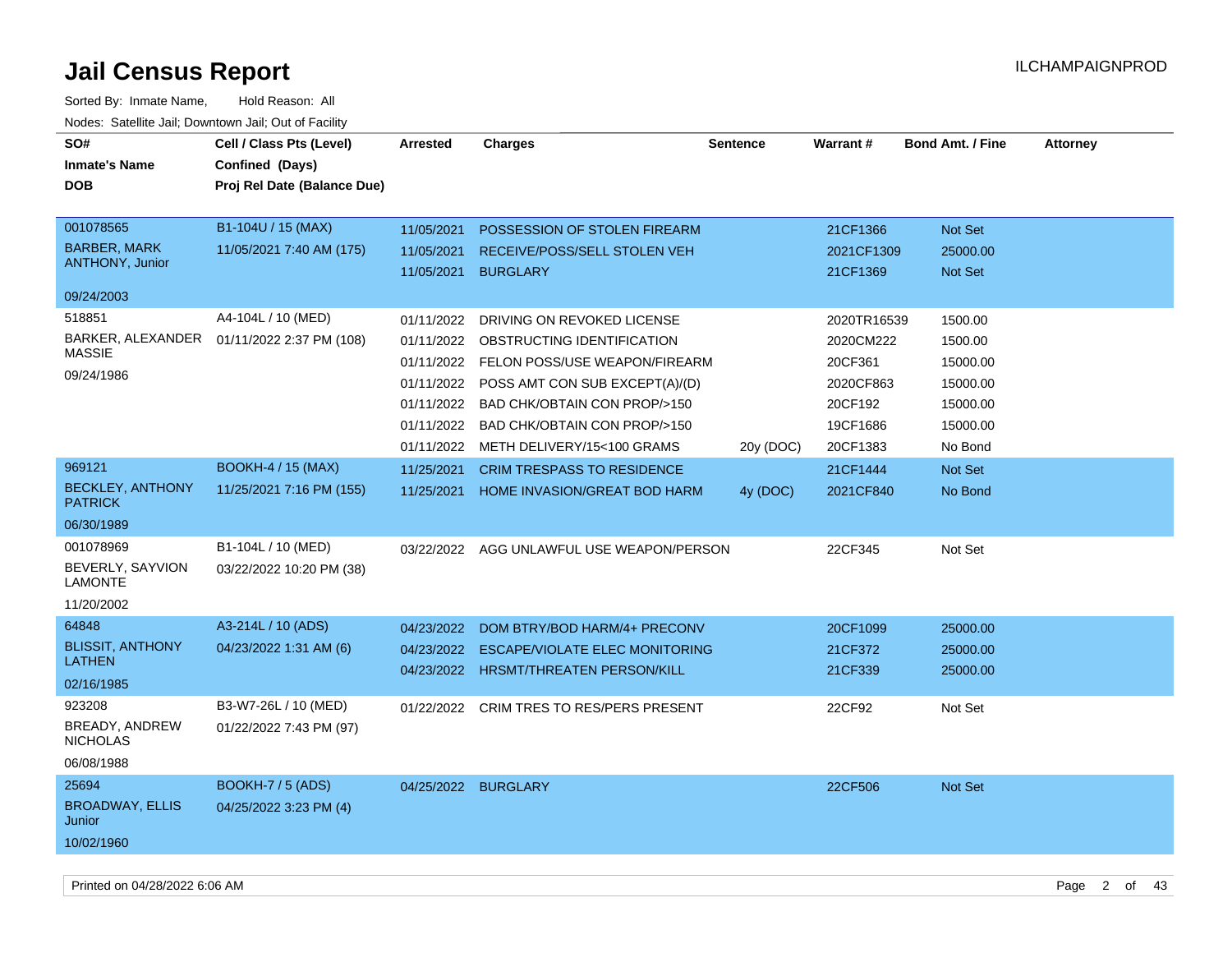# Jail Census Report

ILCHAMPAIGNPROD

Sorted By: Inmate Name, Hold Reason: All

Nodes: Satellite Jail; Downtown Jail; Out of Facility

| SO# / Inmate's Name / DOB | Cell / Class Pts (Level) / Confined (Days) / Proj Rel Date (Balance Due) | Arrested | Charges | Sentence | Warrant # | Bond Amt. / Fine | Attorney |
|---|---|---|---|---|---|---|---|
| 001078565<br>BARBER, MARK ANTHONY, Junior<br>09/24/2003 | B1-104U / 15 (MAX)<br>11/05/2021 7:40 AM (175) | 11/05/2021 | POSSESSION OF STOLEN FIREARM | | 21CF1366 | Not Set | |
| | | 11/05/2021 | RECEIVE/POSS/SELL STOLEN VEH | | 2021CF1309 | 25000.00 | |
| | | 11/05/2021 | BURGLARY | | 21CF1369 | Not Set | |
| 518851<br>BARKER, ALEXANDER MASSIE<br>09/24/1986 | A4-104L / 10 (MED)<br>01/11/2022 2:37 PM (108) | 01/11/2022 | DRIVING ON REVOKED LICENSE | | 2020TR16539 | 1500.00 | |
| | | 01/11/2022 | OBSTRUCTING IDENTIFICATION | | 2020CM222 | 1500.00 | |
| | | 01/11/2022 | FELON POSS/USE WEAPON/FIREARM | | 20CF361 | 15000.00 | |
| | | 01/11/2022 | POSS AMT CON SUB EXCEPT(A)/(D) | | 2020CF863 | 15000.00 | |
| | | 01/11/2022 | BAD CHK/OBTAIN CON PROP/>150 | | 20CF192 | 15000.00 | |
| | | 01/11/2022 | BAD CHK/OBTAIN CON PROP/>150 | | 19CF1686 | 15000.00 | |
| | | 01/11/2022 | METH DELIVERY/15<100 GRAMS | 20y (DOC) | 20CF1383 | No Bond | |
| 969121<br>BECKLEY, ANTHONY PATRICK<br>06/30/1989 | BOOKH-4 / 15 (MAX)<br>11/25/2021 7:16 PM (155) | 11/25/2021 | CRIM TRESPASS TO RESIDENCE | | 21CF1444 | Not Set | |
| | | 11/25/2021 | HOME INVASION/GREAT BOD HARM | 4y (DOC) | 2021CF840 | No Bond | |
| 001078969<br>BEVERLY, SAYVION LAMONTE<br>11/20/2002 | B1-104L / 10 (MED)<br>03/22/2022 10:20 PM (38) | 03/22/2022 | AGG UNLAWFUL USE WEAPON/PERSON | | 22CF345 | Not Set | |
| 64848<br>BLISSIT, ANTHONY LATHEN<br>02/16/1985 | A3-214L / 10 (ADS)<br>04/23/2022 1:31 AM (6) | 04/23/2022 | DOM BTRY/BOD HARM/4+ PRECONV | | 20CF1099 | 25000.00 | |
| | | 04/23/2022 | ESCAPE/VIOLATE ELEC MONITORING | | 21CF372 | 25000.00 | |
| | | 04/23/2022 | HRSMT/THREATEN PERSON/KILL | | 21CF339 | 25000.00 | |
| 923208<br>BREADY, ANDREW NICHOLAS<br>06/08/1988 | B3-W7-26L / 10 (MED)<br>01/22/2022 7:43 PM (97) | 01/22/2022 | CRIM TRES TO RES/PERS PRESENT | | 22CF92 | Not Set | |
| 25694<br>BROADWAY, ELLIS Junior<br>10/02/1960 | BOOKH-7 / 5 (ADS)<br>04/25/2022 3:23 PM (4) | 04/25/2022 | BURGLARY | | 22CF506 | Not Set | |

Printed on 04/28/2022 6:06 AM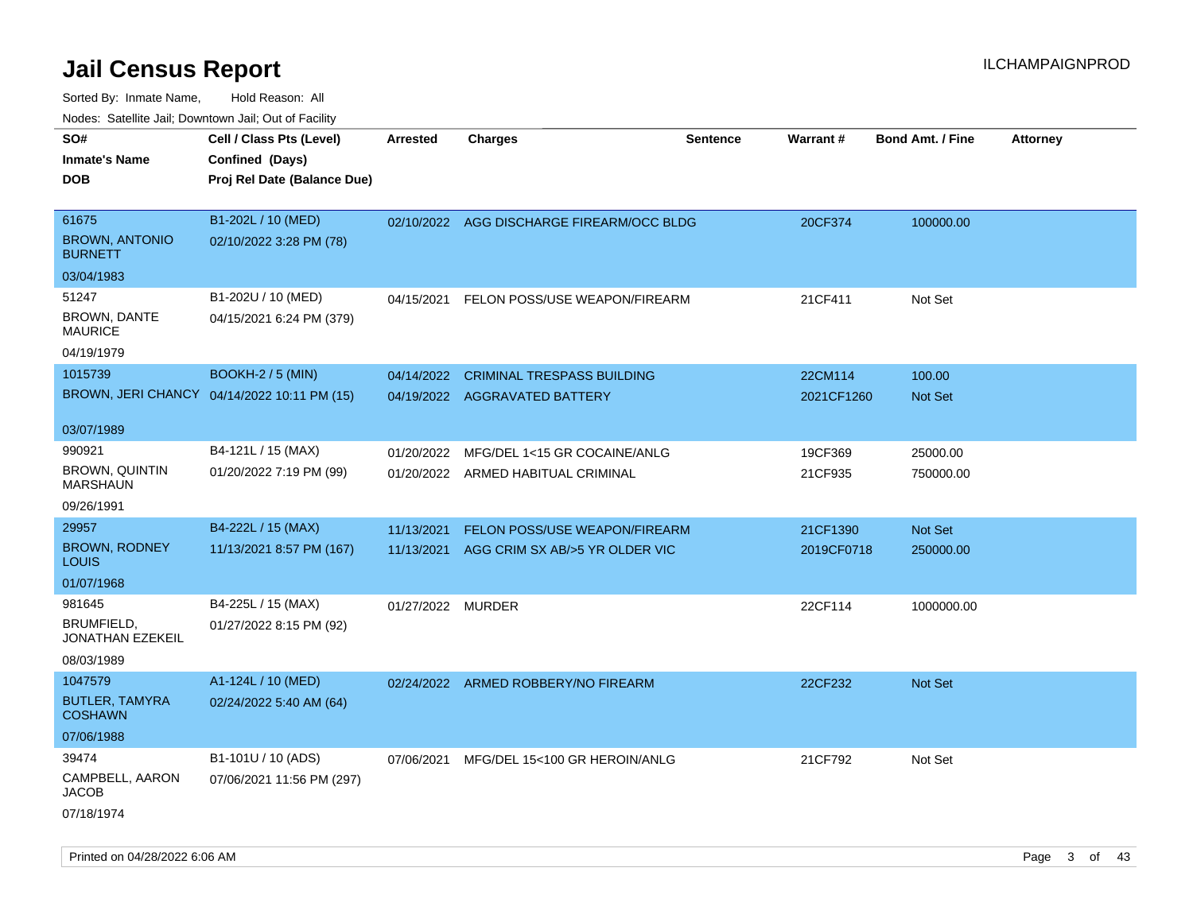# Jail Census Report

Sorted By: Inmate Name, Hold Reason: All

Nodes: Satellite Jail; Downtown Jail; Out of Facility

| SO# / Inmate's Name / DOB | Cell / Class Pts (Level) / Confined (Days) / Proj Rel Date (Balance Due) | Arrested | Charges | Sentence | Warrant # | Bond Amt. / Fine | Attorney |
|---|---|---|---|---|---|---|---|
| 61675<br>BROWN, ANTONIO BURNETT<br>03/04/1983 | B1-202L / 10 (MED)<br>02/10/2022 3:28 PM (78) | 02/10/2022 | AGG DISCHARGE FIREARM/OCC BLDG | | 20CF374 | 100000.00 | |
| 51247<br>BROWN, DANTE MAURICE<br>04/19/1979 | B1-202U / 10 (MED)<br>04/15/2021 6:24 PM (379) | 04/15/2021 | FELON POSS/USE WEAPON/FIREARM | | 21CF411 | Not Set | |
| 1015739<br>BROWN, JERI CHANCY<br>03/07/1989 | BOOKH-2 / 5 (MIN)<br>04/14/2022 10:11 PM (15) | 04/14/2022<br>04/19/2022 | CRIMINAL TRESPASS BUILDING<br>AGGRAVATED BATTERY | | 22CM114<br>2021CF1260 | 100.00<br>Not Set | |
| 990921<br>BROWN, QUINTIN MARSHAUN<br>09/26/1991 | B4-121L / 15 (MAX)<br>01/20/2022 7:19 PM (99) | 01/20/2022<br>01/20/2022 | MFG/DEL 1<15 GR COCAINE/ANLG<br>ARMED HABITUAL CRIMINAL | | 19CF369<br>21CF935 | 25000.00<br>750000.00 | |
| 29957<br>BROWN, RODNEY LOUIS<br>01/07/1968 | B4-222L / 15 (MAX)<br>11/13/2021 8:57 PM (167) | 11/13/2021<br>11/13/2021 | FELON POSS/USE WEAPON/FIREARM<br>AGG CRIM SX AB/>5 YR OLDER VIC | | 21CF1390<br>2019CF0718 | Not Set<br>250000.00 | |
| 981645<br>BRUMFIELD, JONATHAN EZEKEIL<br>08/03/1989 | B4-225L / 15 (MAX)<br>01/27/2022 8:15 PM (92) | 01/27/2022 | MURDER | | 22CF114 | 1000000.00 | |
| 1047579<br>BUTLER, TAMYRA COSHAWN<br>07/06/1988 | A1-124L / 10 (MED)<br>02/24/2022 5:40 AM (64) | 02/24/2022 | ARMED ROBBERY/NO FIREARM | | 22CF232 | Not Set | |
| 39474<br>CAMPBELL, AARON JACOB<br>07/18/1974 | B1-101U / 10 (ADS)<br>07/06/2021 11:56 PM (297) | 07/06/2021 | MFG/DEL 15<100 GR HEROIN/ANLG | | 21CF792 | Not Set | |

Printed on 04/28/2022 6:06 AM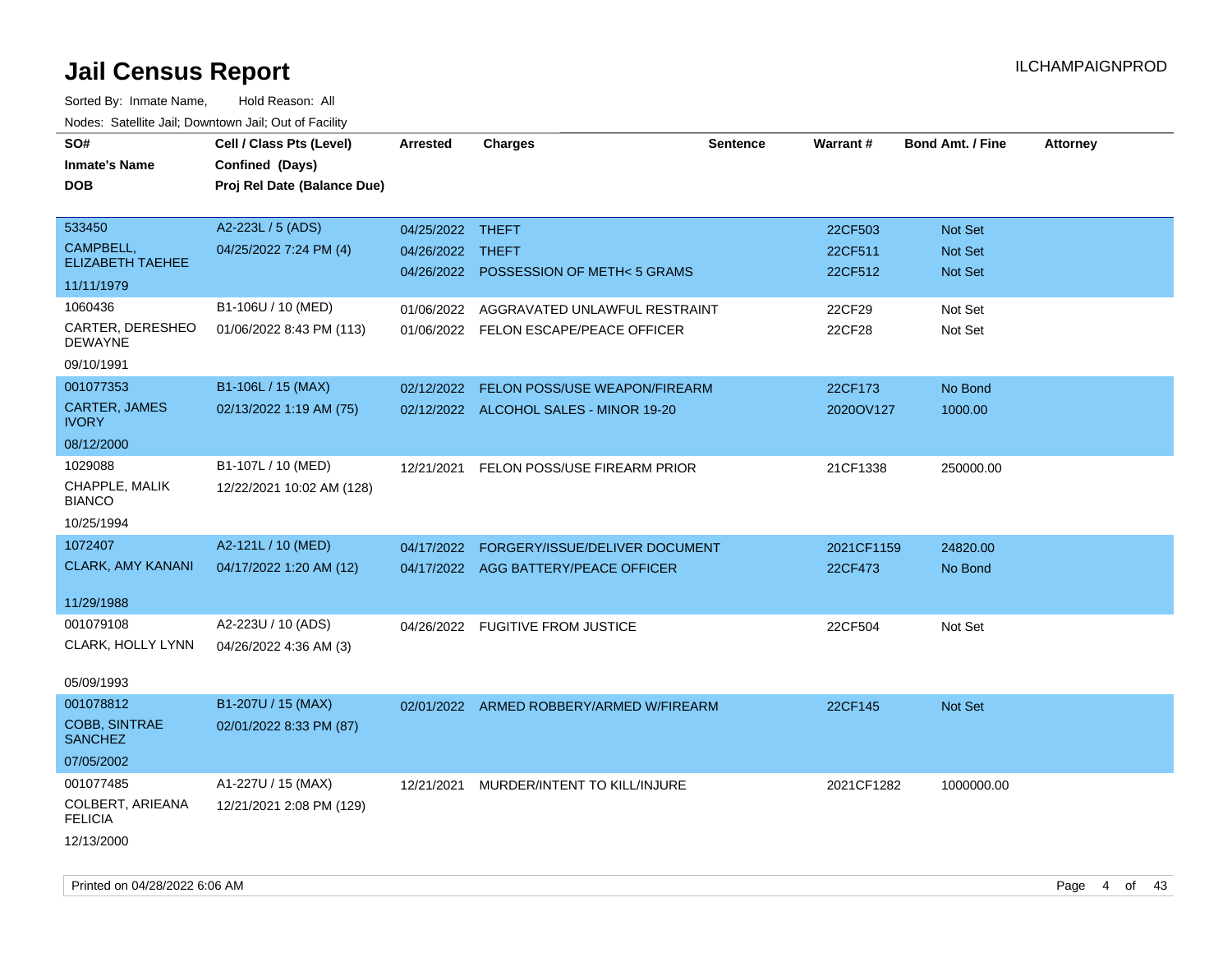# Jail Census Report

ILCHAMPAIGNPROD

Sorted By: Inmate Name, Hold Reason: All

Nodes: Satellite Jail; Downtown Jail; Out of Facility

| SO# / Inmate's Name / DOB | Cell / Class Pts (Level) / Confined (Days) / Proj Rel Date (Balance Due) | Arrested | Charges | Sentence | Warrant # | Bond Amt. / Fine | Attorney |
|---|---|---|---|---|---|---|---|
| 533450 CAMPBELL, ELIZABETH TAEHEE 11/11/1979 | A2-223L / 5 (ADS) 04/25/2022 7:24 PM (4) | 04/25/2022 | THEFT | | 22CF503 | Not Set | |
| | | 04/26/2022 | THEFT | | 22CF511 | Not Set | |
| | | 04/26/2022 | POSSESSION OF METH< 5 GRAMS | | 22CF512 | Not Set | |
| 1060436 CARTER, DERESHEO DEWAYNE 09/10/1991 | B1-106U / 10 (MED) 01/06/2022 8:43 PM (113) | 01/06/2022 | AGGRAVATED UNLAWFUL RESTRAINT | | 22CF29 | Not Set | |
| | | 01/06/2022 | FELON ESCAPE/PEACE OFFICER | | 22CF28 | Not Set | |
| 001077353 CARTER, JAMES IVORY 08/12/2000 | B1-106L / 15 (MAX) 02/13/2022 1:19 AM (75) | 02/12/2022 | FELON POSS/USE WEAPON/FIREARM | | 22CF173 | No Bond | |
| | | 02/12/2022 | ALCOHOL SALES - MINOR 19-20 | | 2020OV127 | 1000.00 | |
| 1029088 CHAPPLE, MALIK BIANCO 10/25/1994 | B1-107L / 10 (MED) 12/22/2021 10:02 AM (128) | 12/21/2021 | FELON POSS/USE FIREARM PRIOR | | 21CF1338 | 250000.00 | |
| 1072407 CLARK, AMY KANANI 11/29/1988 | A2-121L / 10 (MED) 04/17/2022 1:20 AM (12) | 04/17/2022 | FORGERY/ISSUE/DELIVER DOCUMENT | | 2021CF1159 | 24820.00 | |
| | | 04/17/2022 | AGG BATTERY/PEACE OFFICER | | 22CF473 | No Bond | |
| 001079108 CLARK, HOLLY LYNN 05/09/1993 | A2-223U / 10 (ADS) 04/26/2022 4:36 AM (3) | 04/26/2022 | FUGITIVE FROM JUSTICE | | 22CF504 | Not Set | |
| 001078812 COBB, SINTRAE SANCHEZ 07/05/2002 | B1-207U / 15 (MAX) 02/01/2022 8:33 PM (87) | 02/01/2022 | ARMED ROBBERY/ARMED W/FIREARM | | 22CF145 | Not Set | |
| 001077485 COLBERT, ARIEANA FELICIA 12/13/2000 | A1-227U / 15 (MAX) 12/21/2021 2:08 PM (129) | 12/21/2021 | MURDER/INTENT TO KILL/INJURE | | 2021CF1282 | 1000000.00 | |

Printed on 04/28/2022 6:06 AM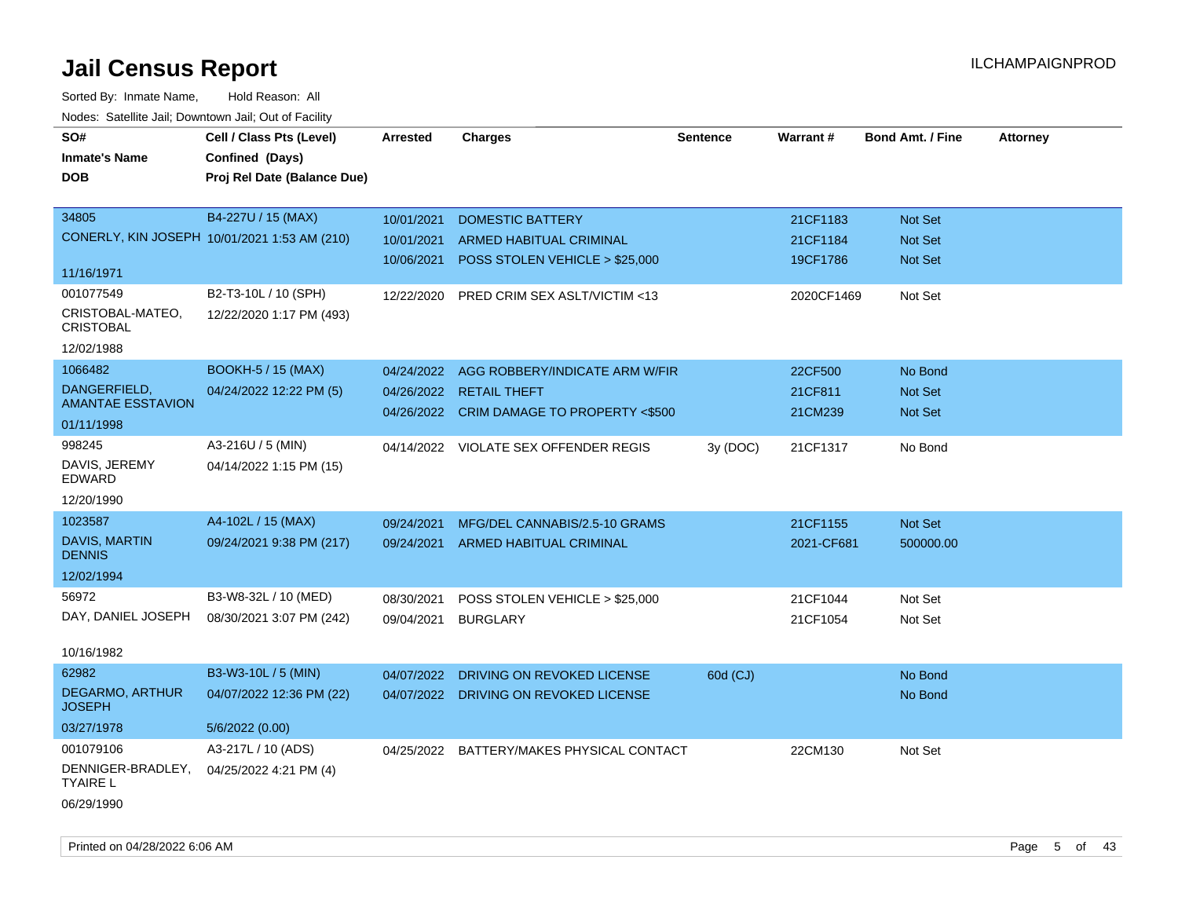# Jail Census Report

ILCHAMPAIGNPROD

Sorted By: Inmate Name, Hold Reason: All

Nodes: Satellite Jail; Downtown Jail; Out of Facility

| SO# / Inmate's Name / DOB | Cell / Class Pts (Level) / Confined (Days) / Proj Rel Date (Balance Due) | Arrested | Charges | Sentence | Warrant # | Bond Amt. / Fine | Attorney |
|---|---|---|---|---|---|---|---|
| 34805<br>CONERLY, KIN JOSEPH<br>11/16/1971 | B4-227U / 15 (MAX)<br>10/01/2021 1:53 AM (210) | 10/01/2021<br>10/01/2021<br>10/06/2021 | DOMESTIC BATTERY<br>ARMED HABITUAL CRIMINAL<br>POSS STOLEN VEHICLE > $25,000 | | 21CF1183<br>21CF1184<br>19CF1786 | Not Set<br>Not Set<br>Not Set | |
| 001077549<br>CRISTOBAL-MATEO, CRISTOBAL<br>12/02/1988 | B2-T3-10L / 10 (SPH)<br>12/22/2020 1:17 PM (493) | 12/22/2020 | PRED CRIM SEX ASLT/VICTIM <13 | | 2020CF1469 | Not Set | |
| 1066482<br>DANGERFIELD, AMANTAE ESSTAVION<br>01/11/1998 | BOOKH-5 / 15 (MAX)<br>04/24/2022 12:22 PM (5) | 04/24/2022<br>04/26/2022<br>04/26/2022 | AGG ROBBERY/INDICATE ARM W/FIR<br>RETAIL THEFT<br>CRIM DAMAGE TO PROPERTY <$500 | | 22CF500<br>21CF811<br>21CM239 | No Bond<br>Not Set<br>Not Set | |
| 998245<br>DAVIS, JEREMY EDWARD<br>12/20/1990 | A3-216U / 5 (MIN)<br>04/14/2022 1:15 PM (15) | 04/14/2022 | VIOLATE SEX OFFENDER REGIS | 3y (DOC) | 21CF1317 | No Bond | |
| 1023587<br>DAVIS, MARTIN DENNIS<br>12/02/1994 | A4-102L / 15 (MAX)<br>09/24/2021 9:38 PM (217) | 09/24/2021<br>09/24/2021 | MFG/DEL CANNABIS/2.5-10 GRAMS<br>ARMED HABITUAL CRIMINAL | | 21CF1155<br>2021-CF681 | Not Set<br>500000.00 | |
| 56972<br>DAY, DANIEL JOSEPH<br>10/16/1982 | B3-W8-32L / 10 (MED)<br>08/30/2021 3:07 PM (242) | 08/30/2021<br>09/04/2021 | POSS STOLEN VEHICLE > $25,000<br>BURGLARY | | 21CF1044<br>21CF1054 | Not Set<br>Not Set | |
| 62982<br>DEGARMO, ARTHUR JOSEPH<br>03/27/1978 | B3-W3-10L / 5 (MIN)<br>04/07/2022 12:36 PM (22)<br>5/6/2022 (0.00) | 04/07/2022<br>04/07/2022 | DRIVING ON REVOKED LICENSE<br>DRIVING ON REVOKED LICENSE | 60d (CJ) | | No Bond<br>No Bond | |
| 001079106<br>DENNIGER-BRADLEY, TYAIRE L<br>06/29/1990 | A3-217L / 10 (ADS)<br>04/25/2022 4:21 PM (4) | 04/25/2022 | BATTERY/MAKES PHYSICAL CONTACT | | 22CM130 | Not Set | |

Printed on 04/28/2022 6:06 AM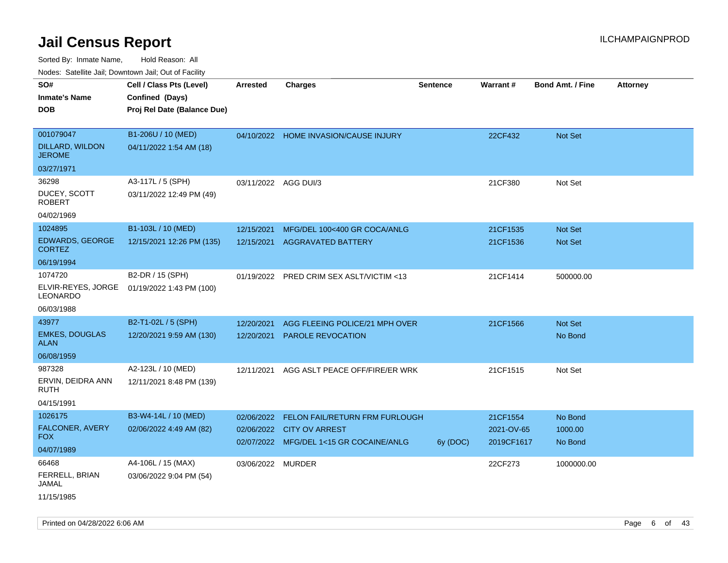# Jail Census Report

ILCHAMPAIGNPROD

Sorted By: Inmate Name, Hold Reason: All

Nodes: Satellite Jail; Downtown Jail; Out of Facility

| SO# / Inmate's Name / DOB | Cell / Class Pts (Level) / Confined (Days) / Proj Rel Date (Balance Due) | Arrested | Charges | Sentence | Warrant # | Bond Amt. / Fine | Attorney |
|---|---|---|---|---|---|---|---|
| 001079047<br>DILLARD, WILDON JEROME<br>03/27/1971 | B1-206U / 10 (MED)<br>04/11/2022 1:54 AM (18) | 04/10/2022 | HOME INVASION/CAUSE INJURY | | 22CF432 | Not Set | |
| 36298<br>DUCEY, SCOTT ROBERT<br>04/02/1969 | A3-117L / 5 (SPH)<br>03/11/2022 12:49 PM (49) | 03/11/2022 | AGG DUI/3 | | 21CF380 | Not Set | |
| 1024895<br>EDWARDS, GEORGE CORTEZ<br>06/19/1994 | B1-103L / 10 (MED)<br>12/15/2021 12:26 PM (135) | 12/15/2021<br>12/15/2021 | MFG/DEL 100<400 GR COCA/ANLG<br>AGGRAVATED BATTERY | | 21CF1535<br>21CF1536 | Not Set<br>Not Set | |
| 1074720<br>ELVIR-REYES, JORGE LEONARDO<br>06/03/1988 | B2-DR / 15 (SPH)<br>01/19/2022 1:43 PM (100) | 01/19/2022 | PRED CRIM SEX ASLT/VICTIM <13 | | 21CF1414 | 500000.00 | |
| 43977<br>EMKES, DOUGLAS ALAN<br>06/08/1959 | B2-T1-02L / 5 (SPH)<br>12/20/2021 9:59 AM (130) | 12/20/2021<br>12/20/2021 | AGG FLEEING POLICE/21 MPH OVER<br>PAROLE REVOCATION | | 21CF1566 | Not Set<br>No Bond | |
| 987328<br>ERVIN, DEIDRA ANN RUTH<br>04/15/1991 | A2-123L / 10 (MED)<br>12/11/2021 8:48 PM (139) | 12/11/2021 | AGG ASLT PEACE OFF/FIRE/ER WRK | | 21CF1515 | Not Set | |
| 1026175<br>FALCONER, AVERY FOX<br>04/07/1989 | B3-W4-14L / 10 (MED)<br>02/06/2022 4:49 AM (82) | 02/06/2022<br>02/06/2022<br>02/07/2022 | FELON FAIL/RETURN FRM FURLOUGH<br>CITY OV ARREST<br>MFG/DEL 1<15 GR COCAINE/ANLG | <br><br>6y (DOC) | 21CF1554<br>2021-OV-65<br>2019CF1617 | No Bond<br>1000.00<br>No Bond | |
| 66468<br>FERRELL, BRIAN JAMAL<br>11/15/1985 | A4-106L / 15 (MAX)<br>03/06/2022 9:04 PM (54) | 03/06/2022 | MURDER | | 22CF273 | 1000000.00 | |

Printed on 04/28/2022 6:06 AM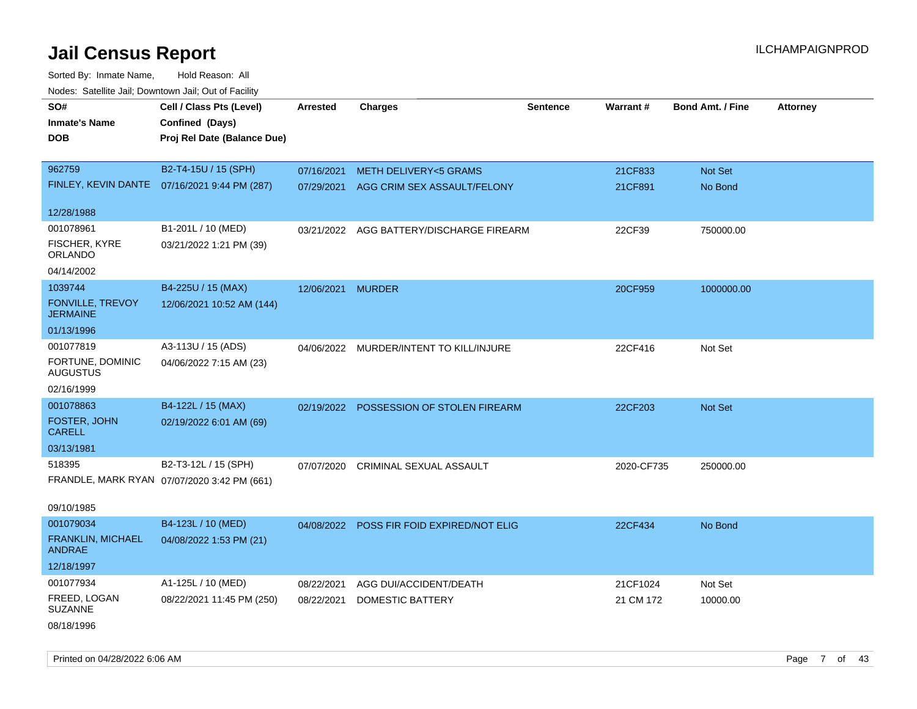# Jail Census Report

ILCHAMPAIGNPROD

Sorted By: Inmate Name, Hold Reason: All

Nodes: Satellite Jail; Downtown Jail; Out of Facility

| SO# / Inmate's Name / DOB | Cell / Class Pts (Level) / Confined (Days) / Proj Rel Date (Balance Due) | Arrested | Charges | Sentence | Warrant # | Bond Amt. / Fine | Attorney |
|---|---|---|---|---|---|---|---|
| 962759<br>FINLEY, KEVIN DANTE<br>12/28/1988 | B2-T4-15U / 15 (SPH)<br>07/16/2021 9:44 PM (287) | 07/16/2021<br>07/29/2021 | METH DELIVERY<5 GRAMS<br>AGG CRIM SEX ASSAULT/FELONY | | 21CF833<br>21CF891 | Not Set<br>No Bond | |
| 001078961<br>FISCHER, KYRE ORLANDO<br>04/14/2002 | B1-201L / 10 (MED)<br>03/21/2022 1:21 PM (39) | 03/21/2022 | AGG BATTERY/DISCHARGE FIREARM | | 22CF39 | 750000.00 | |
| 1039744<br>FONVILLE, TREVOY JERMAINE<br>01/13/1996 | B4-225U / 15 (MAX)<br>12/06/2021 10:52 AM (144) | 12/06/2021 | MURDER | | 20CF959 | 1000000.00 | |
| 001077819<br>FORTUNE, DOMINIC AUGUSTUS<br>02/16/1999 | A3-113U / 15 (ADS)<br>04/06/2022 7:15 AM (23) | 04/06/2022 | MURDER/INTENT TO KILL/INJURE | | 22CF416 | Not Set | |
| 001078863<br>FOSTER, JOHN CARELL<br>03/13/1981 | B4-122L / 15 (MAX)<br>02/19/2022 6:01 AM (69) | 02/19/2022 | POSSESSION OF STOLEN FIREARM | | 22CF203 | Not Set | |
| 518395<br>FRANDLE, MARK RYAN<br>09/10/1985 | B2-T3-12L / 15 (SPH)<br>07/07/2020 3:42 PM (661) | 07/07/2020 | CRIMINAL SEXUAL ASSAULT | | 2020-CF735 | 250000.00 | |
| 001079034<br>FRANKLIN, MICHAEL ANDRAE<br>12/18/1997 | B4-123L / 10 (MED)<br>04/08/2022 1:53 PM (21) | 04/08/2022 | POSS FIR FOID EXPIRED/NOT ELIG | | 22CF434 | No Bond | |
| 001077934<br>FREED, LOGAN SUZANNE<br>08/18/1996 | A1-125L / 10 (MED)<br>08/22/2021 11:45 PM (250) | 08/22/2021<br>08/22/2021 | AGG DUI/ACCIDENT/DEATH<br>DOMESTIC BATTERY | | 21CF1024<br>21 CM 172 | Not Set<br>10000.00 | |

Printed on 04/28/2022 6:06 AM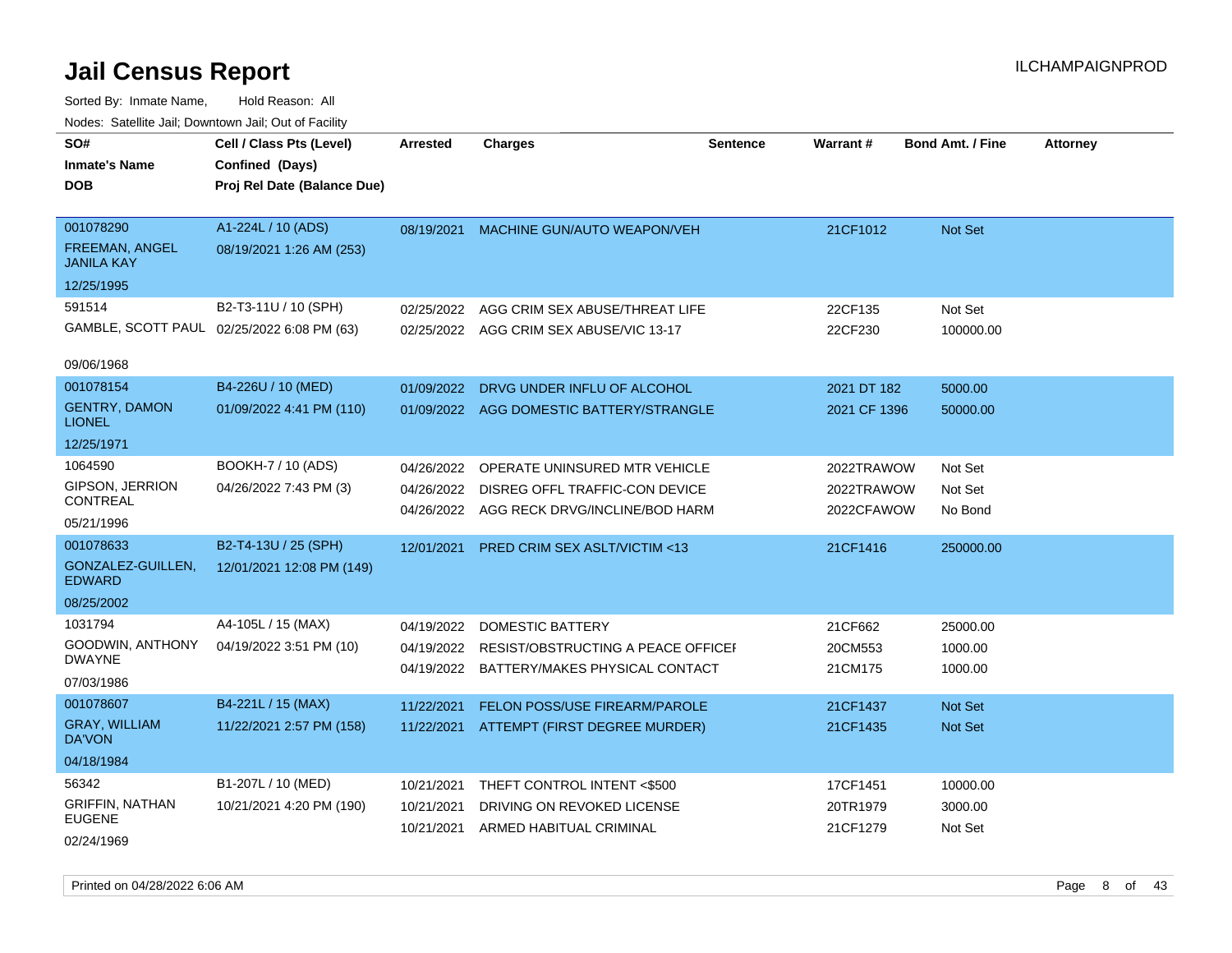# Jail Census Report

ILCHAMPAIGNPROD

Sorted By: Inmate Name, Hold Reason: All

Nodes: Satellite Jail; Downtown Jail; Out of Facility

| SO#<br>Inmate's Name<br>DOB | Cell / Class Pts (Level)<br>Confined (Days)<br>Proj Rel Date (Balance Due) | Arrested | Charges | Sentence | Warrant # | Bond Amt. / Fine | Attorney |
|---|---|---|---|---|---|---|---|
| 001078290<br>FREEMAN, ANGEL JANILA KAY<br>12/25/1995 | A1-224L / 10 (ADS)<br>08/19/2021 1:26 AM (253) | 08/19/2021 | MACHINE GUN/AUTO WEAPON/VEH | | 21CF1012 | Not Set | |
| 591514<br>GAMBLE, SCOTT PAUL<br>09/06/1968 | B2-T3-11U / 10 (SPH)<br>02/25/2022 6:08 PM (63) | 02/25/2022 | AGG CRIM SEX ABUSE/THREAT LIFE | | 22CF135 | Not Set | |
| | | 02/25/2022 | AGG CRIM SEX ABUSE/VIC 13-17 | | 22CF230 | 100000.00 | |
| 001078154<br>GENTRY, DAMON LIONEL<br>12/25/1971 | B4-226U / 10 (MED)<br>01/09/2022 4:41 PM (110) | 01/09/2022 | DRVG UNDER INFLU OF ALCOHOL | | 2021 DT 182 | 5000.00 | |
| | | 01/09/2022 | AGG DOMESTIC BATTERY/STRANGLE | | 2021 CF 1396 | 50000.00 | |
| 1064590<br>GIPSON, JERRION CONTREAL<br>05/21/1996 | BOOKH-7 / 10 (ADS)<br>04/26/2022 7:43 PM (3) | 04/26/2022 | OPERATE UNINSURED MTR VEHICLE | | 2022TRAWOW | Not Set | |
| | | 04/26/2022 | DISREG OFFL TRAFFIC-CON DEVICE | | 2022TRAWOW | Not Set | |
| | | 04/26/2022 | AGG RECK DRVG/INCLINE/BOD HARM | | 2022CFAWOW | No Bond | |
| 001078633<br>GONZALEZ-GUILLEN, EDWARD<br>08/25/2002 | B2-T4-13U / 25 (SPH)<br>12/01/2021 12:08 PM (149) | 12/01/2021 | PRED CRIM SEX ASLT/VICTIM <13 | | 21CF1416 | 250000.00 | |
| 1031794<br>GOODWIN, ANTHONY DWAYNE<br>07/03/1986 | A4-105L / 15 (MAX)<br>04/19/2022 3:51 PM (10) | 04/19/2022 | DOMESTIC BATTERY | | 21CF662 | 25000.00 | |
| | | 04/19/2022 | RESIST/OBSTRUCTING A PEACE OFFICEI | | 20CM553 | 1000.00 | |
| | | 04/19/2022 | BATTERY/MAKES PHYSICAL CONTACT | | 21CM175 | 1000.00 | |
| 001078607<br>GRAY, WILLIAM DA'VON<br>04/18/1984 | B4-221L / 15 (MAX)<br>11/22/2021 2:57 PM (158) | 11/22/2021 | FELON POSS/USE FIREARM/PAROLE | | 21CF1437 | Not Set | |
| | | 11/22/2021 | ATTEMPT (FIRST DEGREE MURDER) | | 21CF1435 | Not Set | |
| 56342<br>GRIFFIN, NATHAN EUGENE<br>02/24/1969 | B1-207L / 10 (MED)<br>10/21/2021 4:20 PM (190) | 10/21/2021 | THEFT CONTROL INTENT <$500 | | 17CF1451 | 10000.00 | |
| | | 10/21/2021 | DRIVING ON REVOKED LICENSE | | 20TR1979 | 3000.00 | |
| | | 10/21/2021 | ARMED HABITUAL CRIMINAL | | 21CF1279 | Not Set | |

Printed on 04/28/2022 6:06 AM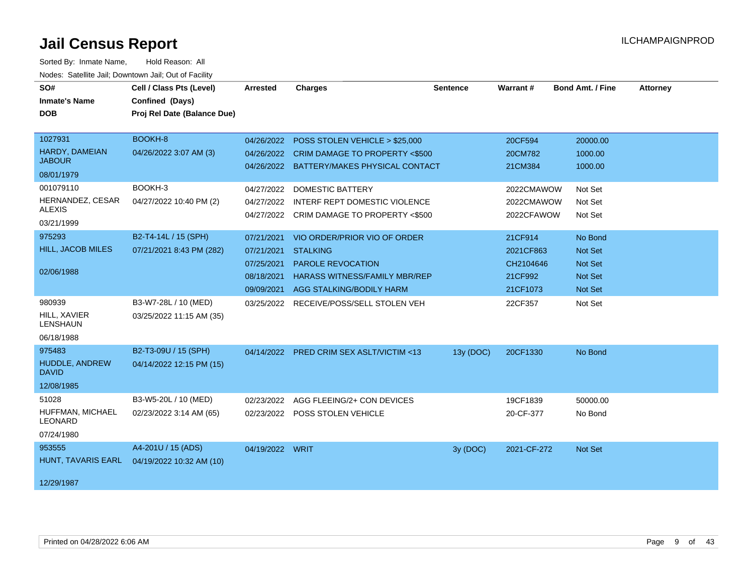# Jail Census Report

ILCHAMPAIGNPROD

Sorted By: Inmate Name, Hold Reason: All

Nodes: Satellite Jail; Downtown Jail; Out of Facility

| SO# / Inmate's Name / DOB | Cell / Class Pts (Level) / Confined (Days) / Proj Rel Date (Balance Due) | Arrested | Charges | Sentence | Warrant # | Bond Amt. / Fine | Attorney |
|---|---|---|---|---|---|---|---|
| 1027931<br>HARDY, DAMEIAN JABOUR<br>08/01/1979 | BOOKH-8<br>04/26/2022 3:07 AM (3) | 04/26/2022 | POSS STOLEN VEHICLE > $25,000 | | 20CF594 | 20000.00 | |
| | | 04/26/2022 | CRIM DAMAGE TO PROPERTY <$500 | | 20CM782 | 1000.00 | |
| | | 04/26/2022 | BATTERY/MAKES PHYSICAL CONTACT | | 21CM384 | 1000.00 | |
| 001079110<br>HERNANDEZ, CESAR ALEXIS<br>03/21/1999 | BOOKH-3<br>04/27/2022 10:40 PM (2) | 04/27/2022 | DOMESTIC BATTERY | | 2022CMAWOW | Not Set | |
| | | 04/27/2022 | INTERF REPT DOMESTIC VIOLENCE | | 2022CMAWOW | Not Set | |
| | | 04/27/2022 | CRIM DAMAGE TO PROPERTY <$500 | | 2022CFAWOW | Not Set | |
| 975293<br>HILL, JACOB MILES<br>02/06/1988 | B2-T4-14L / 15 (SPH)<br>07/21/2021 8:43 PM (282) | 07/21/2021 | VIO ORDER/PRIOR VIO OF ORDER | | 21CF914 | No Bond | |
| | | 07/21/2021 | STALKING | | 2021CF863 | Not Set | |
| | | 07/25/2021 | PAROLE REVOCATION | | CH2104646 | Not Set | |
| | | 08/18/2021 | HARASS WITNESS/FAMILY MBR/REP | | 21CF992 | Not Set | |
| | | 09/09/2021 | AGG STALKING/BODILY HARM | | 21CF1073 | Not Set | |
| 980939<br>HILL, XAVIER LENSHAUN<br>06/18/1988 | B3-W7-28L / 10 (MED)<br>03/25/2022 11:15 AM (35) | 03/25/2022 | RECEIVE/POSS/SELL STOLEN VEH | | 22CF357 | Not Set | |
| 975483<br>HUDDLE, ANDREW DAVID<br>12/08/1985 | B2-T3-09U / 15 (SPH)<br>04/14/2022 12:15 PM (15) | 04/14/2022 | PRED CRIM SEX ASLT/VICTIM <13 | 13y (DOC) | 20CF1330 | No Bond | |
| 51028<br>HUFFMAN, MICHAEL LEONARD<br>07/24/1980 | B3-W5-20L / 10 (MED)<br>02/23/2022 3:14 AM (65) | 02/23/2022 | AGG FLEEING/2+ CON DEVICES | | 19CF1839 | 50000.00 | |
| | | 02/23/2022 | POSS STOLEN VEHICLE | | 20-CF-377 | No Bond | |
| 953555<br>HUNT, TAVARIS EARL<br>12/29/1987 | A4-201U / 15 (ADS)<br>04/19/2022 10:32 AM (10) | 04/19/2022 | WRIT | 3y (DOC) | 2021-CF-272 | Not Set | |

Printed on 04/28/2022 6:06 AM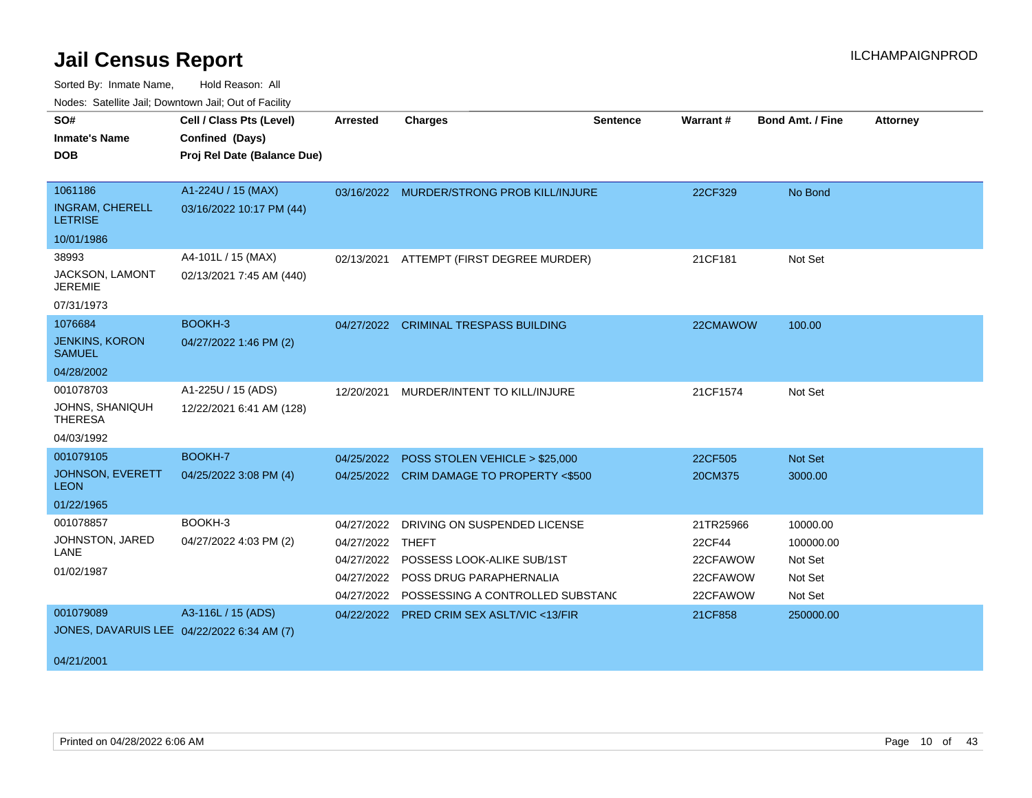# Jail Census Report

ILCHAMPAIGNPROD

Sorted By: Inmate Name, Hold Reason: All

Nodes: Satellite Jail; Downtown Jail; Out of Facility

| SO# / Inmate's Name / DOB | Cell / Class Pts (Level) / Confined (Days) / Proj Rel Date (Balance Due) | Arrested | Charges | Sentence | Warrant # | Bond Amt. / Fine | Attorney |
|---|---|---|---|---|---|---|---|
| 1061186<br>INGRAM, CHERELL LETRISE<br>10/01/1986 | A1-224U / 15 (MAX)<br>03/16/2022 10:17 PM (44) | 03/16/2022 | MURDER/STRONG PROB KILL/INJURE | | 22CF329 | No Bond | |
| 38993<br>JACKSON, LAMONT JEREMIE<br>07/31/1973 | A4-101L / 15 (MAX)<br>02/13/2021 7:45 AM (440) | 02/13/2021 | ATTEMPT (FIRST DEGREE MURDER) | | 21CF181 | Not Set | |
| 1076684<br>JENKINS, KORON SAMUEL<br>04/28/2002 | BOOKH-3<br>04/27/2022 1:46 PM (2) | 04/27/2022 | CRIMINAL TRESPASS BUILDING | | 22CMAWOW | 100.00 | |
| 001078703<br>JOHNS, SHANIQUH THERESA<br>04/03/1992 | A1-225U / 15 (ADS)<br>12/22/2021 6:41 AM (128) | 12/20/2021 | MURDER/INTENT TO KILL/INJURE | | 21CF1574 | Not Set | |
| 001079105<br>JOHNSON, EVERETT LEON<br>01/22/1965 | BOOKH-7<br>04/25/2022 3:08 PM (4) | 04/25/2022 | POSS STOLEN VEHICLE > $25,000 | | 22CF505 | Not Set | |
| | | 04/25/2022 | CRIM DAMAGE TO PROPERTY <$500 | | 20CM375 | 3000.00 | |
| 001078857<br>JOHNSTON, JARED LANE<br>01/02/1987 | BOOKH-3<br>04/27/2022 4:03 PM (2) | 04/27/2022 | DRIVING ON SUSPENDED LICENSE | | 21TR25966 | 10000.00 | |
| | | 04/27/2022 | THEFT | | 22CF44 | 100000.00 | |
| | | 04/27/2022 | POSSESS LOOK-ALIKE SUB/1ST | | 22CFAWOW | Not Set | |
| | | 04/27/2022 | POSS DRUG PARAPHERNALIA | | 22CFAWOW | Not Set | |
| | | 04/27/2022 | POSSESSING A CONTROLLED SUBSTANC | | 22CFAWOW | Not Set | |
| 001079089<br>JONES, DAVARUIS LEE<br>04/21/2001 | A3-116L / 15 (ADS)<br>04/22/2022 6:34 AM (7) | 04/22/2022 | PRED CRIM SEX ASLT/VIC <13/FIR | | 21CF858 | 250000.00 | |

Printed on 04/28/2022 6:06 AM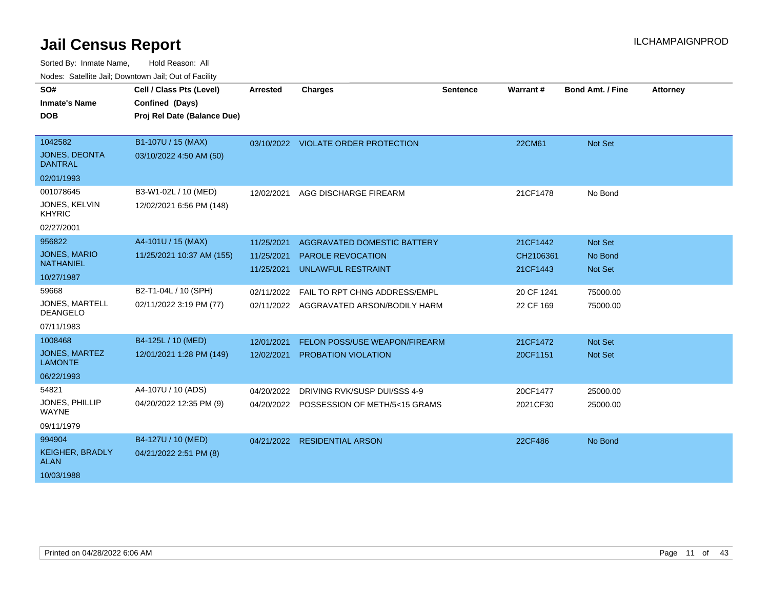# Jail Census Report

ILCHAMPAIGNPROD

Sorted By: Inmate Name, Hold Reason: All

Nodes: Satellite Jail; Downtown Jail; Out of Facility

| SO#<br>Inmate's Name<br>DOB | Cell / Class Pts (Level)<br>Confined (Days)<br>Proj Rel Date (Balance Due) | Arrested | Charges | Sentence | Warrant # | Bond Amt. / Fine | Attorney |
|---|---|---|---|---|---|---|---|
| 1042582<br>JONES, DEONTA DANTRAL<br>02/01/1993 | B1-107U / 15 (MAX)<br>03/10/2022 4:50 AM (50) | 03/10/2022 | VIOLATE ORDER PROTECTION | | 22CM61 | Not Set | |
| 001078645<br>JONES, KELVIN KHYRIC<br>02/27/2001 | B3-W1-02L / 10 (MED)<br>12/02/2021 6:56 PM (148) | 12/02/2021 | AGG DISCHARGE FIREARM | | 21CF1478 | No Bond | |
| 956822<br>JONES, MARIO NATHANIEL<br>10/27/1987 | A4-101U / 15 (MAX)<br>11/25/2021 10:37 AM (155) | 11/25/2021<br>11/25/2021<br>11/25/2021 | AGGRAVATED DOMESTIC BATTERY<br>PAROLE REVOCATION<br>UNLAWFUL RESTRAINT | | 21CF1442<br>CH2106361<br>21CF1443 | Not Set<br>No Bond<br>Not Set | |
| 59668<br>JONES, MARTELL DEANGELO<br>07/11/1983 | B2-T1-04L / 10 (SPH)<br>02/11/2022 3:19 PM (77) | 02/11/2022<br>02/11/2022 | FAIL TO RPT CHNG ADDRESS/EMPL<br>AGGRAVATED ARSON/BODILY HARM | | 20 CF 1241<br>22 CF 169 | 75000.00<br>75000.00 | |
| 1008468<br>JONES, MARTEZ LAMONTE<br>06/22/1993 | B4-125L / 10 (MED)<br>12/01/2021 1:28 PM (149) | 12/01/2021<br>12/02/2021 | FELON POSS/USE WEAPON/FIREARM<br>PROBATION VIOLATION | | 21CF1472<br>20CF1151 | Not Set<br>Not Set | |
| 54821<br>JONES, PHILLIP WAYNE<br>09/11/1979 | A4-107U / 10 (ADS)<br>04/20/2022 12:35 PM (9) | 04/20/2022<br>04/20/2022 | DRIVING RVK/SUSP DUI/SSS 4-9<br>POSSESSION OF METH/5<15 GRAMS | | 20CF1477<br>2021CF30 | 25000.00<br>25000.00 | |
| 994904<br>KEIGHER, BRADLY ALAN<br>10/03/1988 | B4-127U / 10 (MED)<br>04/21/2022 2:51 PM (8) | 04/21/2022 | RESIDENTIAL ARSON | | 22CF486 | No Bond | |

Printed on 04/28/2022 6:06 AM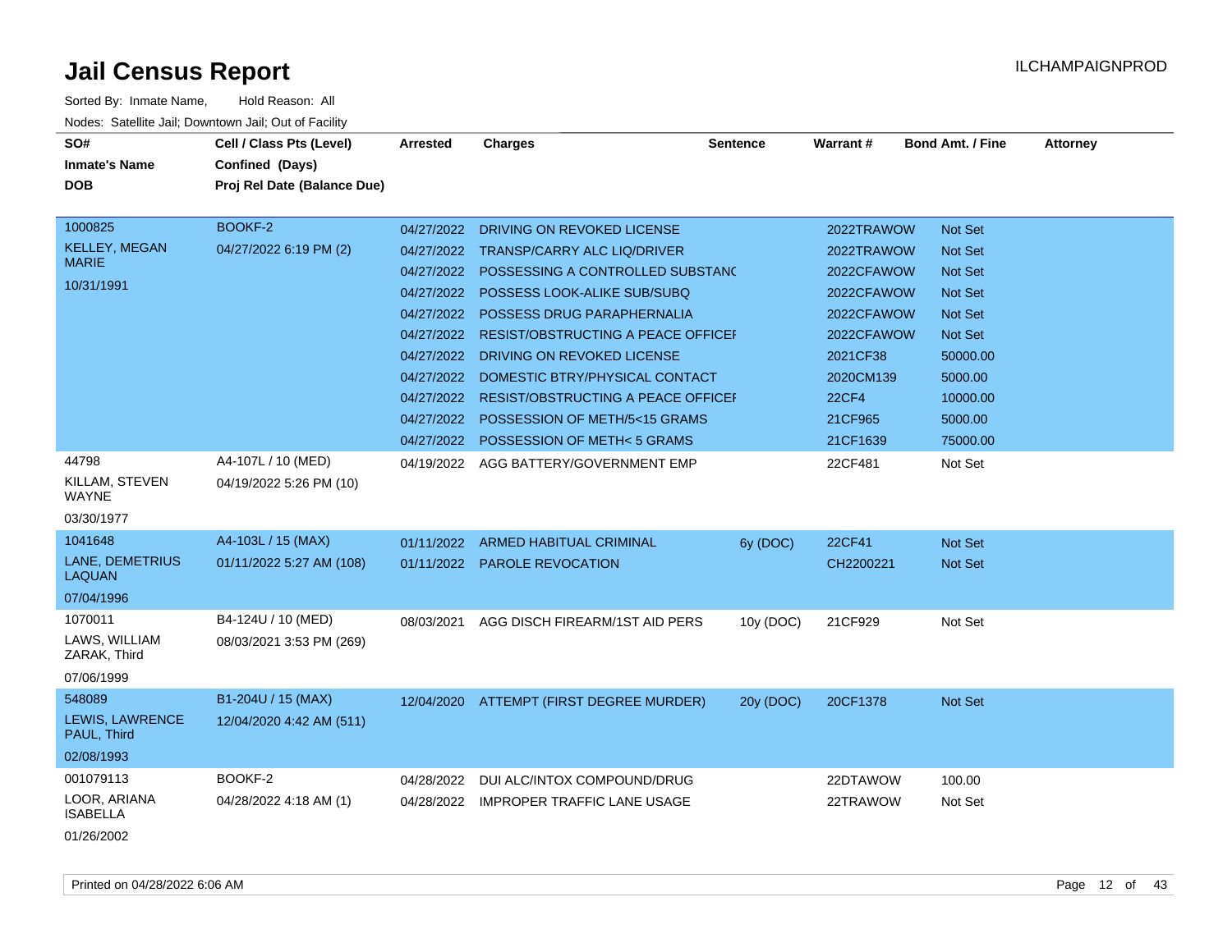# Jail Census Report

Sorted By: Inmate Name, Hold Reason: All

Nodes: Satellite Jail; Downtown Jail; Out of Facility

| SO# / Inmate's Name / DOB | Cell / Class Pts (Level) / Confined (Days) / Proj Rel Date (Balance Due) | Arrested | Charges | Sentence | Warrant # | Bond Amt. / Fine | Attorney |
|---|---|---|---|---|---|---|---|
| 1000825 KELLEY, MEGAN MARIE 10/31/1991 | BOOKF-2 04/27/2022 6:19 PM (2) | 04/27/2022 | DRIVING ON REVOKED LICENSE | | 2022TRAWOW | Not Set | |
| | | 04/27/2022 | TRANSP/CARRY ALC LIQ/DRIVER | | 2022TRAWOW | Not Set | |
| | | 04/27/2022 | POSSESSING A CONTROLLED SUBSTANC | | 2022CFAWOW | Not Set | |
| | | 04/27/2022 | POSSESS LOOK-ALIKE SUB/SUBQ | | 2022CFAWOW | Not Set | |
| | | 04/27/2022 | POSSESS DRUG PARAPHERNALIA | | 2022CFAWOW | Not Set | |
| | | 04/27/2022 | RESIST/OBSTRUCTING A PEACE OFFICEI | | 2022CFAWOW | Not Set | |
| | | 04/27/2022 | DRIVING ON REVOKED LICENSE | | 2021CF38 | 50000.00 | |
| | | 04/27/2022 | DOMESTIC BTRY/PHYSICAL CONTACT | | 2020CM139 | 5000.00 | |
| | | 04/27/2022 | RESIST/OBSTRUCTING A PEACE OFFICEI | | 22CF4 | 10000.00 | |
| | | 04/27/2022 | POSSESSION OF METH/5<15 GRAMS | | 21CF965 | 5000.00 | |
| | | 04/27/2022 | POSSESSION OF METH< 5 GRAMS | | 21CF1639 | 75000.00 | |
| 44798 KILLAM, STEVEN WAYNE 03/30/1977 | A4-107L / 10 (MED) 04/19/2022 5:26 PM (10) | 04/19/2022 | AGG BATTERY/GOVERNMENT EMP | | 22CF481 | Not Set | |
| 1041648 LANE, DEMETRIUS LAQUAN 07/04/1996 | A4-103L / 15 (MAX) 01/11/2022 5:27 AM (108) | 01/11/2022 | ARMED HABITUAL CRIMINAL | 6y (DOC) | 22CF41 | Not Set | |
| | | 01/11/2022 | PAROLE REVOCATION | | CH2200221 | Not Set | |
| 1070011 LAWS, WILLIAM ZARAK, Third 07/06/1999 | B4-124U / 10 (MED) 08/03/2021 3:53 PM (269) | 08/03/2021 | AGG DISCH FIREARM/1ST AID PERS | 10y (DOC) | 21CF929 | Not Set | |
| 548089 LEWIS, LAWRENCE PAUL, Third 02/08/1993 | B1-204U / 15 (MAX) 12/04/2020 4:42 AM (511) | 12/04/2020 | ATTEMPT (FIRST DEGREE MURDER) | 20y (DOC) | 20CF1378 | Not Set | |
| 001079113 LOOR, ARIANA ISABELLA 01/26/2002 | BOOKF-2 04/28/2022 4:18 AM (1) | 04/28/2022 | DUI ALC/INTOX COMPOUND/DRUG | | 22DTAWOW | 100.00 | |
| | | 04/28/2022 | IMPROPER TRAFFIC LANE USAGE | | 22TRAWOW | Not Set | |

Printed on 04/28/2022 6:06 AM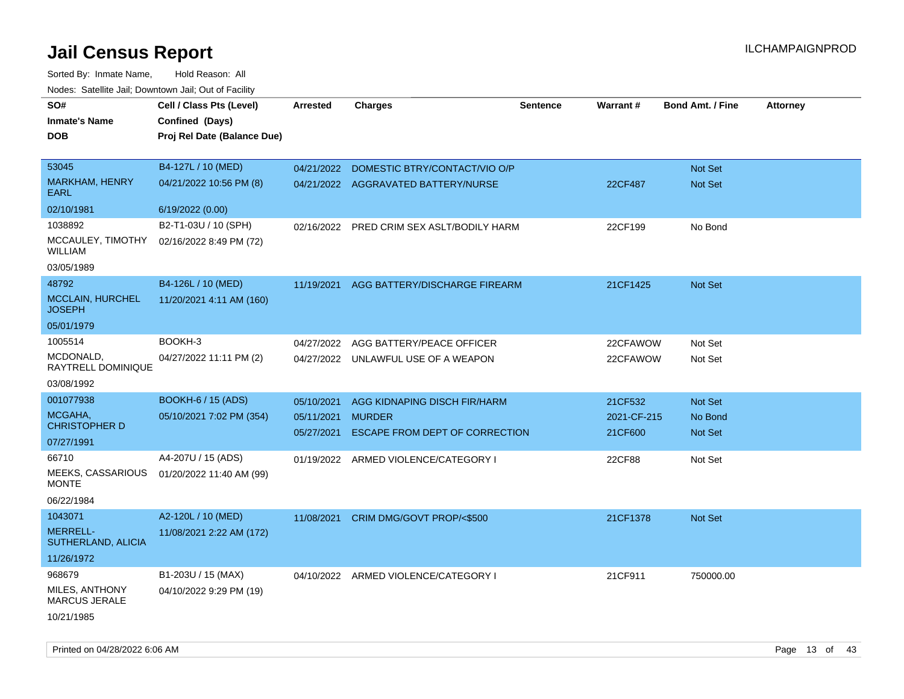# Jail Census Report

Sorted By: Inmate Name, Hold Reason: All

Nodes: Satellite Jail; Downtown Jail; Out of Facility

| SO# / Inmate's Name / DOB | Cell / Class Pts (Level) / Confined (Days) / Proj Rel Date (Balance Due) | Arrested | Charges | Sentence | Warrant # | Bond Amt. / Fine | Attorney |
|---|---|---|---|---|---|---|---|
| 53045<br>MARKHAM, HENRY EARL<br>02/10/1981 | B4-127L / 10 (MED)<br>04/21/2022 10:56 PM (8)<br>6/19/2022 (0.00) | 04/21/2022<br>04/21/2022 | DOMESTIC BTRY/CONTACT/VIO O/P<br>AGGRAVATED BATTERY/NURSE | | <br>22CF487 | Not Set<br>Not Set | |
| 1038892<br>MCCAULEY, TIMOTHY WILLIAM<br>03/05/1989 | B2-T1-03U / 10 (SPH)<br>02/16/2022 8:49 PM (72) | 02/16/2022 | PRED CRIM SEX ASLT/BODILY HARM | | 22CF199 | No Bond | |
| 48792<br>MCCLAIN, HURCHEL JOSEPH<br>05/01/1979 | B4-126L / 10 (MED)<br>11/20/2021 4:11 AM (160) | 11/19/2021 | AGG BATTERY/DISCHARGE FIREARM | | 21CF1425 | Not Set | |
| 1005514<br>MCDONALD, RAYTRELL DOMINIQUE<br>03/08/1992 | BOOKH-3<br>04/27/2022 11:11 PM (2) | 04/27/2022<br>04/27/2022 | AGG BATTERY/PEACE OFFICER<br>UNLAWFUL USE OF A WEAPON | | 22CFAWOW<br>22CFAWOW | Not Set<br>Not Set | |
| 001077938<br>MCGAHA, CHRISTOPHER D<br>07/27/1991 | BOOKH-6 / 15 (ADS)<br>05/10/2021 7:02 PM (354) | 05/10/2021<br>05/11/2021<br>05/27/2021 | AGG KIDNAPING DISCH FIR/HARM<br>MURDER<br>ESCAPE FROM DEPT OF CORRECTION | | 21CF532<br>2021-CF-215<br>21CF600 | Not Set<br>No Bond<br>Not Set | |
| 66710<br>MEEKS, CASSARIOUS MONTE<br>06/22/1984 | A4-207U / 15 (ADS)<br>01/20/2022 11:40 AM (99) | 01/19/2022 | ARMED VIOLENCE/CATEGORY I | | 22CF88 | Not Set | |
| 1043071<br>MERRELL-SUTHERLAND, ALICIA<br>11/26/1972 | A2-120L / 10 (MED)<br>11/08/2021 2:22 AM (172) | 11/08/2021 | CRIM DMG/GOVT PROP/<$500 | | 21CF1378 | Not Set | |
| 968679<br>MILES, ANTHONY MARCUS JERALE<br>10/21/1985 | B1-203U / 15 (MAX)<br>04/10/2022 9:29 PM (19) | 04/10/2022 | ARMED VIOLENCE/CATEGORY I | | 21CF911 | 750000.00 | |

Printed on 04/28/2022 6:06 AM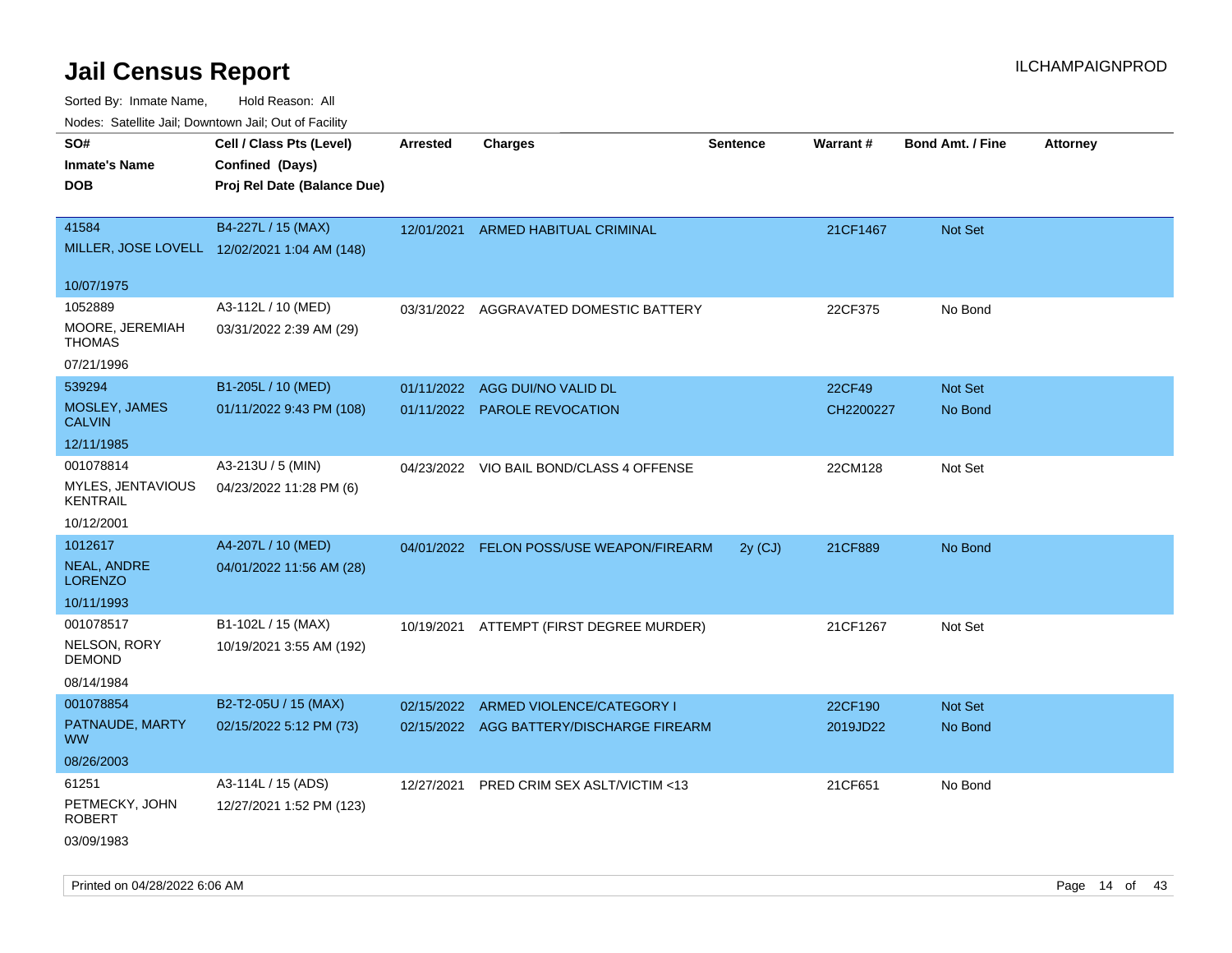# Jail Census Report

ILCHAMPAIGNPROD

Sorted By: Inmate Name, Hold Reason: All

Nodes: Satellite Jail; Downtown Jail; Out of Facility

| SO# / Inmate's Name / DOB | Cell / Class Pts (Level) / Confined (Days) / Proj Rel Date (Balance Due) | Arrested | Charges | Sentence | Warrant # | Bond Amt. / Fine | Attorney |
|---|---|---|---|---|---|---|---|
| 41584<br>MILLER, JOSE LOVELL<br>10/07/1975 | B4-227L / 15 (MAX)<br>12/02/2021 1:04 AM (148) | 12/01/2021 | ARMED HABITUAL CRIMINAL | | 21CF1467 | Not Set | |
| 1052889<br>MOORE, JEREMIAH THOMAS<br>07/21/1996 | A3-112L / 10 (MED)<br>03/31/2022 2:39 AM (29) | 03/31/2022 | AGGRAVATED DOMESTIC BATTERY | | 22CF375 | No Bond | |
| 539294<br>MOSLEY, JAMES CALVIN<br>12/11/1985 | B1-205L / 10 (MED)<br>01/11/2022 9:43 PM (108) | 01/11/2022 | AGG DUI/NO VALID DL | | 22CF49 | Not Set | |
| | | 01/11/2022 | PAROLE REVOCATION | | CH2200227 | No Bond | |
| 001078814<br>MYLES, JENTAVIOUS KENTRAIL<br>10/12/2001 | A3-213U / 5 (MIN)<br>04/23/2022 11:28 PM (6) | 04/23/2022 | VIO BAIL BOND/CLASS 4 OFFENSE | | 22CM128 | Not Set | |
| 1012617<br>NEAL, ANDRE LORENZO<br>10/11/1993 | A4-207L / 10 (MED)<br>04/01/2022 11:56 AM (28) | 04/01/2022 | FELON POSS/USE WEAPON/FIREARM | 2y (CJ) | 21CF889 | No Bond | |
| 001078517<br>NELSON, RORY DEMOND<br>08/14/1984 | B1-102L / 15 (MAX)<br>10/19/2021 3:55 AM (192) | 10/19/2021 | ATTEMPT (FIRST DEGREE MURDER) | | 21CF1267 | Not Set | |
| 001078854<br>PATNAUDE, MARTY WW<br>08/26/2003 | B2-T2-05U / 15 (MAX)<br>02/15/2022 5:12 PM (73) | 02/15/2022 | ARMED VIOLENCE/CATEGORY I | | 22CF190 | Not Set | |
| | | 02/15/2022 | AGG BATTERY/DISCHARGE FIREARM | | 2019JD22 | No Bond | |
| 61251<br>PETMECKY, JOHN ROBERT<br>03/09/1983 | A3-114L / 15 (ADS)<br>12/27/2021 1:52 PM (123) | 12/27/2021 | PRED CRIM SEX ASLT/VICTIM <13 | | 21CF651 | No Bond | |

Printed on 04/28/2022 6:06 AM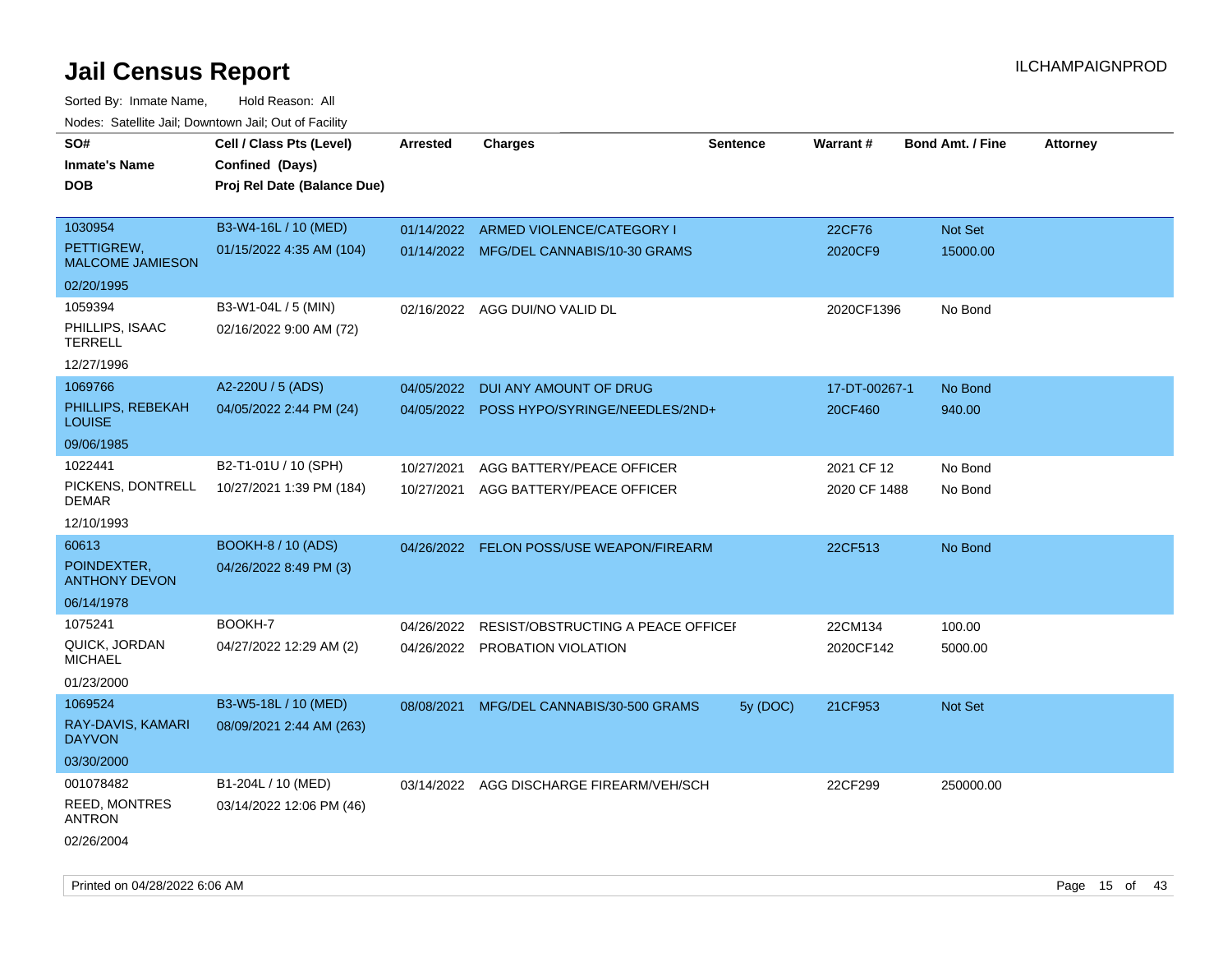# Jail Census Report

ILCHAMPAIGNPROD

Sorted By: Inmate Name, Hold Reason: All

Nodes: Satellite Jail; Downtown Jail; Out of Facility

| SO# / Inmate's Name / DOB | Cell / Class Pts (Level) / Confined (Days) / Proj Rel Date (Balance Due) | Arrested | Charges | Sentence | Warrant # | Bond Amt. / Fine | Attorney |
|---|---|---|---|---|---|---|---|
| 1030954 PETTIGREW, MALCOME JAMIESON 02/20/1995 | B3-W4-16L / 10 (MED) 01/15/2022 4:35 AM (104) | 01/14/2022 | ARMED VIOLENCE/CATEGORY I | | 22CF76 | Not Set | |
| | | 01/14/2022 | MFG/DEL CANNABIS/10-30 GRAMS | | 2020CF9 | 15000.00 | |
| 1059394 PHILLIPS, ISAAC TERRELL 12/27/1996 | B3-W1-04L / 5 (MIN) 02/16/2022 9:00 AM (72) | 02/16/2022 | AGG DUI/NO VALID DL | | 2020CF1396 | No Bond | |
| 1069766 PHILLIPS, REBEKAH LOUISE 09/06/1985 | A2-220U / 5 (ADS) 04/05/2022 2:44 PM (24) | 04/05/2022 | DUI ANY AMOUNT OF DRUG | | 17-DT-00267-1 | No Bond | |
| | | 04/05/2022 | POSS HYPO/SYRINGE/NEEDLES/2ND+ | | 20CF460 | 940.00 | |
| 1022441 PICKENS, DONTRELL DEMAR 12/10/1993 | B2-T1-01U / 10 (SPH) 10/27/2021 1:39 PM (184) | 10/27/2021 | AGG BATTERY/PEACE OFFICER | | 2021 CF 12 | No Bond | |
| | | 10/27/2021 | AGG BATTERY/PEACE OFFICER | | 2020 CF 1488 | No Bond | |
| 60613 POINDEXTER, ANTHONY DEVON 06/14/1978 | BOOKH-8 / 10 (ADS) 04/26/2022 8:49 PM (3) | 04/26/2022 | FELON POSS/USE WEAPON/FIREARM | | 22CF513 | No Bond | |
| 1075241 QUICK, JORDAN MICHAEL 01/23/2000 | BOOKH-7 04/27/2022 12:29 AM (2) | 04/26/2022 | RESIST/OBSTRUCTING A PEACE OFFICEI | | 22CM134 | 100.00 | |
| | | 04/26/2022 | PROBATION VIOLATION | | 2020CF142 | 5000.00 | |
| 1069524 RAY-DAVIS, KAMARI DAYVON 03/30/2000 | B3-W5-18L / 10 (MED) 08/09/2021 2:44 AM (263) | 08/08/2021 | MFG/DEL CANNABIS/30-500 GRAMS | 5y (DOC) | 21CF953 | Not Set | |
| 001078482 REED, MONTRES ANTRON 02/26/2004 | B1-204L / 10 (MED) 03/14/2022 12:06 PM (46) | 03/14/2022 | AGG DISCHARGE FIREARM/VEH/SCH | | 22CF299 | 250000.00 | |

Printed on 04/28/2022 6:06 AM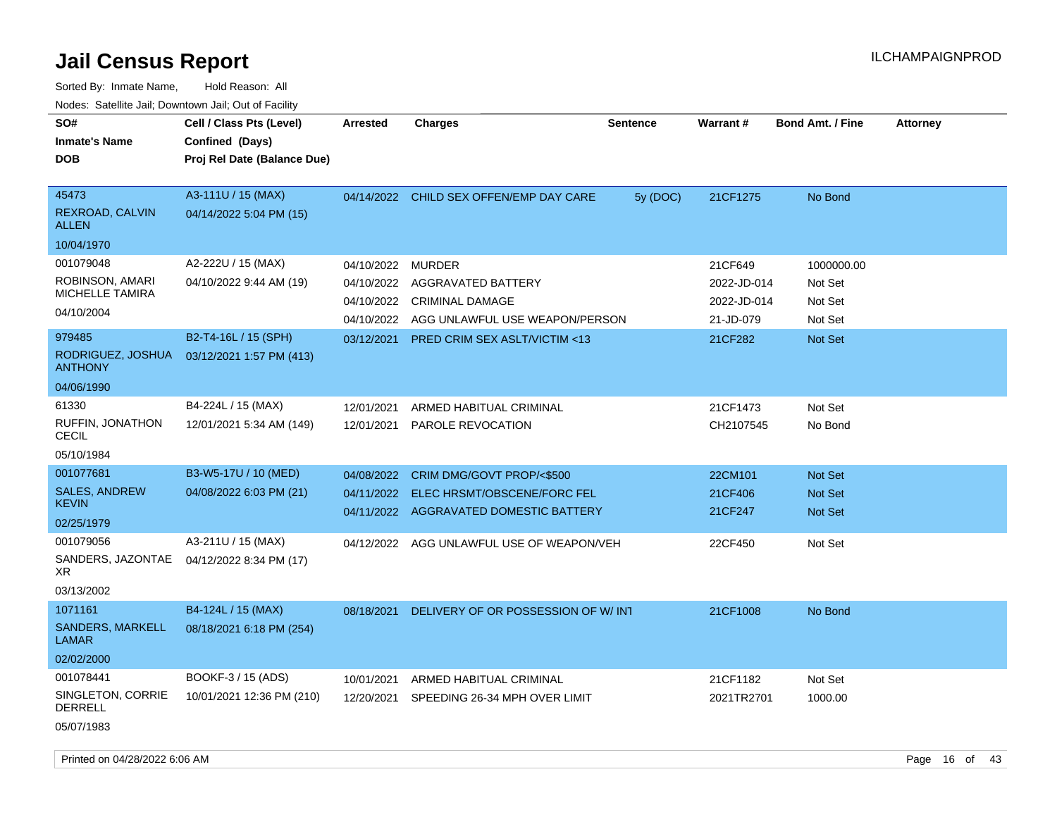# Jail Census Report

ILCHAMPAIGNPROD

Sorted By: Inmate Name, Hold Reason: All

Nodes: Satellite Jail; Downtown Jail; Out of Facility

| SO# / Inmate's Name / DOB | Cell / Class Pts (Level) / Confined (Days) / Proj Rel Date (Balance Due) | Arrested | Charges | Sentence | Warrant # | Bond Amt. / Fine | Attorney |
|---|---|---|---|---|---|---|---|
| 45473<br>REXROAD, CALVIN ALLEN<br>10/04/1970 | A3-111U / 15 (MAX)<br>04/14/2022 5:04 PM (15) | 04/14/2022 | CHILD SEX OFFEN/EMP DAY CARE | 5y (DOC) | 21CF1275 | No Bond | |
| 001079048<br>ROBINSON, AMARI MICHELLE TAMIRA<br>04/10/2004 | A2-222U / 15 (MAX)<br>04/10/2022 9:44 AM (19) | 04/10/2022 | MURDER | | 21CF649 | 1000000.00 | |
| | | 04/10/2022 | AGGRAVATED BATTERY | | 2022-JD-014 | Not Set | |
| | | 04/10/2022 | CRIMINAL DAMAGE | | 2022-JD-014 | Not Set | |
| | | 04/10/2022 | AGG UNLAWFUL USE WEAPON/PERSON | | 21-JD-079 | Not Set | |
| 979485<br>RODRIGUEZ, JOSHUA ANTHONY<br>04/06/1990 | B2-T4-16L / 15 (SPH)<br>03/12/2021 1:57 PM (413) | 03/12/2021 | PRED CRIM SEX ASLT/VICTIM <13 | | 21CF282 | Not Set | |
| 61330<br>RUFFIN, JONATHON CECIL<br>05/10/1984 | B4-224L / 15 (MAX)<br>12/01/2021 5:34 AM (149) | 12/01/2021 | ARMED HABITUAL CRIMINAL | | 21CF1473 | Not Set | |
| | | 12/01/2021 | PAROLE REVOCATION | | CH2107545 | No Bond | |
| 001077681<br>SALES, ANDREW KEVIN<br>02/25/1979 | B3-W5-17U / 10 (MED)<br>04/08/2022 6:03 PM (21) | 04/08/2022 | CRIM DMG/GOVT PROP/<$500 | | 22CM101 | Not Set | |
| | | 04/11/2022 | ELEC HRSMT/OBSCENE/FORC FEL | | 21CF406 | Not Set | |
| | | 04/11/2022 | AGGRAVATED DOMESTIC BATTERY | | 21CF247 | Not Set | |
| 001079056<br>SANDERS, JAZONTAE XR<br>03/13/2002 | A3-211U / 15 (MAX)<br>04/12/2022 8:34 PM (17) | 04/12/2022 | AGG UNLAWFUL USE OF WEAPON/VEH | | 22CF450 | Not Set | |
| 1071161<br>SANDERS, MARKELL LAMAR<br>02/02/2000 | B4-124L / 15 (MAX)<br>08/18/2021 6:18 PM (254) | 08/18/2021 | DELIVERY OF OR POSSESSION OF W/ INT | | 21CF1008 | No Bond | |
| 001078441<br>SINGLETON, CORRIE DERRELL<br>05/07/1983 | BOOKF-3 / 15 (ADS)<br>10/01/2021 12:36 PM (210) | 10/01/2021 | ARMED HABITUAL CRIMINAL | | 21CF1182 | Not Set | |
| | | 12/20/2021 | SPEEDING 26-34 MPH OVER LIMIT | | 2021TR2701 | 1000.00 | |

Printed on 04/28/2022 6:06 AM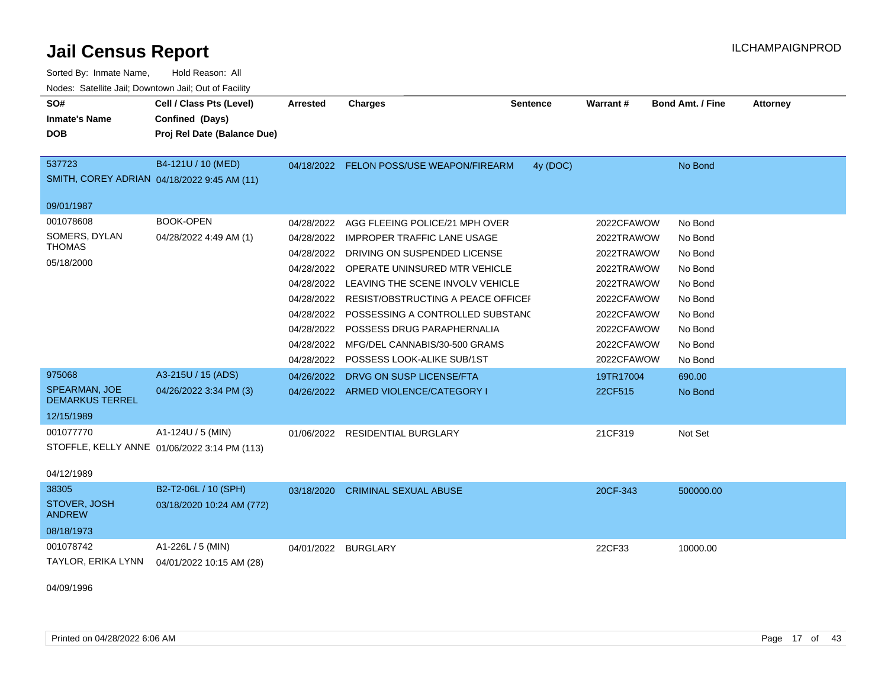# Jail Census Report

ILCHAMPAIGNPROD

Sorted By: Inmate Name, Hold Reason: All

Nodes: Satellite Jail; Downtown Jail; Out of Facility

| SO# / Inmate's Name / DOB | Cell / Class Pts (Level) / Confined (Days) / Proj Rel Date (Balance Due) | Arrested | Charges | Sentence | Warrant # | Bond Amt. / Fine | Attorney |
|---|---|---|---|---|---|---|---|
| 537723 SMITH, COREY ADRIAN 09/01/1987 | B4-121U / 10 (MED) 04/18/2022 9:45 AM (11) | 04/18/2022 | FELON POSS/USE WEAPON/FIREARM | 4y (DOC) | | No Bond | |
| 001078608 SOMERS, DYLAN THOMAS 05/18/2000 | BOOK-OPEN 04/28/2022 4:49 AM (1) | 04/28/2022 | AGG FLEEING POLICE/21 MPH OVER | | 2022CFAWOW | No Bond | |
| | | 04/28/2022 | IMPROPER TRAFFIC LANE USAGE | | 2022TRAWOW | No Bond | |
| | | 04/28/2022 | DRIVING ON SUSPENDED LICENSE | | 2022TRAWOW | No Bond | |
| | | 04/28/2022 | OPERATE UNINSURED MTR VEHICLE | | 2022TRAWOW | No Bond | |
| | | 04/28/2022 | LEAVING THE SCENE INVOLV VEHICLE | | 2022TRAWOW | No Bond | |
| | | 04/28/2022 | RESIST/OBSTRUCTING A PEACE OFFICEI | | 2022CFAWOW | No Bond | |
| | | 04/28/2022 | POSSESSING A CONTROLLED SUBSTANC | | 2022CFAWOW | No Bond | |
| | | 04/28/2022 | POSSESS DRUG PARAPHERNALIA | | 2022CFAWOW | No Bond | |
| | | 04/28/2022 | MFG/DEL CANNABIS/30-500 GRAMS | | 2022CFAWOW | No Bond | |
| | | 04/28/2022 | POSSESS LOOK-ALIKE SUB/1ST | | 2022CFAWOW | No Bond | |
| 975068 SPEARMAN, JOE DEMARKUS TERREL 12/15/1989 | A3-215U / 15 (ADS) 04/26/2022 3:34 PM (3) | 04/26/2022 | DRVG ON SUSP LICENSE/FTA | | 19TR17004 | 690.00 | |
| | | 04/26/2022 | ARMED VIOLENCE/CATEGORY I | | 22CF515 | No Bond | |
| 001077770 STOFFLE, KELLY ANNE 04/12/1989 | A1-124U / 5 (MIN) 01/06/2022 3:14 PM (113) | 01/06/2022 | RESIDENTIAL BURGLARY | | 21CF319 | Not Set | |
| 38305 STOVER, JOSH ANDREW 08/18/1973 | B2-T2-06L / 10 (SPH) 03/18/2020 10:24 AM (772) | 03/18/2020 | CRIMINAL SEXUAL ABUSE | | 20CF-343 | 500000.00 | |
| 001078742 TAYLOR, ERIKA LYNN 04/09/1996 | A1-226L / 5 (MIN) 04/01/2022 10:15 AM (28) | 04/01/2022 | BURGLARY | | 22CF33 | 10000.00 | |

Printed on 04/28/2022 6:06 AM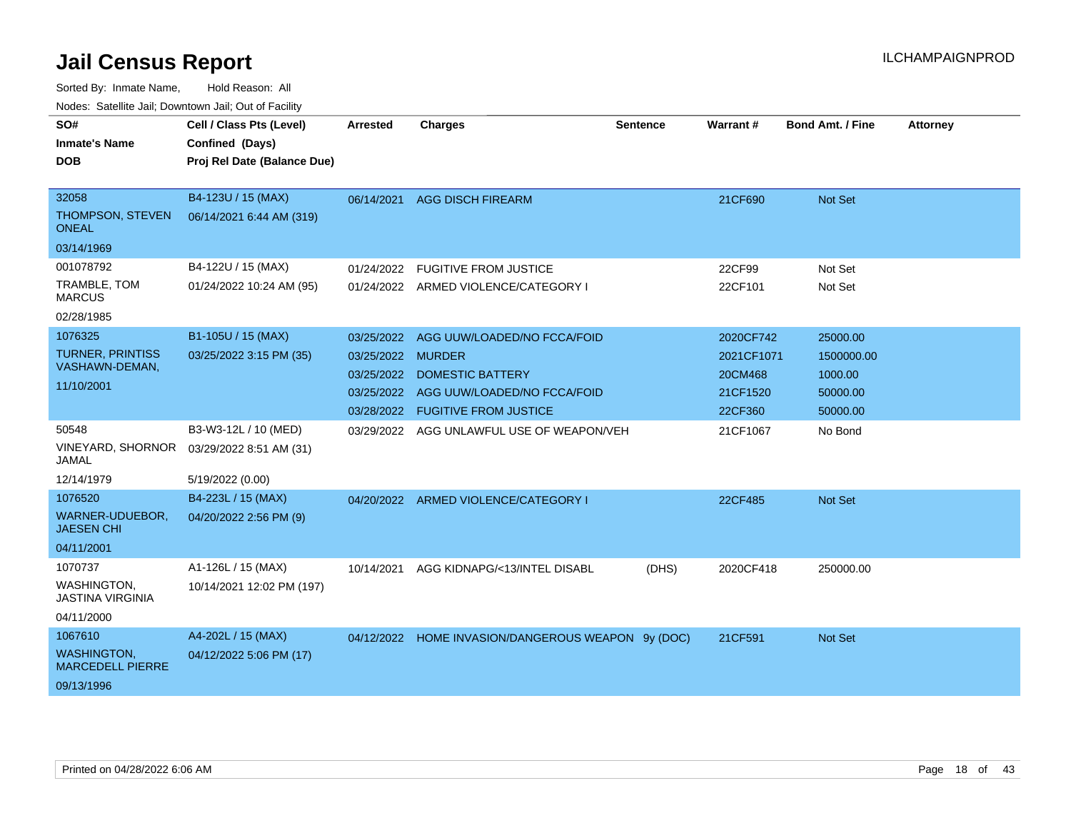# Jail Census Report

Sorted By: Inmate Name, Hold Reason: All

Nodes: Satellite Jail; Downtown Jail; Out of Facility

| SO# / Inmate's Name / DOB | Cell / Class Pts (Level) / Confined (Days) / Proj Rel Date (Balance Due) | Arrested | Charges | Sentence | Warrant # | Bond Amt. / Fine | Attorney |
|---|---|---|---|---|---|---|---|
| 32058<br>THOMPSON, STEVEN ONEAL<br>03/14/1969 | B4-123U / 15 (MAX)<br>06/14/2021 6:44 AM (319) | 06/14/2021 | AGG DISCH FIREARM | | 21CF690 | Not Set | |
| 001078792<br>TRAMBLE, TOM MARCUS<br>02/28/1985 | B4-122U / 15 (MAX)<br>01/24/2022 10:24 AM (95) | 01/24/2022 | FUGITIVE FROM JUSTICE | | 22CF99 | Not Set | |
| | | 01/24/2022 | ARMED VIOLENCE/CATEGORY I | | 22CF101 | Not Set | |
| 1076325<br>TURNER, PRINTISS VASHAWN-DEMAN,<br>11/10/2001 | B1-105U / 15 (MAX)<br>03/25/2022 3:15 PM (35) | 03/25/2022 | AGG UUW/LOADED/NO FCCA/FOID | | 2020CF742 | 25000.00 | |
| | | 03/25/2022 | MURDER | | 2021CF1071 | 1500000.00 | |
| | | 03/25/2022 | DOMESTIC BATTERY | | 20CM468 | 1000.00 | |
| | | 03/25/2022 | AGG UUW/LOADED/NO FCCA/FOID | | 21CF1520 | 50000.00 | |
| | | 03/28/2022 | FUGITIVE FROM JUSTICE | | 22CF360 | 50000.00 | |
| 50548<br>VINEYARD, SHORNOR JAMAL<br>12/14/1979 | B3-W3-12L / 10 (MED)<br>03/29/2022 8:51 AM (31)<br>5/19/2022 (0.00) | 03/29/2022 | AGG UNLAWFUL USE OF WEAPON/VEH | | 21CF1067 | No Bond | |
| 1076520<br>WARNER-UDUEBOR, JAESEN CHI<br>04/11/2001 | B4-223L / 15 (MAX)<br>04/20/2022 2:56 PM (9) | 04/20/2022 | ARMED VIOLENCE/CATEGORY I | | 22CF485 | Not Set | |
| 1070737<br>WASHINGTON, JASTINA VIRGINIA<br>04/11/2000 | A1-126L / 15 (MAX)<br>10/14/2021 12:02 PM (197) | 10/14/2021 | AGG KIDNAPG/<13/INTEL DISABL | (DHS) | 2020CF418 | 250000.00 | |
| 1067610<br>WASHINGTON, MARCEDELL PIERRE<br>09/13/1996 | A4-202L / 15 (MAX)<br>04/12/2022 5:06 PM (17) | 04/12/2022 | HOME INVASION/DANGEROUS WEAPON | 9y (DOC) | 21CF591 | Not Set | |

Printed on 04/28/2022 6:06 AM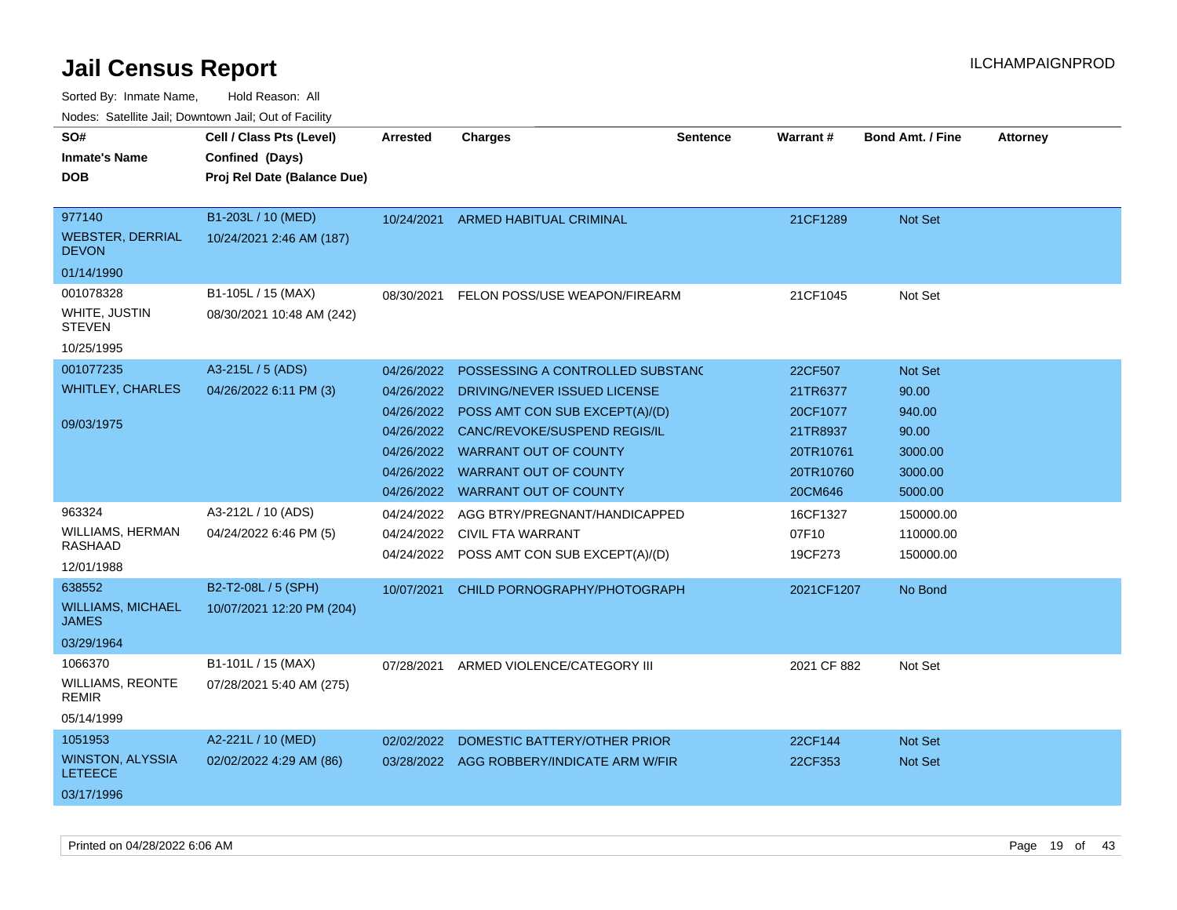# Jail Census Report

ILCHAMPAIGNPROD

Sorted By: Inmate Name, Hold Reason: All

Nodes: Satellite Jail; Downtown Jail; Out of Facility

| SO# / Inmate's Name / DOB | Cell / Class Pts (Level) / Confined (Days) / Proj Rel Date (Balance Due) | Arrested | Charges | Sentence | Warrant # | Bond Amt. / Fine | Attorney |
|---|---|---|---|---|---|---|---|
| 977140<br>WEBSTER, DERRIAL DEVON<br>01/14/1990 | B1-203L / 10 (MED)<br>10/24/2021 2:46 AM (187) | 10/24/2021 | ARMED HABITUAL CRIMINAL | | 21CF1289 | Not Set | |
| 001078328<br>WHITE, JUSTIN STEVEN<br>10/25/1995 | B1-105L / 15 (MAX)<br>08/30/2021 10:48 AM (242) | 08/30/2021 | FELON POSS/USE WEAPON/FIREARM | | 21CF1045 | Not Set | |
| 001077235<br>WHITLEY, CHARLES<br>09/03/1975 | A3-215L / 5 (ADS)<br>04/26/2022 6:11 PM (3) | 04/26/2022 | POSSESSING A CONTROLLED SUBSTANC | | 22CF507 | Not Set | |
| | | 04/26/2022 | DRIVING/NEVER ISSUED LICENSE | | 21TR6377 | 90.00 | |
| | | 04/26/2022 | POSS AMT CON SUB EXCEPT(A)/(D) | | 20CF1077 | 940.00 | |
| | | 04/26/2022 | CANC/REVOKE/SUSPEND REGIS/IL | | 21TR8937 | 90.00 | |
| | | 04/26/2022 | WARRANT OUT OF COUNTY | | 20TR10761 | 3000.00 | |
| | | 04/26/2022 | WARRANT OUT OF COUNTY | | 20TR10760 | 3000.00 | |
| | | 04/26/2022 | WARRANT OUT OF COUNTY | | 20CM646 | 5000.00 | |
| 963324<br>WILLIAMS, HERMAN RASHAAD<br>12/01/1988 | A3-212L / 10 (ADS)<br>04/24/2022 6:46 PM (5) | 04/24/2022 | AGG BTRY/PREGNANT/HANDICAPPED | | 16CF1327 | 150000.00 | |
| | | 04/24/2022 | CIVIL FTA WARRANT | | 07F10 | 110000.00 | |
| | | 04/24/2022 | POSS AMT CON SUB EXCEPT(A)/(D) | | 19CF273 | 150000.00 | |
| 638552<br>WILLIAMS, MICHAEL JAMES<br>03/29/1964 | B2-T2-08L / 5 (SPH)<br>10/07/2021 12:20 PM (204) | 10/07/2021 | CHILD PORNOGRAPHY/PHOTOGRAPH | | 2021CF1207 | No Bond | |
| 1066370<br>WILLIAMS, REONTE REMIR<br>05/14/1999 | B1-101L / 15 (MAX)<br>07/28/2021 5:40 AM (275) | 07/28/2021 | ARMED VIOLENCE/CATEGORY III | | 2021 CF 882 | Not Set | |
| 1051953<br>WINSTON, ALYSSIA LETEECE<br>03/17/1996 | A2-221L / 10 (MED)<br>02/02/2022 4:29 AM (86) | 02/02/2022 | DOMESTIC BATTERY/OTHER PRIOR | | 22CF144 | Not Set | |
| | | 03/28/2022 | AGG ROBBERY/INDICATE ARM W/FIR | | 22CF353 | Not Set | |

Printed on 04/28/2022 6:06 AM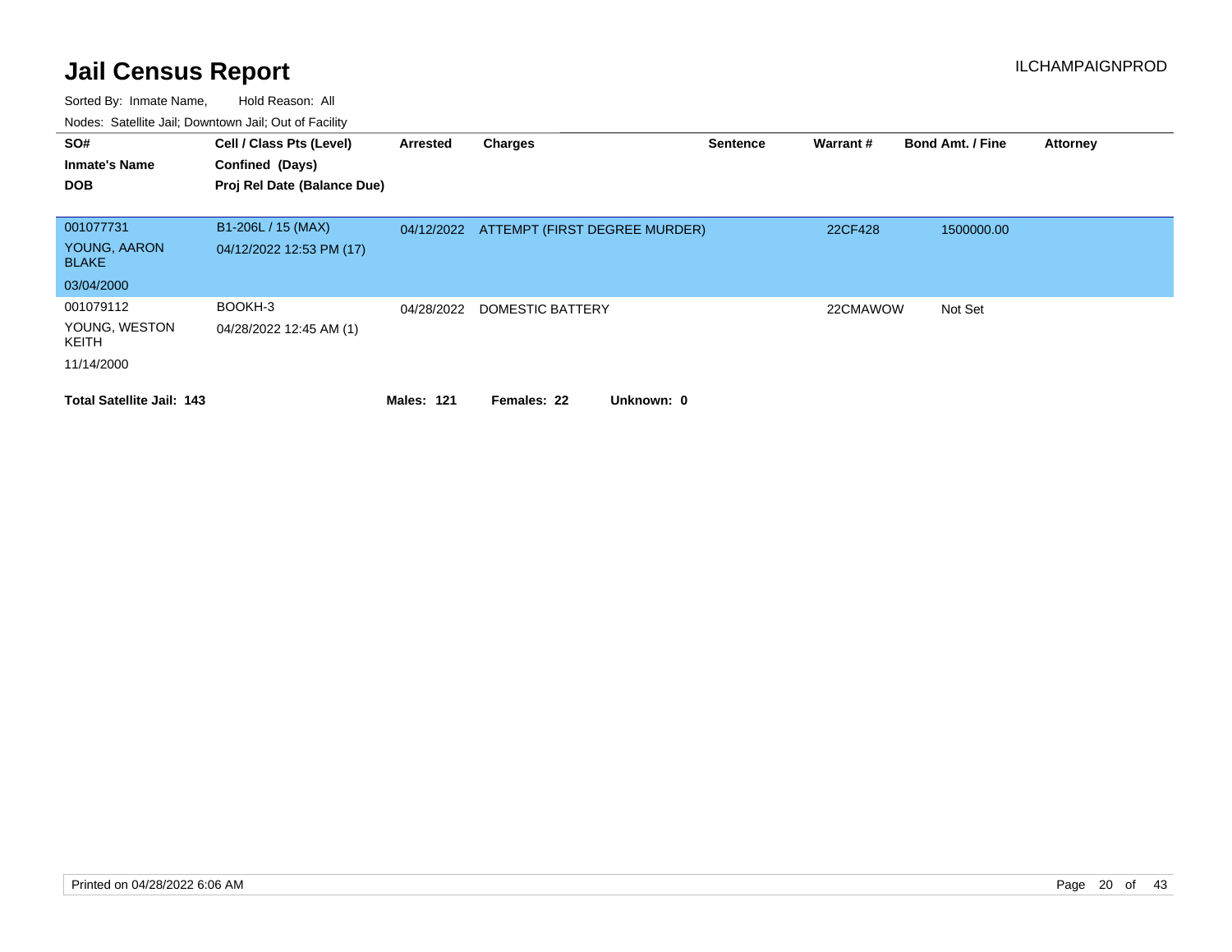# Jail Census Report

ILCHAMPAIGNPROD

Sorted By: Inmate Name, Hold Reason: All

Nodes: Satellite Jail; Downtown Jail; Out of Facility

| SO# / Inmate's Name / DOB | Cell / Class Pts (Level) / Confined (Days) / Proj Rel Date (Balance Due) | Arrested | Charges | Sentence | Warrant # | Bond Amt. / Fine | Attorney |
|---|---|---|---|---|---|---|---|
| 001077731<br>YOUNG, AARON BLAKE<br>03/04/2000 | B1-206L / 15 (MAX)<br>04/12/2022 12:53 PM (17) | 04/12/2022 | ATTEMPT (FIRST DEGREE MURDER) | | 22CF428 | 1500000.00 | |
| 001079112<br>YOUNG, WESTON KEITH<br>11/14/2000 | BOOKH-3<br>04/28/2022 12:45 AM (1) | 04/28/2022 | DOMESTIC BATTERY | | 22CMAWOW | Not Set | |

**Total Satellite Jail: 143** **Males: 121** **Females: 22** **Unknown: 0**

Printed on 04/28/2022 6:06 AM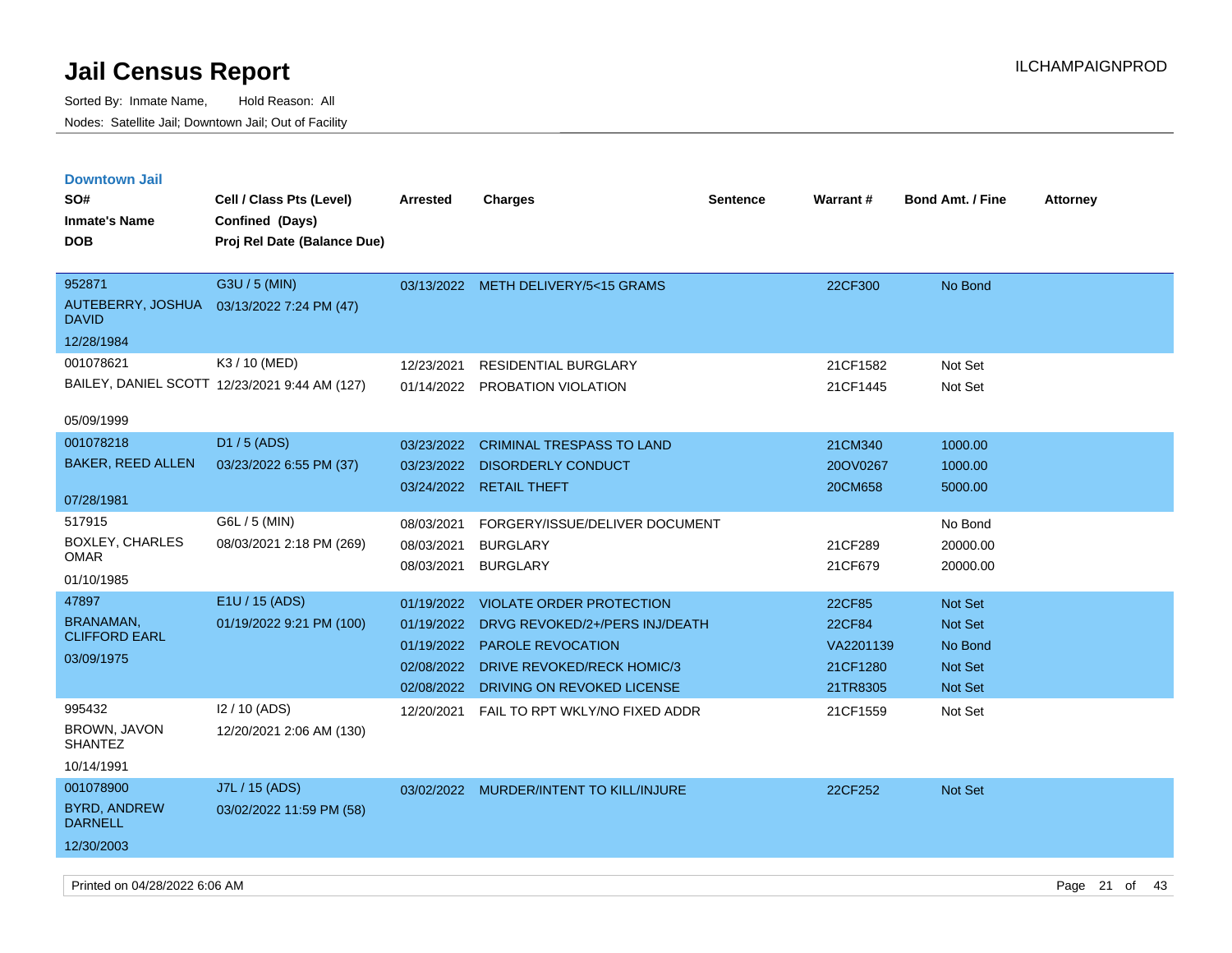# Jail Census Report

Sorted By: Inmate Name, Hold Reason: All

Nodes: Satellite Jail; Downtown Jail; Out of Facility

## Downtown Jail

| SO# / Inmate's Name / DOB | Cell / Class Pts (Level) / Confined (Days) / Proj Rel Date (Balance Due) | Arrested | Charges | Sentence | Warrant # | Bond Amt. / Fine | Attorney |
|---|---|---|---|---|---|---|---|
| 952871<br>AUTEBERRY, JOSHUA DAVID<br>12/28/1984 | G3U / 5 (MIN)<br>03/13/2022 7:24 PM (47) | 03/13/2022 | METH DELIVERY/5<15 GRAMS | | 22CF300 | No Bond | |
| 001078621<br>BAILEY, DANIEL SCOTT<br>05/09/1999 | K3 / 10 (MED)<br>12/23/2021 9:44 AM (127) | 12/23/2021 | RESIDENTIAL BURGLARY | | 21CF1582 | Not Set | |
| | | 01/14/2022 | PROBATION VIOLATION | | 21CF1445 | Not Set | |
| 001078218<br>BAKER, REED ALLEN<br>07/28/1981 | D1 / 5 (ADS)<br>03/23/2022 6:55 PM (37) | 03/23/2022 | CRIMINAL TRESPASS TO LAND | | 21CM340 | 1000.00 | |
| | | 03/23/2022 | DISORDERLY CONDUCT | | 20OV0267 | 1000.00 | |
| | | 03/24/2022 | RETAIL THEFT | | 20CM658 | 5000.00 | |
| 517915<br>BOXLEY, CHARLES OMAR<br>01/10/1985 | G6L / 5 (MIN)<br>08/03/2021 2:18 PM (269) | 08/03/2021 | FORGERY/ISSUE/DELIVER DOCUMENT | | | No Bond | |
| | | 08/03/2021 | BURGLARY | | 21CF289 | 20000.00 | |
| | | 08/03/2021 | BURGLARY | | 21CF679 | 20000.00 | |
| 47897<br>BRANAMAN, CLIFFORD EARL<br>03/09/1975 | E1U / 15 (ADS)<br>01/19/2022 9:21 PM (100) | 01/19/2022 | VIOLATE ORDER PROTECTION | | 22CF85 | Not Set | |
| | | 01/19/2022 | DRVG REVOKED/2+/PERS INJ/DEATH | | 22CF84 | Not Set | |
| | | 01/19/2022 | PAROLE REVOCATION | | VA2201139 | No Bond | |
| | | 02/08/2022 | DRIVE REVOKED/RECK HOMIC/3 | | 21CF1280 | Not Set | |
| | | 02/08/2022 | DRIVING ON REVOKED LICENSE | | 21TR8305 | Not Set | |
| 995432<br>BROWN, JAVON SHANTEZ<br>10/14/1991 | I2 / 10 (ADS)<br>12/20/2021 2:06 AM (130) | 12/20/2021 | FAIL TO RPT WKLY/NO FIXED ADDR | | 21CF1559 | Not Set | |
| 001078900<br>BYRD, ANDREW DARNELL<br>12/30/2003 | J7L / 15 (ADS)<br>03/02/2022 11:59 PM (58) | 03/02/2022 | MURDER/INTENT TO KILL/INJURE | | 22CF252 | Not Set | |

Printed on 04/28/2022 6:06 AM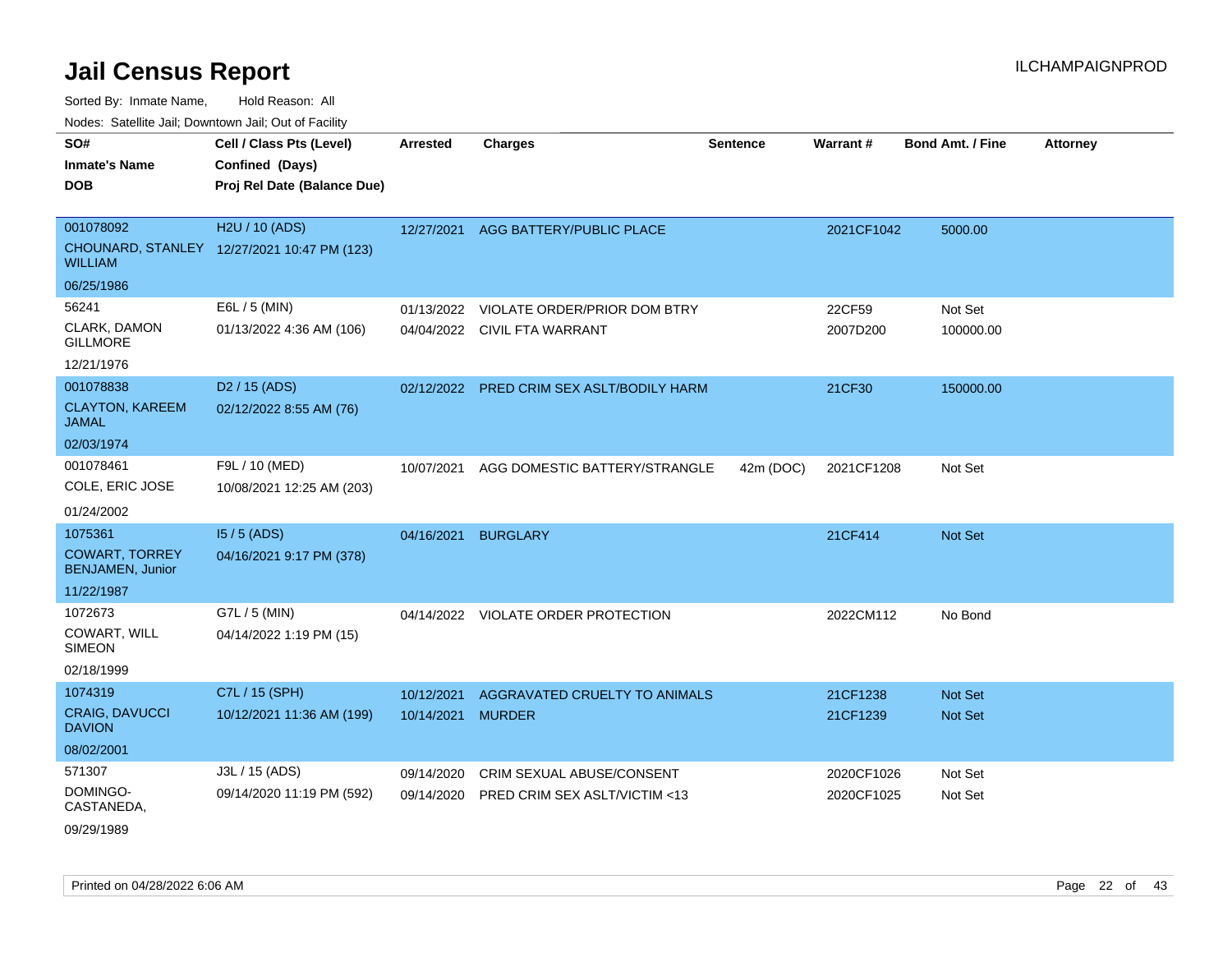# Jail Census Report

ILCHAMPAIGNPROD

Sorted By: Inmate Name, Hold Reason: All

Nodes: Satellite Jail; Downtown Jail; Out of Facility

| SO# / Inmate's Name / DOB | Cell / Class Pts (Level) / Confined (Days) / Proj Rel Date (Balance Due) | Arrested | Charges | Sentence | Warrant # | Bond Amt. / Fine | Attorney |
|---|---|---|---|---|---|---|---|
| 001078092<br>CHOUNARD, STANLEY WILLIAM<br>06/25/1986 | H2U / 10 (ADS)<br>12/27/2021 10:47 PM (123) | 12/27/2021 | AGG BATTERY/PUBLIC PLACE | | 2021CF1042 | 5000.00 | |
| 56241<br>CLARK, DAMON GILLMORE<br>12/21/1976 | E6L / 5 (MIN)<br>01/13/2022 4:36 AM (106) | 01/13/2022 | VIOLATE ORDER/PRIOR DOM BTRY | | 22CF59 | Not Set | |
| | | 04/04/2022 | CIVIL FTA WARRANT | | 2007D200 | 100000.00 | |
| 001078838<br>CLAYTON, KAREEM JAMAL<br>02/03/1974 | D2 / 15 (ADS)<br>02/12/2022 8:55 AM (76) | 02/12/2022 | PRED CRIM SEX ASLT/BODILY HARM | | 21CF30 | 150000.00 | |
| 001078461<br>COLE, ERIC JOSE<br>01/24/2002 | F9L / 10 (MED)<br>10/08/2021 12:25 AM (203) | 10/07/2021 | AGG DOMESTIC BATTERY/STRANGLE | 42m (DOC) | 2021CF1208 | Not Set | |
| 1075361<br>COWART, TORREY BENJAMEN, Junior<br>11/22/1987 | I5 / 5 (ADS)<br>04/16/2021 9:17 PM (378) | 04/16/2021 | BURGLARY | | 21CF414 | Not Set | |
| 1072673<br>COWART, WILL SIMEON<br>02/18/1999 | G7L / 5 (MIN)<br>04/14/2022 1:19 PM (15) | 04/14/2022 | VIOLATE ORDER PROTECTION | | 2022CM112 | No Bond | |
| 1074319<br>CRAIG, DAVUCCI DAVION<br>08/02/2001 | C7L / 15 (SPH)<br>10/12/2021 11:36 AM (199) | 10/12/2021 | AGGRAVATED CRUELTY TO ANIMALS | | 21CF1238 | Not Set | |
| | | 10/14/2021 | MURDER | | 21CF1239 | Not Set | |
| 571307<br>DOMINGO-CASTANEDA,<br>09/29/1989 | J3L / 15 (ADS)<br>09/14/2020 11:19 PM (592) | 09/14/2020 | CRIM SEXUAL ABUSE/CONSENT | | 2020CF1026 | Not Set | |
| | | 09/14/2020 | PRED CRIM SEX ASLT/VICTIM <13 | | 2020CF1025 | Not Set | |

Printed on 04/28/2022 6:06 AM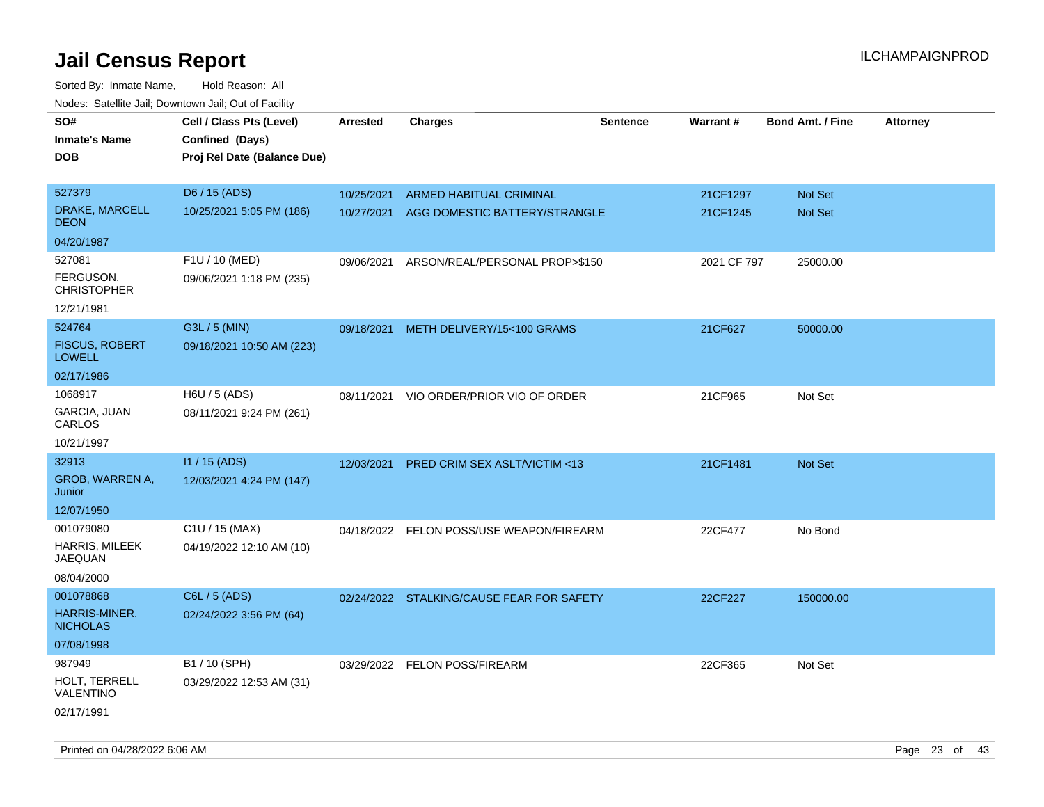# Jail Census Report

ILCHAMPAIGNPROD

Sorted By: Inmate Name, Hold Reason: All

Nodes: Satellite Jail; Downtown Jail; Out of Facility

| SO# / Inmate's Name / DOB | Cell / Class Pts (Level) / Confined (Days) / Proj Rel Date (Balance Due) | Arrested | Charges | Sentence | Warrant # | Bond Amt. / Fine | Attorney |
|---|---|---|---|---|---|---|---|
| 527379 DRAKE, MARCELL DEON 04/20/1987 | D6 / 15 (ADS) 10/25/2021 5:05 PM (186) | 10/25/2021 | ARMED HABITUAL CRIMINAL | | 21CF1297 | Not Set | |
| | | 10/27/2021 | AGG DOMESTIC BATTERY/STRANGLE | | 21CF1245 | Not Set | |
| 527081 FERGUSON, CHRISTOPHER 12/21/1981 | F1U / 10 (MED) 09/06/2021 1:18 PM (235) | 09/06/2021 | ARSON/REAL/PERSONAL PROP>$150 | | 2021 CF 797 | 25000.00 | |
| 524764 FISCUS, ROBERT LOWELL 02/17/1986 | G3L / 5 (MIN) 09/18/2021 10:50 AM (223) | 09/18/2021 | METH DELIVERY/15<100 GRAMS | | 21CF627 | 50000.00 | |
| 1068917 GARCIA, JUAN CARLOS 10/21/1997 | H6U / 5 (ADS) 08/11/2021 9:24 PM (261) | 08/11/2021 | VIO ORDER/PRIOR VIO OF ORDER | | 21CF965 | Not Set | |
| 32913 GROB, WARREN A, Junior 12/07/1950 | I1 / 15 (ADS) 12/03/2021 4:24 PM (147) | 12/03/2021 | PRED CRIM SEX ASLT/VICTIM <13 | | 21CF1481 | Not Set | |
| 001079080 HARRIS, MILEEK JAEQUAN 08/04/2000 | C1U / 15 (MAX) 04/19/2022 12:10 AM (10) | 04/18/2022 | FELON POSS/USE WEAPON/FIREARM | | 22CF477 | No Bond | |
| 001078868 HARRIS-MINER, NICHOLAS 07/08/1998 | C6L / 5 (ADS) 02/24/2022 3:56 PM (64) | 02/24/2022 | STALKING/CAUSE FEAR FOR SAFETY | | 22CF227 | 150000.00 | |
| 987949 HOLT, TERRELL VALENTINO 02/17/1991 | B1 / 10 (SPH) 03/29/2022 12:53 AM (31) | 03/29/2022 | FELON POSS/FIREARM | | 22CF365 | Not Set | |

Printed on 04/28/2022 6:06 AM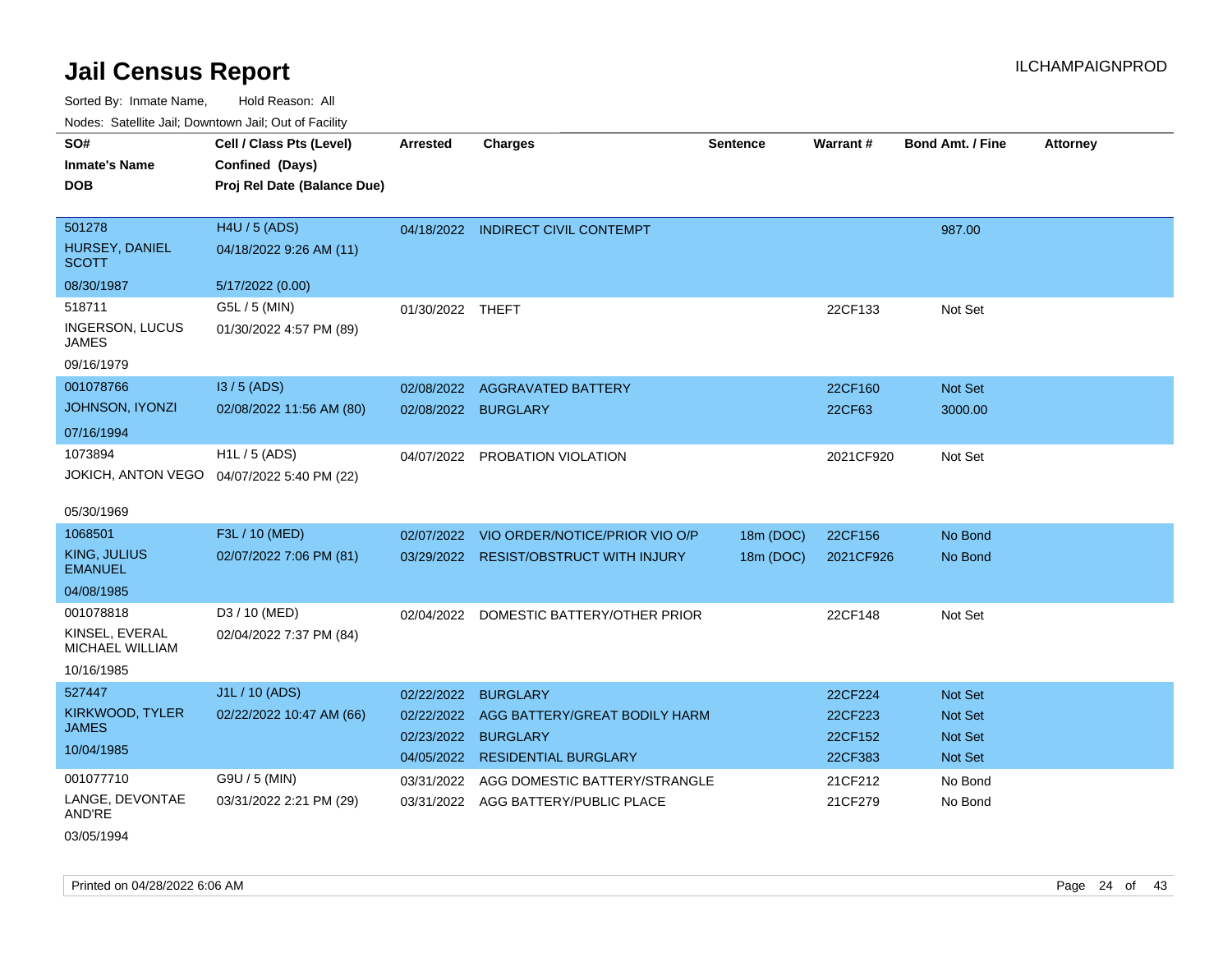# Jail Census Report

ILCHAMPAIGNPROD

Sorted By: Inmate Name, Hold Reason: All

Nodes: Satellite Jail; Downtown Jail; Out of Facility

| SO# / Inmate's Name / DOB | Cell / Class Pts (Level) / Confined (Days) / Proj Rel Date (Balance Due) | Arrested | Charges | Sentence | Warrant # | Bond Amt. / Fine | Attorney |
|---|---|---|---|---|---|---|---|
| 501278<br>HURSEY, DANIEL SCOTT<br>08/30/1987 | H4U / 5 (ADS)<br>04/18/2022 9:26 AM (11)<br>5/17/2022 (0.00) | 04/18/2022 | INDIRECT CIVIL CONTEMPT | | | 987.00 | |
| 518711<br>INGERSON, LUCUS JAMES<br>09/16/1979 | G5L / 5 (MIN)<br>01/30/2022 4:57 PM (89) | 01/30/2022 | THEFT | | 22CF133 | Not Set | |
| 001078766<br>JOHNSON, IYONZI<br>07/16/1994 | I3 / 5 (ADS)<br>02/08/2022 11:56 AM (80) | 02/08/2022 | AGGRAVATED BATTERY | | 22CF160 | Not Set | |
| | | 02/08/2022 | BURGLARY | | 22CF63 | 3000.00 | |
| 1073894<br>JOKICH, ANTON VEGO<br>05/30/1969 | H1L / 5 (ADS)<br>04/07/2022 5:40 PM (22) | 04/07/2022 | PROBATION VIOLATION | | 2021CF920 | Not Set | |
| 1068501<br>KING, JULIUS EMANUEL<br>04/08/1985 | F3L / 10 (MED)<br>02/07/2022 7:06 PM (81) | 02/07/2022 | VIO ORDER/NOTICE/PRIOR VIO O/P | 18m (DOC) | 22CF156 | No Bond | |
| | | 03/29/2022 | RESIST/OBSTRUCT WITH INJURY | 18m (DOC) | 2021CF926 | No Bond | |
| 001078818<br>KINSEL, EVERAL MICHAEL WILLIAM<br>10/16/1985 | D3 / 10 (MED)<br>02/04/2022 7:37 PM (84) | 02/04/2022 | DOMESTIC BATTERY/OTHER PRIOR | | 22CF148 | Not Set | |
| 527447<br>KIRKWOOD, TYLER JAMES<br>10/04/1985 | J1L / 10 (ADS)<br>02/22/2022 10:47 AM (66) | 02/22/2022 | BURGLARY | | 22CF224 | Not Set | |
| | | 02/22/2022 | AGG BATTERY/GREAT BODILY HARM | | 22CF223 | Not Set | |
| | | 02/23/2022 | BURGLARY | | 22CF152 | Not Set | |
| | | 04/05/2022 | RESIDENTIAL BURGLARY | | 22CF383 | Not Set | |
| 001077710<br>LANGE, DEVONTAE AND'RE<br>03/05/1994 | G9U / 5 (MIN)<br>03/31/2022 2:21 PM (29) | 03/31/2022 | AGG DOMESTIC BATTERY/STRANGLE | | 21CF212 | No Bond | |
| | | 03/31/2022 | AGG BATTERY/PUBLIC PLACE | | 21CF279 | No Bond | |

Printed on 04/28/2022 6:06 AM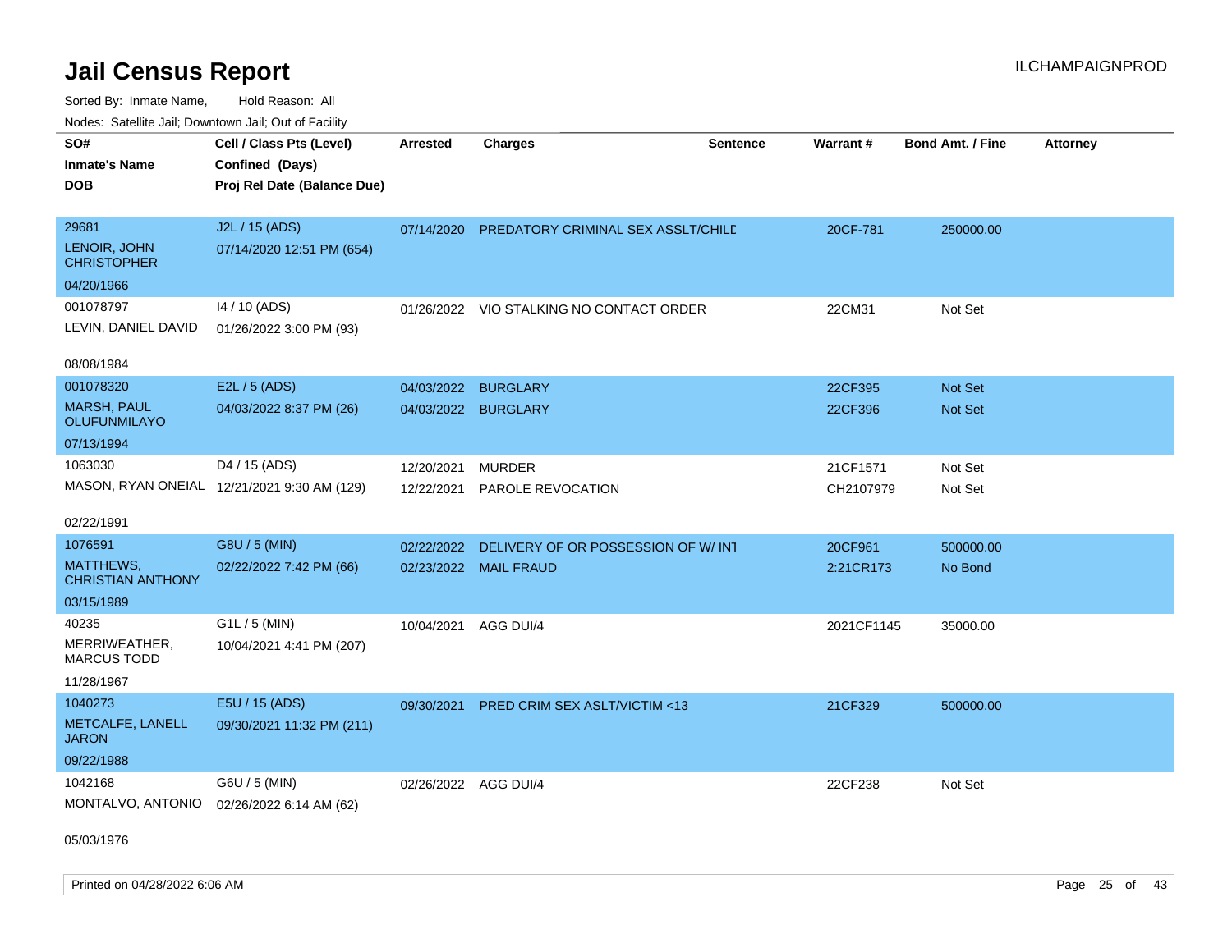# Jail Census Report

ILCHAMPAIGNPROD

Sorted By: Inmate Name, Hold Reason: All

Nodes: Satellite Jail; Downtown Jail; Out of Facility

| SO#<br>Inmate's Name<br>DOB | Cell / Class Pts (Level)<br>Confined (Days)<br>Proj Rel Date (Balance Due) | Arrested | Charges | Sentence | Warrant # | Bond Amt. / Fine | Attorney |
|---|---|---|---|---|---|---|---|
| 29681<br>LENOIR, JOHN CHRISTOPHER<br>04/20/1966 | J2L / 15 (ADS)<br>07/14/2020 12:51 PM (654) | 07/14/2020 | PREDATORY CRIMINAL SEX ASSLT/CHILD | | 20CF-781 | 250000.00 | |
| 001078797<br>LEVIN, DANIEL DAVID<br>08/08/1984 | I4 / 10 (ADS)<br>01/26/2022 3:00 PM (93) | 01/26/2022 | VIO STALKING NO CONTACT ORDER | | 22CM31 | Not Set | |
| 001078320<br>MARSH, PAUL OLUFUNMILAYO<br>07/13/1994 | E2L / 5 (ADS)<br>04/03/2022 8:37 PM (26) | 04/03/2022 | BURGLARY | | 22CF395 | Not Set | |
| | | 04/03/2022 | BURGLARY | | 22CF396 | Not Set | |
| 1063030<br>MASON, RYAN ONEIAL<br>02/22/1991 | D4 / 15 (ADS)<br>12/21/2021 9:30 AM (129) | 12/20/2021 | MURDER | | 21CF1571 | Not Set | |
| | | 12/22/2021 | PAROLE REVOCATION | | CH2107979 | Not Set | |
| 1076591<br>MATTHEWS, CHRISTIAN ANTHONY<br>03/15/1989 | G8U / 5 (MIN)<br>02/22/2022 7:42 PM (66) | 02/22/2022 | DELIVERY OF OR POSSESSION OF W/ INT | | 20CF961 | 500000.00 | |
| | | 02/23/2022 | MAIL FRAUD | | 2:21CR173 | No Bond | |
| 40235<br>MERRIWEATHER, MARCUS TODD<br>11/28/1967 | G1L / 5 (MIN)<br>10/04/2021 4:41 PM (207) | 10/04/2021 | AGG DUI/4 | | 2021CF1145 | 35000.00 | |
| 1040273<br>METCALFE, LANELL JARON<br>09/22/1988 | E5U / 15 (ADS)<br>09/30/2021 11:32 PM (211) | 09/30/2021 | PRED CRIM SEX ASLT/VICTIM <13 | | 21CF329 | 500000.00 | |
| 1042168<br>MONTALVO, ANTONIO<br>05/03/1976 | G6U / 5 (MIN)<br>02/26/2022 6:14 AM (62) | 02/26/2022 | AGG DUI/4 | | 22CF238 | Not Set | |

Printed on 04/28/2022 6:06 AM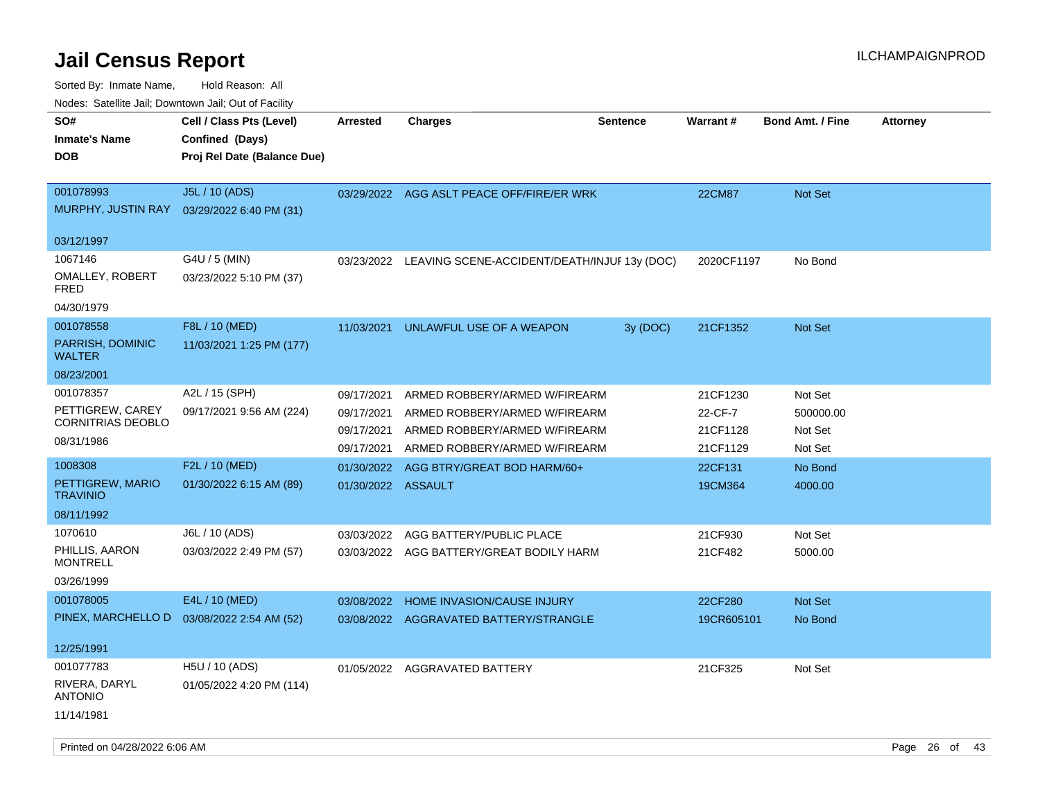# Jail Census Report

ILCHAMPAIGNPROD

Sorted By: Inmate Name, Hold Reason: All

Nodes: Satellite Jail; Downtown Jail; Out of Facility

| SO# / Inmate's Name / DOB | Cell / Class Pts (Level) / Confined (Days) / Proj Rel Date (Balance Due) | Arrested | Charges | Sentence | Warrant # | Bond Amt. / Fine | Attorney |
|---|---|---|---|---|---|---|---|
| 001078993 MURPHY, JUSTIN RAY 03/12/1997 | J5L / 10 (ADS) 03/29/2022 6:40 PM (31) | 03/29/2022 | AGG ASLT PEACE OFF/FIRE/ER WRK | | 22CM87 | Not Set | |
| 1067146 OMALLEY, ROBERT FRED 04/30/1979 | G4U / 5 (MIN) 03/23/2022 5:10 PM (37) | 03/23/2022 | LEAVING SCENE-ACCIDENT/DEATH/INJUF | 13y (DOC) | 2020CF1197 | No Bond | |
| 001078558 PARRISH, DOMINIC WALTER 08/23/2001 | F8L / 10 (MED) 11/03/2021 1:25 PM (177) | 11/03/2021 | UNLAWFUL USE OF A WEAPON | 3y (DOC) | 21CF1352 | Not Set | |
| 001078357 PETTIGREW, CAREY CORNITRIAS DEOBLO 08/31/1986 | A2L / 15 (SPH) 09/17/2021 9:56 AM (224) | 09/17/2021 | ARMED ROBBERY/ARMED W/FIREARM | | 21CF1230 | Not Set | |
| | | 09/17/2021 | ARMED ROBBERY/ARMED W/FIREARM | | 22-CF-7 | 500000.00 | |
| | | 09/17/2021 | ARMED ROBBERY/ARMED W/FIREARM | | 21CF1128 | Not Set | |
| | | 09/17/2021 | ARMED ROBBERY/ARMED W/FIREARM | | 21CF1129 | Not Set | |
| 1008308 PETTIGREW, MARIO TRAVINIO 08/11/1992 | F2L / 10 (MED) 01/30/2022 6:15 AM (89) | 01/30/2022 | AGG BTRY/GREAT BOD HARM/60+ | | 22CF131 | No Bond | |
| | | 01/30/2022 | ASSAULT | | 19CM364 | 4000.00 | |
| 1070610 PHILLIS, AARON MONTRELL 03/26/1999 | J6L / 10 (ADS) 03/03/2022 2:49 PM (57) | 03/03/2022 | AGG BATTERY/PUBLIC PLACE | | 21CF930 | Not Set | |
| | | 03/03/2022 | AGG BATTERY/GREAT BODILY HARM | | 21CF482 | 5000.00 | |
| 001078005 PINEX, MARCHELLO D 12/25/1991 | E4L / 10 (MED) 03/08/2022 2:54 AM (52) | 03/08/2022 | HOME INVASION/CAUSE INJURY | | 22CF280 | Not Set | |
| | | 03/08/2022 | AGGRAVATED BATTERY/STRANGLE | | 19CR605101 | No Bond | |
| 001077783 RIVERA, DARYL ANTONIO 11/14/1981 | H5U / 10 (ADS) 01/05/2022 4:20 PM (114) | 01/05/2022 | AGGRAVATED BATTERY | | 21CF325 | Not Set | |

Printed on 04/28/2022 6:06 AM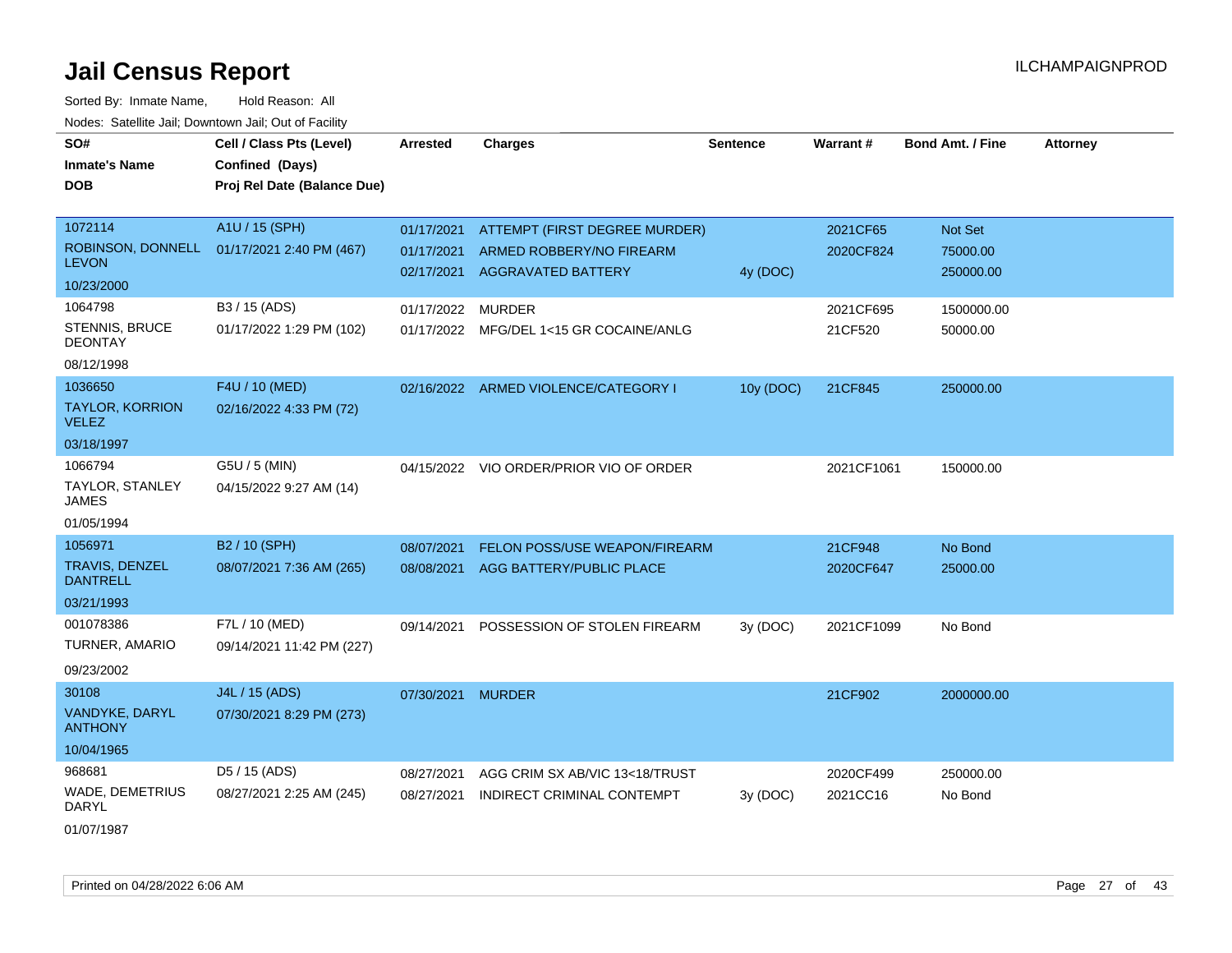# Jail Census Report

ILCHAMPAIGNPROD

Sorted By: Inmate Name, Hold Reason: All

Nodes: Satellite Jail; Downtown Jail; Out of Facility

| SO# / Inmate's Name / DOB | Cell / Class Pts (Level) / Confined (Days) / Proj Rel Date (Balance Due) | Arrested | Charges | Sentence | Warrant # | Bond Amt. / Fine | Attorney |
|---|---|---|---|---|---|---|---|
| 1072114<br>ROBINSON, DONNELL LEVON<br>10/23/2000 | A1U / 15 (SPH)<br>01/17/2021 2:40 PM (467) | 01/17/2021<br>01/17/2021<br>02/17/2021 | ATTEMPT (FIRST DEGREE MURDER)<br>ARMED ROBBERY/NO FIREARM<br>AGGRAVATED BATTERY | <br><br>4y (DOC) | 2021CF65<br>2020CF824 | Not Set<br>75000.00<br>250000.00 | |
| 1064798<br>STENNIS, BRUCE DEONTAY<br>08/12/1998 | B3 / 15 (ADS)<br>01/17/2022 1:29 PM (102) | 01/17/2022<br>01/17/2022 | MURDER<br>MFG/DEL 1<15 GR COCAINE/ANLG | | 2021CF695<br>21CF520 | 1500000.00<br>50000.00 | |
| 1036650<br>TAYLOR, KORRION VELEZ<br>03/18/1997 | F4U / 10 (MED)<br>02/16/2022 4:33 PM (72) | 02/16/2022 | ARMED VIOLENCE/CATEGORY I | 10y (DOC) | 21CF845 | 250000.00 | |
| 1066794<br>TAYLOR, STANLEY JAMES<br>01/05/1994 | G5U / 5 (MIN)<br>04/15/2022 9:27 AM (14) | 04/15/2022 | VIO ORDER/PRIOR VIO OF ORDER | | 2021CF1061 | 150000.00 | |
| 1056971<br>TRAVIS, DENZEL DANTRELL<br>03/21/1993 | B2 / 10 (SPH)<br>08/07/2021 7:36 AM (265) | 08/07/2021<br>08/08/2021 | FELON POSS/USE WEAPON/FIREARM<br>AGG BATTERY/PUBLIC PLACE | | 21CF948<br>2020CF647 | No Bond<br>25000.00 | |
| 001078386<br>TURNER, AMARIO<br>09/23/2002 | F7L / 10 (MED)<br>09/14/2021 11:42 PM (227) | 09/14/2021 | POSSESSION OF STOLEN FIREARM | 3y (DOC) | 2021CF1099 | No Bond | |
| 30108<br>VANDYKE, DARYL ANTHONY<br>10/04/1965 | J4L / 15 (ADS)<br>07/30/2021 8:29 PM (273) | 07/30/2021 | MURDER | | 21CF902 | 2000000.00 | |
| 968681<br>WADE, DEMETRIUS DARYL<br>01/07/1987 | D5 / 15 (ADS)<br>08/27/2021 2:25 AM (245) | 08/27/2021<br>08/27/2021 | AGG CRIM SX AB/VIC 13<18/TRUST<br>INDIRECT CRIMINAL CONTEMPT | <br>3y (DOC) | 2020CF499<br>2021CC16 | 250000.00<br>No Bond | |

Printed on 04/28/2022 6:06 AM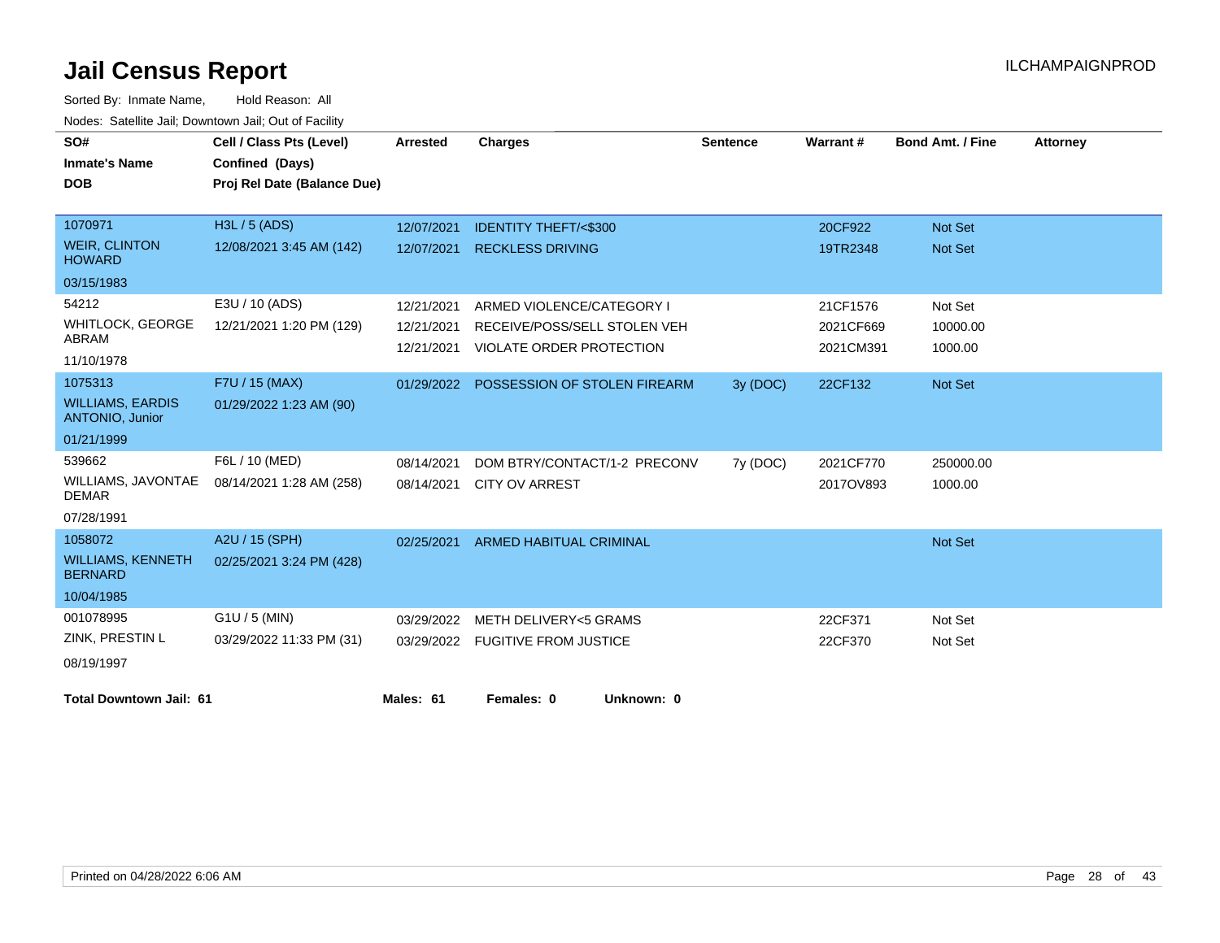# Jail Census Report

Sorted By: Inmate Name, Hold Reason: All

Nodes: Satellite Jail; Downtown Jail; Out of Facility

| SO# / Inmate's Name / DOB | Cell / Class Pts (Level) / Confined (Days) / Proj Rel Date (Balance Due) | Arrested | Charges | Sentence | Warrant # | Bond Amt. / Fine | Attorney |
|---|---|---|---|---|---|---|---|
| 1070971<br>WEIR, CLINTON HOWARD<br>03/15/1983 | H3L / 5 (ADS)<br>12/08/2021 3:45 AM (142) | 12/07/2021 | IDENTITY THEFT/<$300 | | 20CF922 | Not Set | |
| | | 12/07/2021 | RECKLESS DRIVING | | 19TR2348 | Not Set | |
| 54212<br>WHITLOCK, GEORGE ABRAM<br>11/10/1978 | E3U / 10 (ADS)<br>12/21/2021 1:20 PM (129) | 12/21/2021 | ARMED VIOLENCE/CATEGORY I | | 21CF1576 | Not Set | |
| | | 12/21/2021 | RECEIVE/POSS/SELL STOLEN VEH | | 2021CF669 | 10000.00 | |
| | | 12/21/2021 | VIOLATE ORDER PROTECTION | | 2021CM391 | 1000.00 | |
| 1075313<br>WILLIAMS, EARDIS ANTONIO, Junior<br>01/21/1999 | F7U / 15 (MAX)<br>01/29/2022 1:23 AM (90) | 01/29/2022 | POSSESSION OF STOLEN FIREARM | 3y (DOC) | 22CF132 | Not Set | |
| 539662<br>WILLIAMS, JAVONTAE DEMAR<br>07/28/1991 | F6L / 10 (MED)<br>08/14/2021 1:28 AM (258) | 08/14/2021 | DOM BTRY/CONTACT/1-2 PRECONV | 7y (DOC) | 2021CF770 | 250000.00 | |
| | | 08/14/2021 | CITY OV ARREST | | 2017OV893 | 1000.00 | |
| 1058072<br>WILLIAMS, KENNETH BERNARD<br>10/04/1985 | A2U / 15 (SPH)<br>02/25/2021 3:24 PM (428) | 02/25/2021 | ARMED HABITUAL CRIMINAL | | | Not Set | |
| 001078995<br>ZINK, PRESTIN L<br>08/19/1997 | G1U / 5 (MIN)<br>03/29/2022 11:33 PM (31) | 03/29/2022 | METH DELIVERY<5 GRAMS | | 22CF371 | Not Set | |
| | | 03/29/2022 | FUGITIVE FROM JUSTICE | | 22CF370 | Not Set | |

**Total Downtown Jail: 61** **Males: 61** **Females: 0** **Unknown: 0**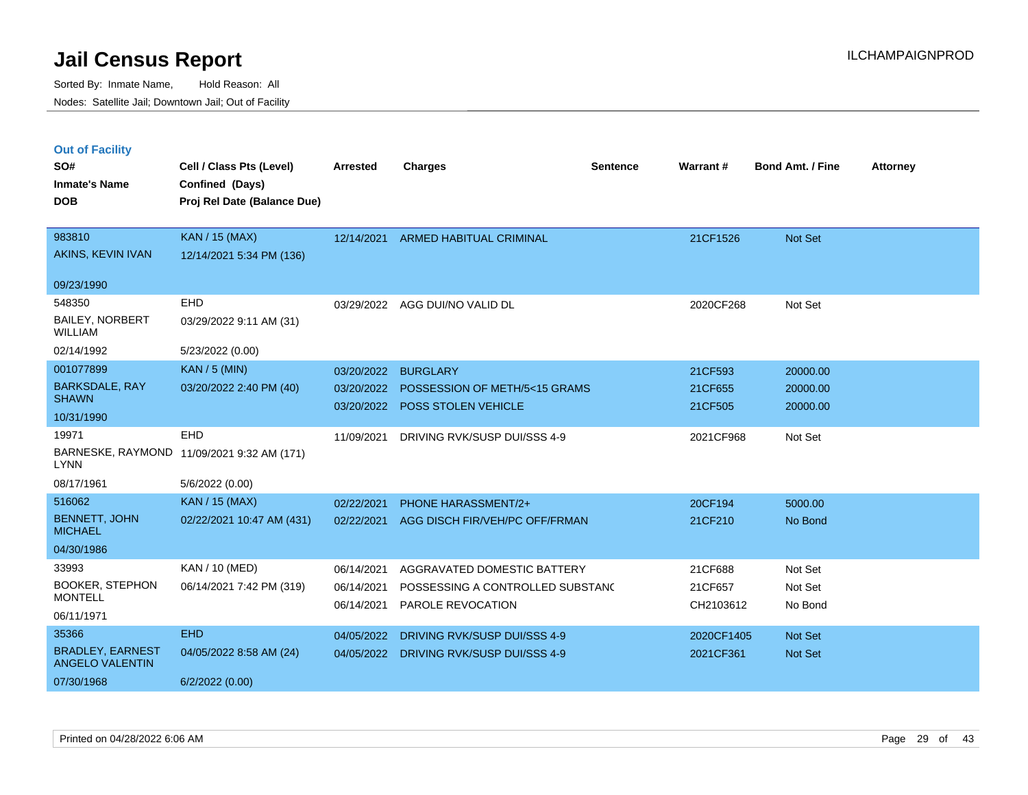# Jail Census Report

Sorted By: Inmate Name, Hold Reason: All

Nodes: Satellite Jail; Downtown Jail; Out of Facility

ILCHAMPAIGNPROD

## Out of Facility

| SO# / Inmate's Name / DOB | Cell / Class Pts (Level) / Confined (Days) / Proj Rel Date (Balance Due) | Arrested | Charges | Sentence | Warrant # | Bond Amt. / Fine | Attorney |
|---|---|---|---|---|---|---|---|
| 983810<br>AKINS, KEVIN IVAN<br>09/23/1990 | KAN / 15 (MAX)<br>12/14/2021 5:34 PM (136) | 12/14/2021 | ARMED HABITUAL CRIMINAL | | 21CF1526 | Not Set | |
| 548350<br>BAILEY, NORBERT WILLIAM<br>02/14/1992 | EHD<br>03/29/2022 9:11 AM (31)<br>5/23/2022 (0.00) | 03/29/2022 | AGG DUI/NO VALID DL | | 2020CF268 | Not Set | |
| 001077899<br>BARKSDALE, RAY SHAWN<br>10/31/1990 | KAN / 5 (MIN)<br>03/20/2022 2:40 PM (40) | 03/20/2022 | BURGLARY | | 21CF593 | 20000.00 | |
| | | 03/20/2022 | POSSESSION OF METH/5<15 GRAMS | | 21CF655 | 20000.00 | |
| | | 03/20/2022 | POSS STOLEN VEHICLE | | 21CF505 | 20000.00 | |
| 19971<br>BARNESKE, RAYMOND LYNN<br>08/17/1961 | EHD<br>11/09/2021 9:32 AM (171)<br>5/6/2022 (0.00) | 11/09/2021 | DRIVING RVK/SUSP DUI/SSS 4-9 | | 2021CF968 | Not Set | |
| 516062<br>BENNETT, JOHN MICHAEL<br>04/30/1986 | KAN / 15 (MAX)<br>02/22/2021 10:47 AM (431) | 02/22/2021 | PHONE HARASSMENT/2+ | | 20CF194 | 5000.00 | |
| | | 02/22/2021 | AGG DISCH FIR/VEH/PC OFF/FRMAN | | 21CF210 | No Bond | |
| 33993<br>BOOKER, STEPHON MONTELL<br>06/11/1971 | KAN / 10 (MED)<br>06/14/2021 7:42 PM (319) | 06/14/2021 | AGGRAVATED DOMESTIC BATTERY | | 21CF688 | Not Set | |
| | | 06/14/2021 | POSSESSING A CONTROLLED SUBSTANC | | 21CF657 | Not Set | |
| | | 06/14/2021 | PAROLE REVOCATION | | CH2103612 | No Bond | |
| 35366<br>BRADLEY, EARNEST ANGELO VALENTIN<br>07/30/1968 | EHD<br>04/05/2022 8:58 AM (24)<br>6/2/2022 (0.00) | 04/05/2022 | DRIVING RVK/SUSP DUI/SSS 4-9 | | 2020CF1405 | Not Set | |
| | | 04/05/2022 | DRIVING RVK/SUSP DUI/SSS 4-9 | | 2021CF361 | Not Set | |

Printed on 04/28/2022 6:06 AM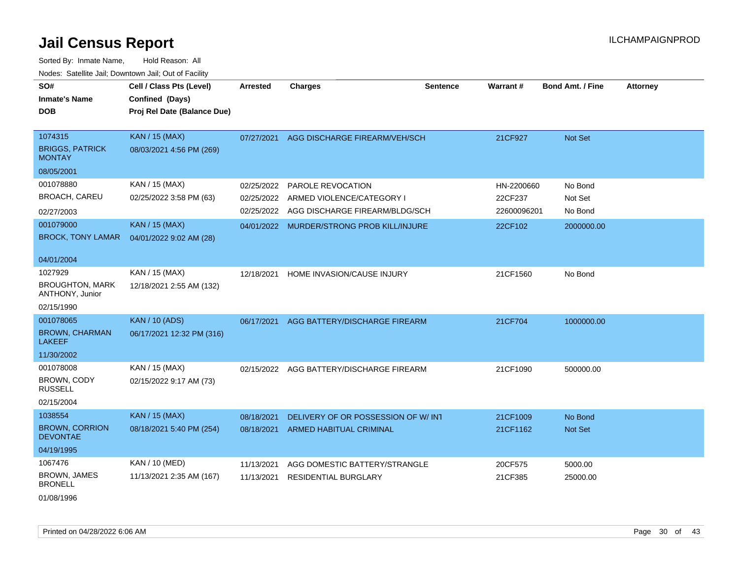# Jail Census Report

ILCHAMPAIGNPROD

Sorted By: Inmate Name, Hold Reason: All

Nodes: Satellite Jail; Downtown Jail; Out of Facility

| SO# / Inmate's Name / DOB | Cell / Class Pts (Level) / Confined (Days) / Proj Rel Date (Balance Due) | Arrested | Charges | Sentence | Warrant # | Bond Amt. / Fine | Attorney |
|---|---|---|---|---|---|---|---|
| 1074315<br>BRIGGS, PATRICK MONTAY<br>08/05/2001 | KAN / 15 (MAX)<br>08/03/2021 4:56 PM (269) | 07/27/2021 | AGG DISCHARGE FIREARM/VEH/SCH | | 21CF927 | Not Set | |
| 001078880<br>BROACH, CAREU<br>02/27/2003 | KAN / 15 (MAX)<br>02/25/2022 3:58 PM (63) | 02/25/2022<br>02/25/2022<br>02/25/2022 | PAROLE REVOCATION<br>ARMED VIOLENCE/CATEGORY I<br>AGG DISCHARGE FIREARM/BLDG/SCH | | HN-2200660<br>22CF237<br>22600096201 | No Bond<br>Not Set<br>No Bond | |
| 001079000<br>BROCK, TONY LAMAR<br>04/01/2004 | KAN / 15 (MAX)<br>04/01/2022 9:02 AM (28) | 04/01/2022 | MURDER/STRONG PROB KILL/INJURE | | 22CF102 | 2000000.00 | |
| 1027929<br>BROUGHTON, MARK ANTHONY, Junior<br>02/15/1990 | KAN / 15 (MAX)<br>12/18/2021 2:55 AM (132) | 12/18/2021 | HOME INVASION/CAUSE INJURY | | 21CF1560 | No Bond | |
| 001078065<br>BROWN, CHARMAN LAKEEF<br>11/30/2002 | KAN / 10 (ADS)<br>06/17/2021 12:32 PM (316) | 06/17/2021 | AGG BATTERY/DISCHARGE FIREARM | | 21CF704 | 1000000.00 | |
| 001078008<br>BROWN, CODY RUSSELL<br>02/15/2004 | KAN / 15 (MAX)<br>02/15/2022 9:17 AM (73) | 02/15/2022 | AGG BATTERY/DISCHARGE FIREARM | | 21CF1090 | 500000.00 | |
| 1038554<br>BROWN, CORRION DEVONTAE<br>04/19/1995 | KAN / 15 (MAX)<br>08/18/2021 5:40 PM (254) | 08/18/2021<br>08/18/2021 | DELIVERY OF OR POSSESSION OF W/ INT<br>ARMED HABITUAL CRIMINAL | | 21CF1009<br>21CF1162 | No Bond<br>Not Set | |
| 1067476<br>BROWN, JAMES BRONELL<br>01/08/1996 | KAN / 10 (MED)<br>11/13/2021 2:35 AM (167) | 11/13/2021<br>11/13/2021 | AGG DOMESTIC BATTERY/STRANGLE<br>RESIDENTIAL BURGLARY | | 20CF575<br>21CF385 | 5000.00<br>25000.00 | |

Printed on 04/28/2022 6:06 AM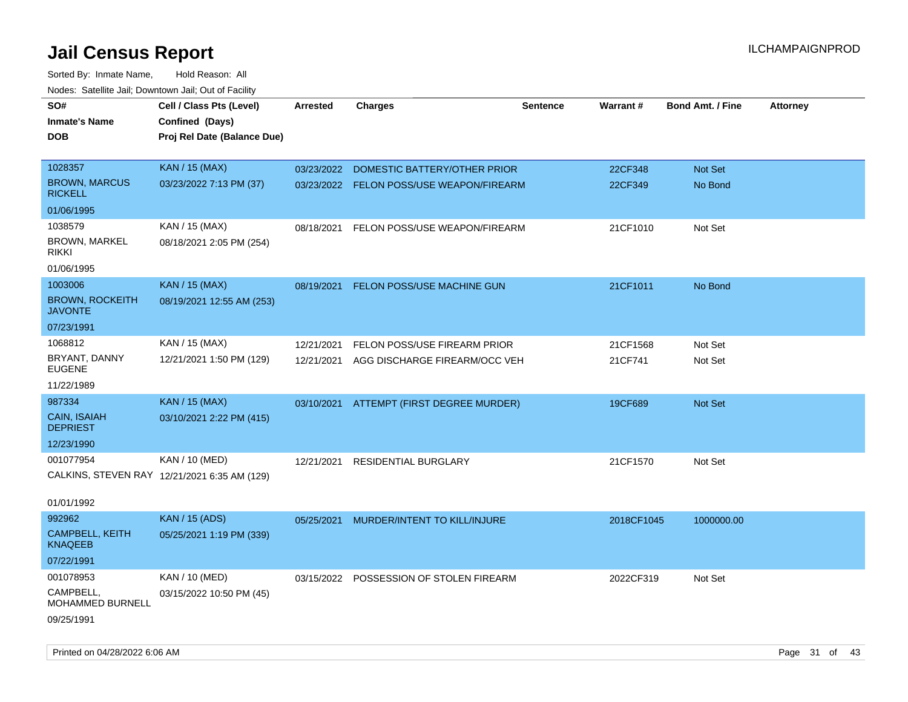# Jail Census Report

ILCHAMPAIGNPROD

Sorted By: Inmate Name, Hold Reason: All

Nodes: Satellite Jail; Downtown Jail; Out of Facility

| SO# / Inmate's Name / DOB | Cell / Class Pts (Level) / Confined (Days) / Proj Rel Date (Balance Due) | Arrested | Charges | Sentence | Warrant # | Bond Amt. / Fine | Attorney |
|---|---|---|---|---|---|---|---|
| 1028357 BROWN, MARCUS RICKELL 01/06/1995 | KAN / 15 (MAX) 03/23/2022 7:13 PM (37) | 03/23/2022 | DOMESTIC BATTERY/OTHER PRIOR | | 22CF348 | Not Set | |
| | | 03/23/2022 | FELON POSS/USE WEAPON/FIREARM | | 22CF349 | No Bond | |
| 1038579 BROWN, MARKEL RIKKI 01/06/1995 | KAN / 15 (MAX) 08/18/2021 2:05 PM (254) | 08/18/2021 | FELON POSS/USE WEAPON/FIREARM | | 21CF1010 | Not Set | |
| 1003006 BROWN, ROCKEITH JAVONTE 07/23/1991 | KAN / 15 (MAX) 08/19/2021 12:55 AM (253) | 08/19/2021 | FELON POSS/USE MACHINE GUN | | 21CF1011 | No Bond | |
| 1068812 BRYANT, DANNY EUGENE 11/22/1989 | KAN / 15 (MAX) 12/21/2021 1:50 PM (129) | 12/21/2021 | FELON POSS/USE FIREARM PRIOR | | 21CF1568 | Not Set | |
| | | 12/21/2021 | AGG DISCHARGE FIREARM/OCC VEH | | 21CF741 | Not Set | |
| 987334 CAIN, ISAIAH DEPRIEST 12/23/1990 | KAN / 15 (MAX) 03/10/2021 2:22 PM (415) | 03/10/2021 | ATTEMPT (FIRST DEGREE MURDER) | | 19CF689 | Not Set | |
| 001077954 CALKINS, STEVEN RAY 01/01/1992 | KAN / 10 (MED) 12/21/2021 6:35 AM (129) | 12/21/2021 | RESIDENTIAL BURGLARY | | 21CF1570 | Not Set | |
| 992962 CAMPBELL, KEITH KNAQEEB 07/22/1991 | KAN / 15 (ADS) 05/25/2021 1:19 PM (339) | 05/25/2021 | MURDER/INTENT TO KILL/INJURE | | 2018CF1045 | 1000000.00 | |
| 001078953 CAMPBELL, MOHAMMED BURNELL 09/25/1991 | KAN / 10 (MED) 03/15/2022 10:50 PM (45) | 03/15/2022 | POSSESSION OF STOLEN FIREARM | | 2022CF319 | Not Set | |

Printed on 04/28/2022 6:06 AM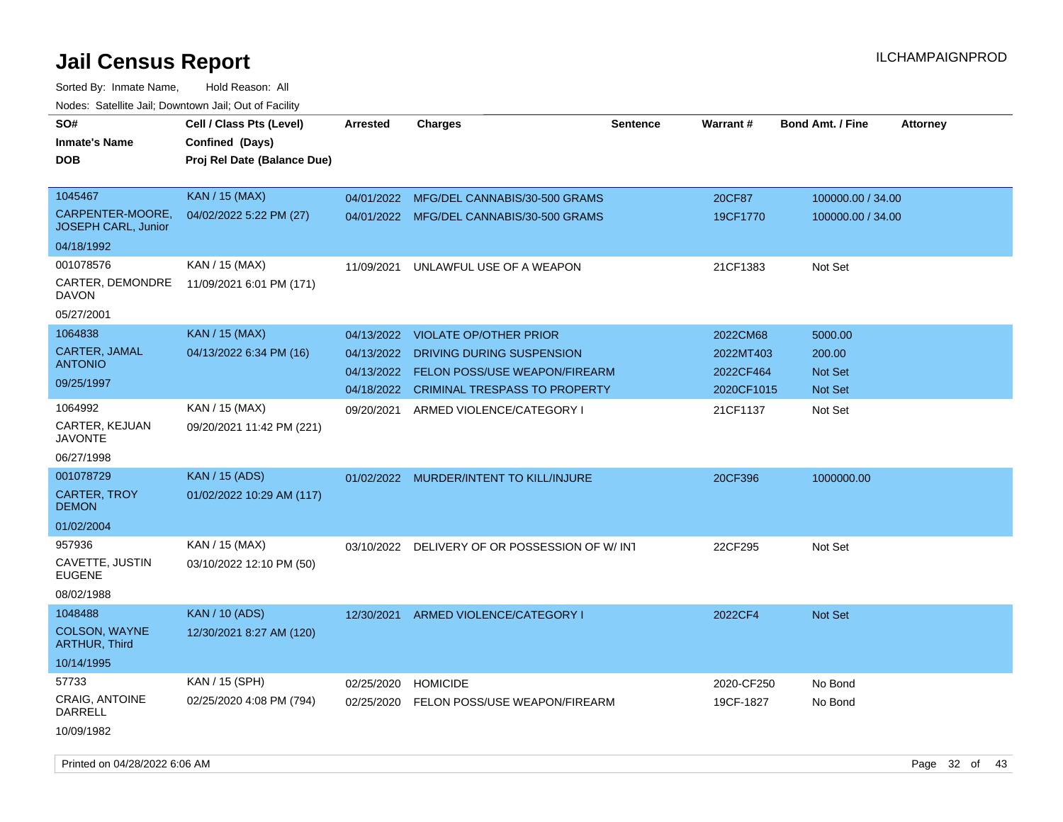# Jail Census Report

Sorted By: Inmate Name, Hold Reason: All

Nodes: Satellite Jail; Downtown Jail; Out of Facility

| SO# / Inmate's Name / DOB | Cell / Class Pts (Level) / Confined (Days) / Proj Rel Date (Balance Due) | Arrested | Charges | Sentence | Warrant # | Bond Amt. / Fine | Attorney |
|---|---|---|---|---|---|---|---|
| 1045467 CARPENTER-MOORE, JOSEPH CARL, Junior 04/18/1992 | KAN / 15 (MAX) 04/02/2022 5:22 PM (27) | 04/01/2022 | MFG/DEL CANNABIS/30-500 GRAMS | | 20CF87 | 100000.00 / 34.00 | |
| | | 04/01/2022 | MFG/DEL CANNABIS/30-500 GRAMS | | 19CF1770 | 100000.00 / 34.00 | |
| 001078576 CARTER, DEMONDRE DAVON 05/27/2001 | KAN / 15 (MAX) 11/09/2021 6:01 PM (171) | 11/09/2021 | UNLAWFUL USE OF A WEAPON | | 21CF1383 | Not Set | |
| 1064838 CARTER, JAMAL ANTONIO 09/25/1997 | KAN / 15 (MAX) 04/13/2022 6:34 PM (16) | 04/13/2022 | VIOLATE OP/OTHER PRIOR | | 2022CM68 | 5000.00 | |
| | | 04/13/2022 | DRIVING DURING SUSPENSION | | 2022MT403 | 200.00 | |
| | | 04/13/2022 | FELON POSS/USE WEAPON/FIREARM | | 2022CF464 | Not Set | |
| | | 04/18/2022 | CRIMINAL TRESPASS TO PROPERTY | | 2020CF1015 | Not Set | |
| 1064992 CARTER, KEJUAN JAVONTE 06/27/1998 | KAN / 15 (MAX) 09/20/2021 11:42 PM (221) | 09/20/2021 | ARMED VIOLENCE/CATEGORY I | | 21CF1137 | Not Set | |
| 001078729 CARTER, TROY DEMON 01/02/2004 | KAN / 15 (ADS) 01/02/2022 10:29 AM (117) | 01/02/2022 | MURDER/INTENT TO KILL/INJURE | | 20CF396 | 1000000.00 | |
| 957936 CAVETTE, JUSTIN EUGENE 08/02/1988 | KAN / 15 (MAX) 03/10/2022 12:10 PM (50) | 03/10/2022 | DELIVERY OF OR POSSESSION OF W/ INT | | 22CF295 | Not Set | |
| 1048488 COLSON, WAYNE ARTHUR, Third 10/14/1995 | KAN / 10 (ADS) 12/30/2021 8:27 AM (120) | 12/30/2021 | ARMED VIOLENCE/CATEGORY I | | 2022CF4 | Not Set | |
| 57733 CRAIG, ANTOINE DARRELL 10/09/1982 | KAN / 15 (SPH) 02/25/2020 4:08 PM (794) | 02/25/2020 | HOMICIDE | | 2020-CF250 | No Bond | |
| | | 02/25/2020 | FELON POSS/USE WEAPON/FIREARM | | 19CF-1827 | No Bond | |

Printed on 04/28/2022 6:06 AM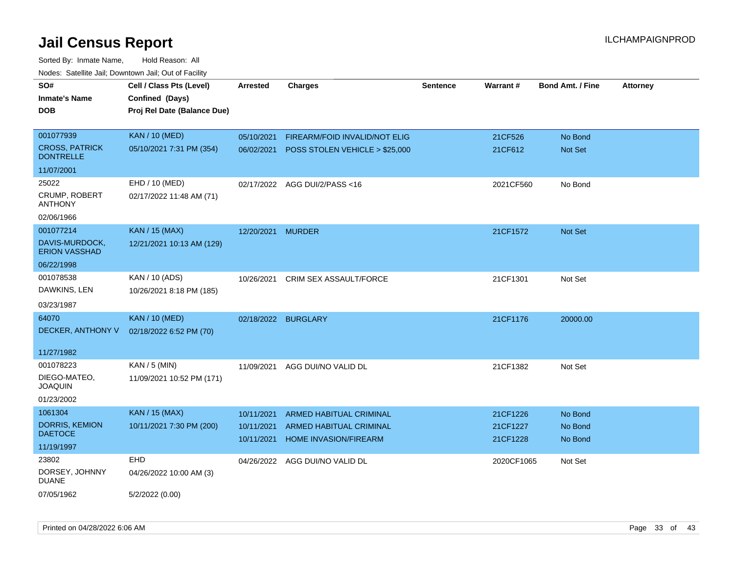# Jail Census Report

ILCHAMPAIGNPROD

Sorted By: Inmate Name, Hold Reason: All

Nodes: Satellite Jail; Downtown Jail; Out of Facility

| SO# / Inmate's Name / DOB | Cell / Class Pts (Level) / Confined (Days) / Proj Rel Date (Balance Due) | Arrested | Charges | Sentence | Warrant # | Bond Amt. / Fine | Attorney |
|---|---|---|---|---|---|---|---|
| 001077939<br>CROSS, PATRICK DONTRELLE<br>11/07/2001 | KAN / 10 (MED)<br>05/10/2021 7:31 PM (354) | 05/10/2021<br>06/02/2021 | FIREARM/FOID INVALID/NOT ELIG<br>POSS STOLEN VEHICLE > $25,000 | | 21CF526<br>21CF612 | No Bond<br>Not Set | |
| 25022<br>CRUMP, ROBERT ANTHONY<br>02/06/1966 | EHD / 10 (MED)<br>02/17/2022 11:48 AM (71) | 02/17/2022 | AGG DUI/2/PASS <16 | | 2021CF560 | No Bond | |
| 001077214<br>DAVIS-MURDOCK, ERION VASSHAD<br>06/22/1998 | KAN / 15 (MAX)<br>12/21/2021 10:13 AM (129) | 12/20/2021 | MURDER | | 21CF1572 | Not Set | |
| 001078538<br>DAWKINS, LEN<br>03/23/1987 | KAN / 10 (ADS)<br>10/26/2021 8:18 PM (185) | 10/26/2021 | CRIM SEX ASSAULT/FORCE | | 21CF1301 | Not Set | |
| 64070<br>DECKER, ANTHONY V<br>11/27/1982 | KAN / 10 (MED)<br>02/18/2022 6:52 PM (70) | 02/18/2022 | BURGLARY | | 21CF1176 | 20000.00 | |
| 001078223<br>DIEGO-MATEO, JOAQUIN<br>01/23/2002 | KAN / 5 (MIN)<br>11/09/2021 10:52 PM (171) | 11/09/2021 | AGG DUI/NO VALID DL | | 21CF1382 | Not Set | |
| 1061304<br>DORRIS, KEMION DAETOCE<br>11/19/1997 | KAN / 15 (MAX)<br>10/11/2021 7:30 PM (200) | 10/11/2021<br>10/11/2021<br>10/11/2021 | ARMED HABITUAL CRIMINAL<br>ARMED HABITUAL CRIMINAL<br>HOME INVASION/FIREARM | | 21CF1226<br>21CF1227<br>21CF1228 | No Bond<br>No Bond<br>No Bond | |
| 23802<br>DORSEY, JOHNNY DUANE<br>07/05/1962 | EHD<br>04/26/2022 10:00 AM (3)<br>5/2/2022 (0.00) | 04/26/2022 | AGG DUI/NO VALID DL | | 2020CF1065 | Not Set | |

Printed on 04/28/2022 6:06 AM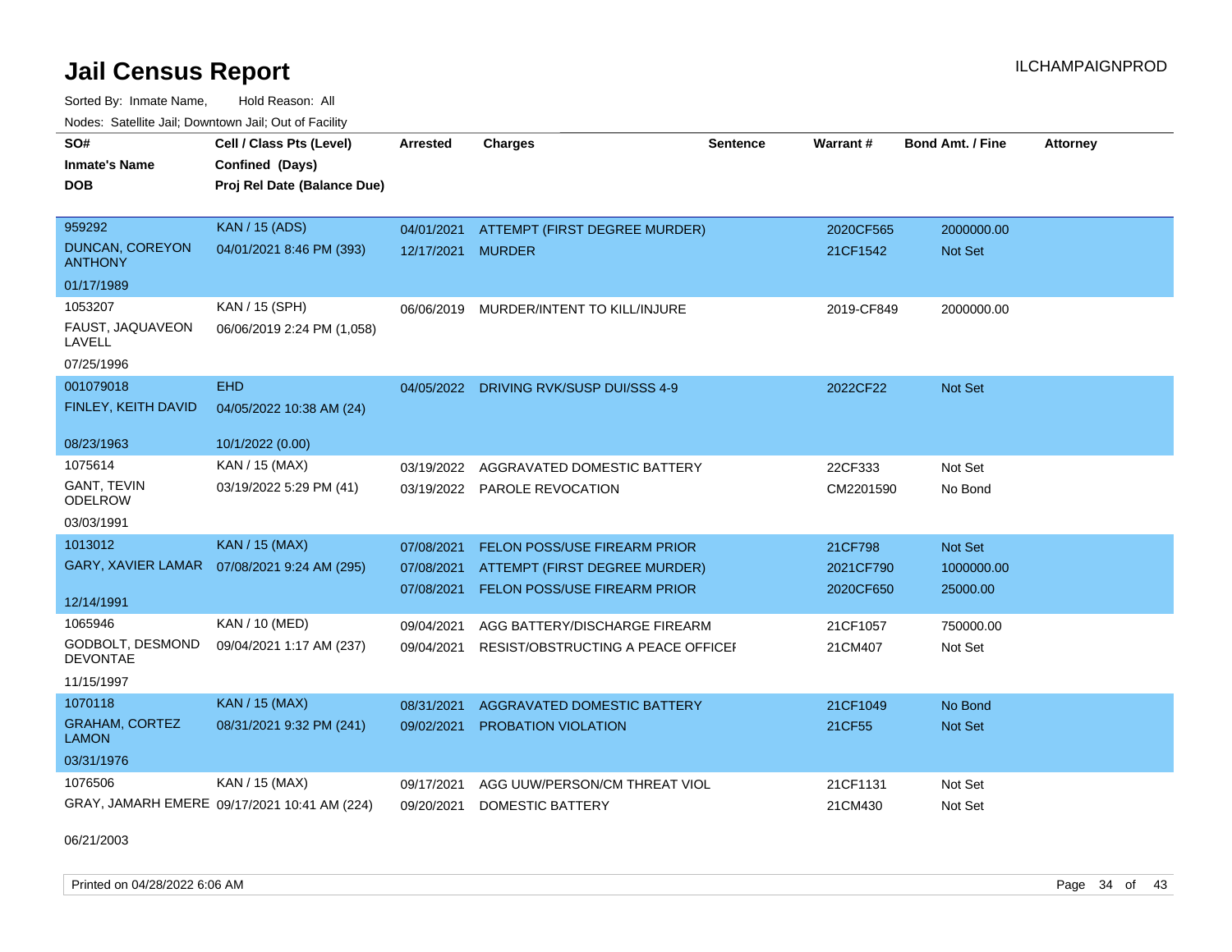# Jail Census Report

ILCHAMPAIGNPROD

Sorted By: Inmate Name, Hold Reason: All

Nodes: Satellite Jail; Downtown Jail; Out of Facility

| SO# / Inmate's Name / DOB | Cell / Class Pts (Level) / Confined (Days) / Proj Rel Date (Balance Due) | Arrested | Charges | Sentence | Warrant # | Bond Amt. / Fine | Attorney |
|---|---|---|---|---|---|---|---|
| 959292<br>DUNCAN, COREYON ANTHONY<br>01/17/1989 | KAN / 15 (ADS)<br>04/01/2021 8:46 PM (393) | 04/01/2021<br>12/17/2021 | ATTEMPT (FIRST DEGREE MURDER)<br>MURDER | | 2020CF565<br>21CF1542 | 2000000.00<br>Not Set | |
| 1053207<br>FAUST, JAQUAVEON LAVELL<br>07/25/1996 | KAN / 15 (SPH)<br>06/06/2019 2:24 PM (1,058) | 06/06/2019 | MURDER/INTENT TO KILL/INJURE | | 2019-CF849 | 2000000.00 | |
| 001079018<br>FINLEY, KEITH DAVID<br>08/23/1963 | EHD<br>04/05/2022 10:38 AM (24)<br>10/1/2022 (0.00) | 04/05/2022 | DRIVING RVK/SUSP DUI/SSS 4-9 | | 2022CF22 | Not Set | |
| 1075614<br>GANT, TEVIN ODELROW<br>03/03/1991 | KAN / 15 (MAX)<br>03/19/2022 5:29 PM (41) | 03/19/2022<br>03/19/2022 | AGGRAVATED DOMESTIC BATTERY<br>PAROLE REVOCATION | | 22CF333<br>CM2201590 | Not Set<br>No Bond | |
| 1013012<br>GARY, XAVIER LAMAR<br>12/14/1991 | KAN / 15 (MAX)<br>07/08/2021 9:24 AM (295) | 07/08/2021<br>07/08/2021<br>07/08/2021 | FELON POSS/USE FIREARM PRIOR<br>ATTEMPT (FIRST DEGREE MURDER)<br>FELON POSS/USE FIREARM PRIOR | | 21CF798<br>2021CF790<br>2020CF650 | Not Set<br>1000000.00<br>25000.00 | |
| 1065946<br>GODBOLT, DESMOND DEVONTAE<br>11/15/1997 | KAN / 10 (MED)<br>09/04/2021 1:17 AM (237) | 09/04/2021<br>09/04/2021 | AGG BATTERY/DISCHARGE FIREARM<br>RESIST/OBSTRUCTING A PEACE OFFICEI | | 21CF1057<br>21CM407 | 750000.00<br>Not Set | |
| 1070118<br>GRAHAM, CORTEZ LAMON<br>03/31/1976 | KAN / 15 (MAX)<br>08/31/2021 9:32 PM (241) | 08/31/2021<br>09/02/2021 | AGGRAVATED DOMESTIC BATTERY<br>PROBATION VIOLATION | | 21CF1049<br>21CF55 | No Bond<br>Not Set | |
| 1076506<br>GRAY, JAMARH EMERE<br>06/21/2003 | KAN / 15 (MAX)<br>09/17/2021 10:41 AM (224) | 09/17/2021<br>09/20/2021 | AGG UUW/PERSON/CM THREAT VIOL<br>DOMESTIC BATTERY | | 21CF1131<br>21CM430 | Not Set<br>Not Set | |

Printed on 04/28/2022 6:06 AM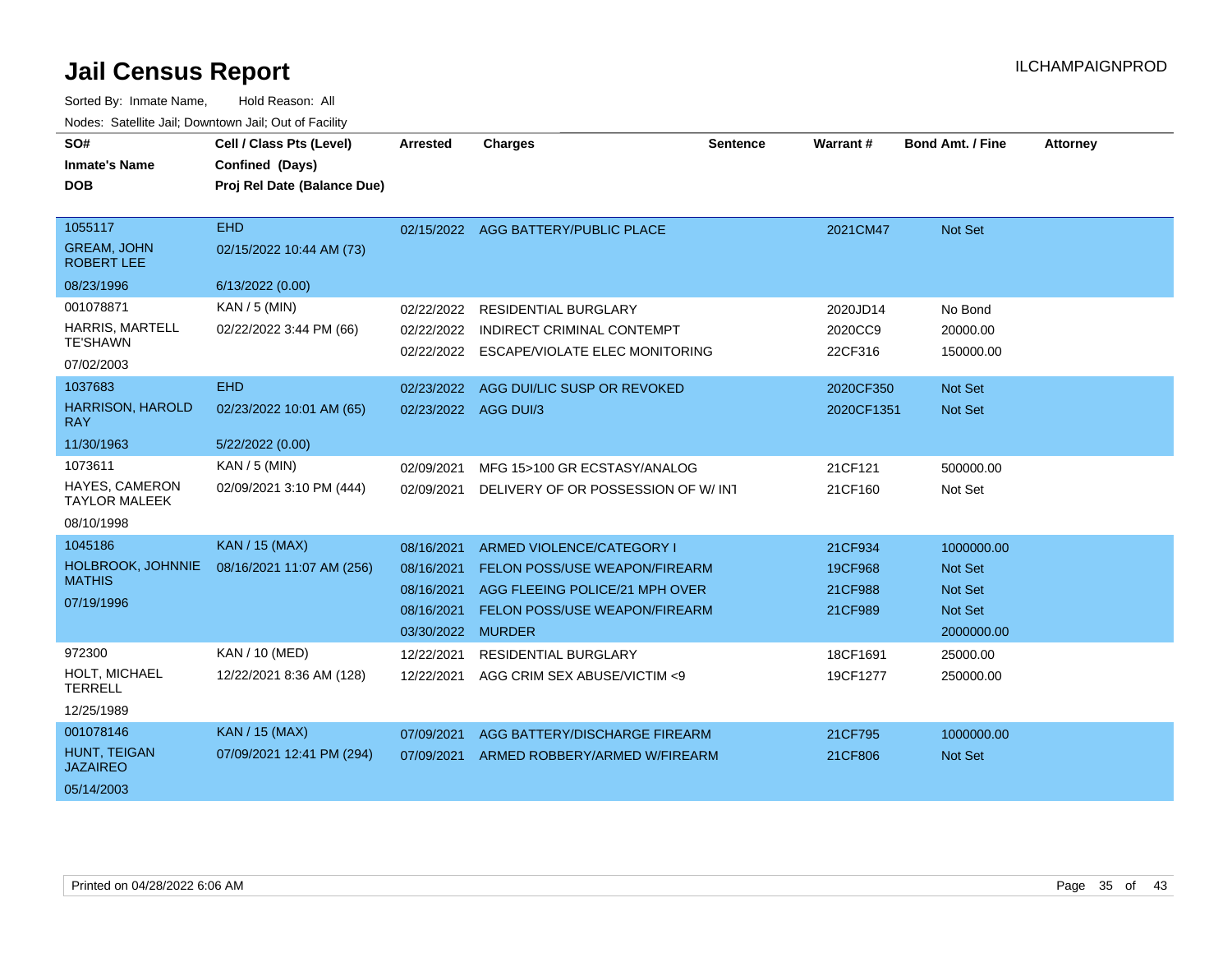# Jail Census Report

ILCHAMPAIGNPROD

Sorted By: Inmate Name, Hold Reason: All

Nodes: Satellite Jail; Downtown Jail; Out of Facility

| SO# / Inmate's Name / DOB | Cell / Class Pts (Level) / Confined (Days) / Proj Rel Date (Balance Due) | Arrested | Charges | Sentence | Warrant # | Bond Amt. / Fine | Attorney |
|---|---|---|---|---|---|---|---|
| 1055117<br>GREAM, JOHN ROBERT LEE<br>08/23/1996 | EHD<br>02/15/2022 10:44 AM (73)<br>6/13/2022 (0.00) | 02/15/2022 | AGG BATTERY/PUBLIC PLACE | | 2021CM47 | Not Set | |
| 001078871<br>HARRIS, MARTELL TE'SHAWN<br>07/02/2003 | KAN / 5 (MIN)<br>02/22/2022 3:44 PM (66) | 02/22/2022 | RESIDENTIAL BURGLARY | | 2020JD14 | No Bond | |
| | | 02/22/2022 | INDIRECT CRIMINAL CONTEMPT | | 2020CC9 | 20000.00 | |
| | | 02/22/2022 | ESCAPE/VIOLATE ELEC MONITORING | | 22CF316 | 150000.00 | |
| 1037683<br>HARRISON, HAROLD RAY<br>11/30/1963 | EHD<br>02/23/2022 10:01 AM (65)<br>5/22/2022 (0.00) | 02/23/2022 | AGG DUI/LIC SUSP OR REVOKED | | 2020CF350 | Not Set | |
| | | 02/23/2022 | AGG DUI/3 | | 2020CF1351 | Not Set | |
| 1073611<br>HAYES, CAMERON TAYLOR MALEEK<br>08/10/1998 | KAN / 5 (MIN)<br>02/09/2021 3:10 PM (444) | 02/09/2021 | MFG 15>100 GR ECSTASY/ANALOG | | 21CF121 | 500000.00 | |
| | | 02/09/2021 | DELIVERY OF OR POSSESSION OF W/ INT | | 21CF160 | Not Set | |
| 1045186<br>HOLBROOK, JOHNNIE MATHIS<br>07/19/1996 | KAN / 15 (MAX)<br>08/16/2021 11:07 AM (256) | 08/16/2021 | ARMED VIOLENCE/CATEGORY I | | 21CF934 | 1000000.00 | |
| | | 08/16/2021 | FELON POSS/USE WEAPON/FIREARM | | 19CF968 | Not Set | |
| | | 08/16/2021 | AGG FLEEING POLICE/21 MPH OVER | | 21CF988 | Not Set | |
| | | 08/16/2021 | FELON POSS/USE WEAPON/FIREARM | | 21CF989 | Not Set | |
| | | 03/30/2022 | MURDER | | | 2000000.00 | |
| 972300<br>HOLT, MICHAEL TERRELL<br>12/25/1989 | KAN / 10 (MED)<br>12/22/2021 8:36 AM (128) | 12/22/2021 | RESIDENTIAL BURGLARY | | 18CF1691 | 25000.00 | |
| | | 12/22/2021 | AGG CRIM SEX ABUSE/VICTIM <9 | | 19CF1277 | 250000.00 | |
| 001078146<br>HUNT, TEIGAN JAZAIREO<br>05/14/2003 | KAN / 15 (MAX)<br>07/09/2021 12:41 PM (294) | 07/09/2021 | AGG BATTERY/DISCHARGE FIREARM | | 21CF795 | 1000000.00 | |
| | | 07/09/2021 | ARMED ROBBERY/ARMED W/FIREARM | | 21CF806 | Not Set | |

Printed on 04/28/2022 6:06 AM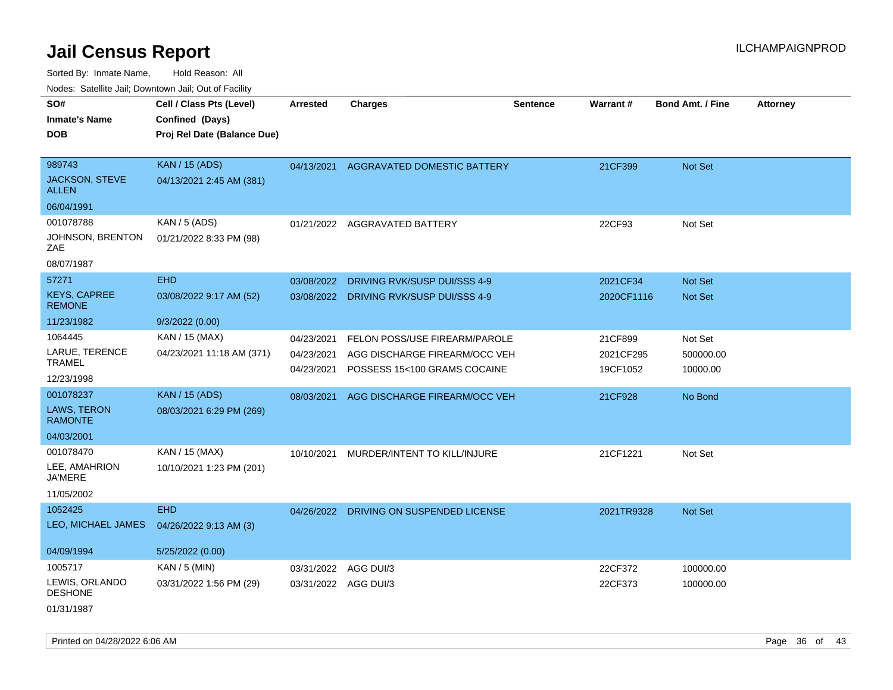# Jail Census Report

Sorted By: Inmate Name, Hold Reason: All

Nodes: Satellite Jail; Downtown Jail; Out of Facility

| SO# / Inmate's Name / DOB | Cell / Class Pts (Level) / Confined (Days) / Proj Rel Date (Balance Due) | Arrested | Charges | Sentence | Warrant # | Bond Amt. / Fine | Attorney |
|---|---|---|---|---|---|---|---|
| 989743<br>JACKSON, STEVE ALLEN<br>06/04/1991 | KAN / 15 (ADS)<br>04/13/2021 2:45 AM (381) | 04/13/2021 | AGGRAVATED DOMESTIC BATTERY | | 21CF399 | Not Set | |
| 001078788<br>JOHNSON, BRENTON ZAE<br>08/07/1987 | KAN / 5 (ADS)<br>01/21/2022 8:33 PM (98) | 01/21/2022 | AGGRAVATED BATTERY | | 22CF93 | Not Set | |
| 57271<br>KEYS, CAPREE REMONE<br>11/23/1982 | EHD<br>03/08/2022 9:17 AM (52)<br>9/3/2022 (0.00) | 03/08/2022 | DRIVING RVK/SUSP DUI/SSS 4-9 | | 2021CF34 | Not Set | |
| | | 03/08/2022 | DRIVING RVK/SUSP DUI/SSS 4-9 | | 2020CF1116 | Not Set | |
| 1064445<br>LARUE, TERENCE TRAMEL<br>12/23/1998 | KAN / 15 (MAX)<br>04/23/2021 11:18 AM (371) | 04/23/2021 | FELON POSS/USE FIREARM/PAROLE | | 21CF899 | Not Set | |
| | | 04/23/2021 | AGG DISCHARGE FIREARM/OCC VEH | | 2021CF295 | 500000.00 | |
| | | 04/23/2021 | POSSESS 15<100 GRAMS COCAINE | | 19CF1052 | 10000.00 | |
| 001078237<br>LAWS, TERON RAMONTE<br>04/03/2001 | KAN / 15 (ADS)<br>08/03/2021 6:29 PM (269) | 08/03/2021 | AGG DISCHARGE FIREARM/OCC VEH | | 21CF928 | No Bond | |
| 001078470<br>LEE, AMAHRION JA'MERE<br>11/05/2002 | KAN / 15 (MAX)<br>10/10/2021 1:23 PM (201) | 10/10/2021 | MURDER/INTENT TO KILL/INJURE | | 21CF1221 | Not Set | |
| 1052425<br>LEO, MICHAEL JAMES<br>04/09/1994 | EHD<br>04/26/2022 9:13 AM (3)<br>5/25/2022 (0.00) | 04/26/2022 | DRIVING ON SUSPENDED LICENSE | | 2021TR9328 | Not Set | |
| 1005717<br>LEWIS, ORLANDO DESHONE<br>01/31/1987 | KAN / 5 (MIN)<br>03/31/2022 1:56 PM (29) | 03/31/2022 | AGG DUI/3 | | 22CF372 | 100000.00 | |
| | | 03/31/2022 | AGG DUI/3 | | 22CF373 | 100000.00 | |

Printed on 04/28/2022 6:06 AM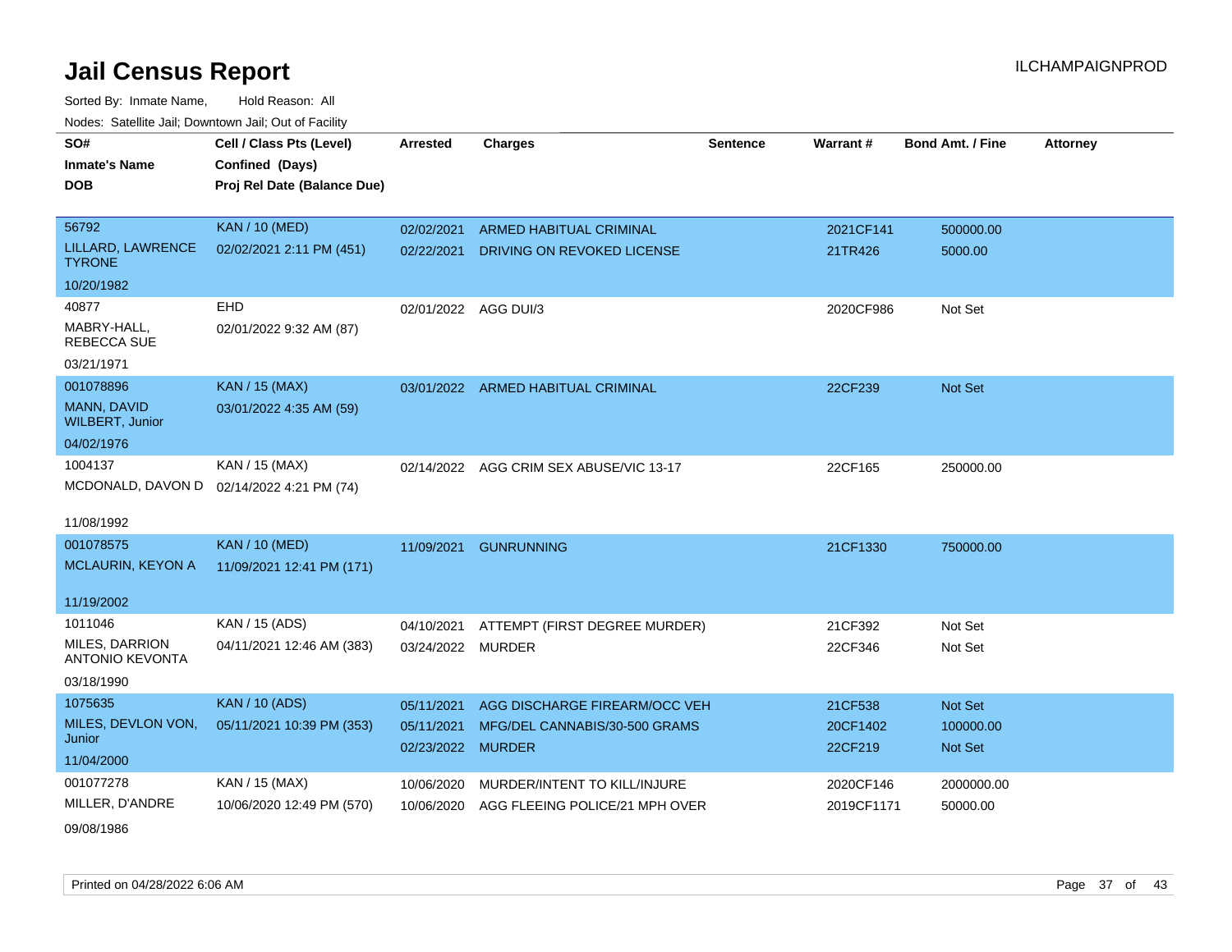# Jail Census Report

Sorted By: Inmate Name, Hold Reason: All

Nodes: Satellite Jail; Downtown Jail; Out of Facility

| SO# / Inmate's Name / DOB | Cell / Class Pts (Level) / Confined (Days) / Proj Rel Date (Balance Due) | Arrested | Charges | Sentence | Warrant # | Bond Amt. / Fine | Attorney |
|---|---|---|---|---|---|---|---|
| 56792<br>LILLARD, LAWRENCE TYRONE<br>10/20/1982 | KAN / 10 (MED)<br>02/02/2021 2:11 PM (451) | 02/02/2021<br>02/22/2021 | ARMED HABITUAL CRIMINAL<br>DRIVING ON REVOKED LICENSE | | 2021CF141<br>21TR426 | 500000.00<br>5000.00 | |
| 40877<br>MABRY-HALL, REBECCA SUE<br>03/21/1971 | EHD<br>02/01/2022 9:32 AM (87) | 02/01/2022 | AGG DUI/3 | | 2020CF986 | Not Set | |
| 001078896<br>MANN, DAVID WILBERT, Junior<br>04/02/1976 | KAN / 15 (MAX)<br>03/01/2022 4:35 AM (59) | 03/01/2022 | ARMED HABITUAL CRIMINAL | | 22CF239 | Not Set | |
| 1004137<br>MCDONALD, DAVON D<br>11/08/1992 | KAN / 15 (MAX)<br>02/14/2022 4:21 PM (74) | 02/14/2022 | AGG CRIM SEX ABUSE/VIC 13-17 | | 22CF165 | 250000.00 | |
| 001078575<br>MCLAURIN, KEYON A<br>11/19/2002 | KAN / 10 (MED)<br>11/09/2021 12:41 PM (171) | 11/09/2021 | GUNRUNNING | | 21CF1330 | 750000.00 | |
| 1011046<br>MILES, DARRION ANTONIO KEVONTA<br>03/18/1990 | KAN / 15 (ADS)<br>04/11/2021 12:46 AM (383) | 04/10/2021<br>03/24/2022 | ATTEMPT (FIRST DEGREE MURDER)<br>MURDER | | 21CF392<br>22CF346 | Not Set<br>Not Set | |
| 1075635<br>MILES, DEVLON VON, Junior<br>11/04/2000 | KAN / 10 (ADS)<br>05/11/2021 10:39 PM (353) | 05/11/2021<br>05/11/2021<br>02/23/2022 | AGG DISCHARGE FIREARM/OCC VEH<br>MFG/DEL CANNABIS/30-500 GRAMS<br>MURDER | | 21CF538<br>20CF1402<br>22CF219 | Not Set<br>100000.00<br>Not Set | |
| 001077278<br>MILLER, D'ANDRE<br>09/08/1986 | KAN / 15 (MAX)<br>10/06/2020 12:49 PM (570) | 10/06/2020<br>10/06/2020 | MURDER/INTENT TO KILL/INJURE<br>AGG FLEEING POLICE/21 MPH OVER | | 2020CF146<br>2019CF1171 | 2000000.00<br>50000.00 | |

Printed on 04/28/2022 6:06 AM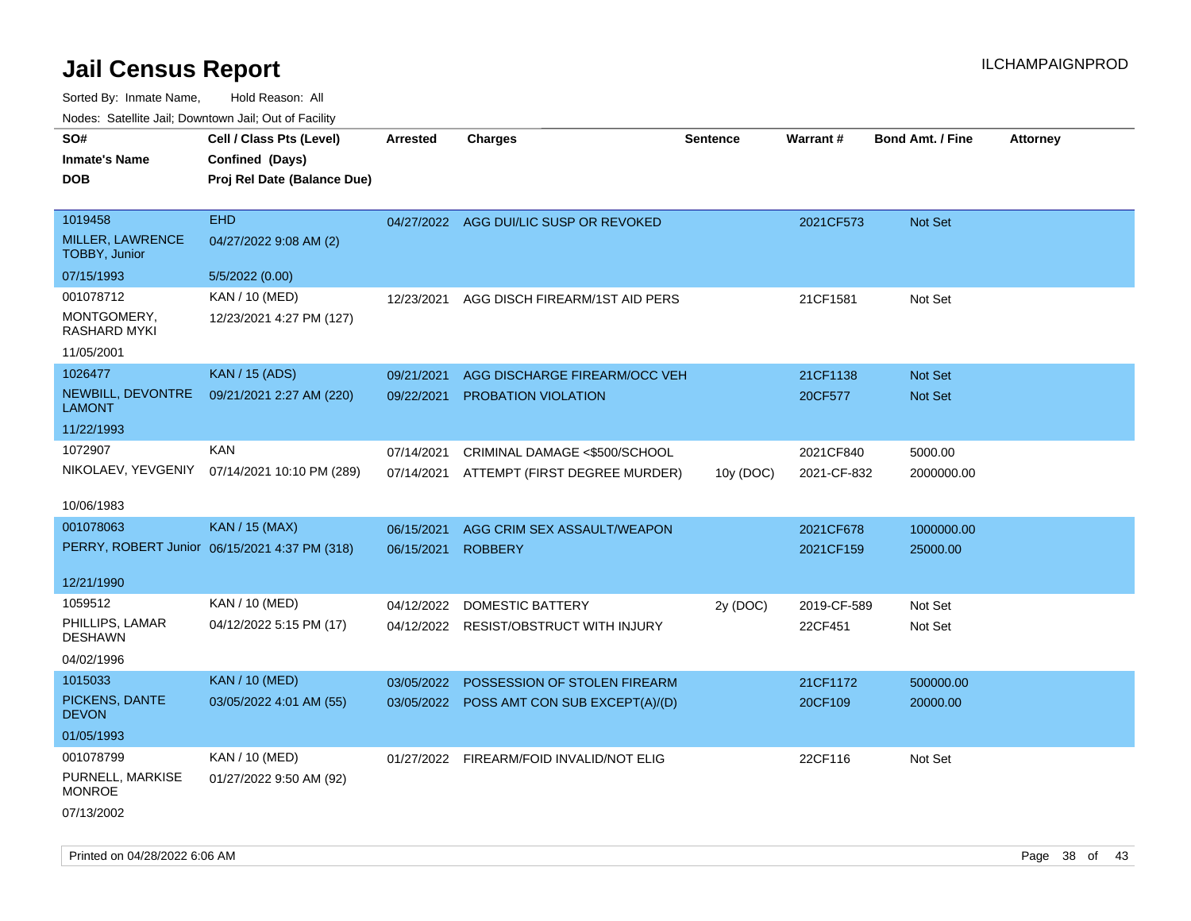# Jail Census Report

Sorted By: Inmate Name, Hold Reason: All

Nodes: Satellite Jail; Downtown Jail; Out of Facility

| SO# / Inmate's Name / DOB | Cell / Class Pts (Level) / Confined (Days) / Proj Rel Date (Balance Due) | Arrested | Charges | Sentence | Warrant # | Bond Amt. / Fine | Attorney |
|---|---|---|---|---|---|---|---|
| 1019458<br>MILLER, LAWRENCE TOBBY, Junior<br>07/15/1993 | EHD<br>04/27/2022 9:08 AM (2)<br>5/5/2022 (0.00) | 04/27/2022 | AGG DUI/LIC SUSP OR REVOKED | | 2021CF573 | Not Set | |
| 001078712<br>MONTGOMERY, RASHARD MYKI<br>11/05/2001 | KAN / 10 (MED)<br>12/23/2021 4:27 PM (127) | 12/23/2021 | AGG DISCH FIREARM/1ST AID PERS | | 21CF1581 | Not Set | |
| 1026477<br>NEWBILL, DEVONTRE LAMONT<br>11/22/1993 | KAN / 15 (ADS)<br>09/21/2021 2:27 AM (220) | 09/21/2021<br>09/22/2021 | AGG DISCHARGE FIREARM/OCC VEH<br>PROBATION VIOLATION | | 21CF1138<br>20CF577 | Not Set<br>Not Set | |
| 1072907<br>NIKOLAEV, YEVGENIY<br>10/06/1983 | KAN<br>07/14/2021 10:10 PM (289) | 07/14/2021<br>07/14/2021 | CRIMINAL DAMAGE <$500/SCHOOL<br>ATTEMPT (FIRST DEGREE MURDER) | <br>10y (DOC) | 2021CF840<br>2021-CF-832 | 5000.00<br>2000000.00 | |
| 001078063<br>PERRY, ROBERT Junior<br>12/21/1990 | KAN / 15 (MAX)<br>06/15/2021 4:37 PM (318) | 06/15/2021<br>06/15/2021 | AGG CRIM SEX ASSAULT/WEAPON<br>ROBBERY | | 2021CF678<br>2021CF159 | 1000000.00<br>25000.00 | |
| 1059512<br>PHILLIPS, LAMAR DESHAWN<br>04/02/1996 | KAN / 10 (MED)<br>04/12/2022 5:15 PM (17) | 04/12/2022<br>04/12/2022 | DOMESTIC BATTERY<br>RESIST/OBSTRUCT WITH INJURY | 2y (DOC) | 2019-CF-589<br>22CF451 | Not Set<br>Not Set | |
| 1015033<br>PICKENS, DANTE DEVON<br>01/05/1993 | KAN / 10 (MED)<br>03/05/2022 4:01 AM (55) | 03/05/2022<br>03/05/2022 | POSSESSION OF STOLEN FIREARM<br>POSS AMT CON SUB EXCEPT(A)/(D) | | 21CF1172<br>20CF109 | 500000.00<br>20000.00 | |
| 001078799<br>PURNELL, MARKISE MONROE<br>07/13/2002 | KAN / 10 (MED)<br>01/27/2022 9:50 AM (92) | 01/27/2022 | FIREARM/FOID INVALID/NOT ELIG | | 22CF116 | Not Set | |

Printed on 04/28/2022 6:06 AM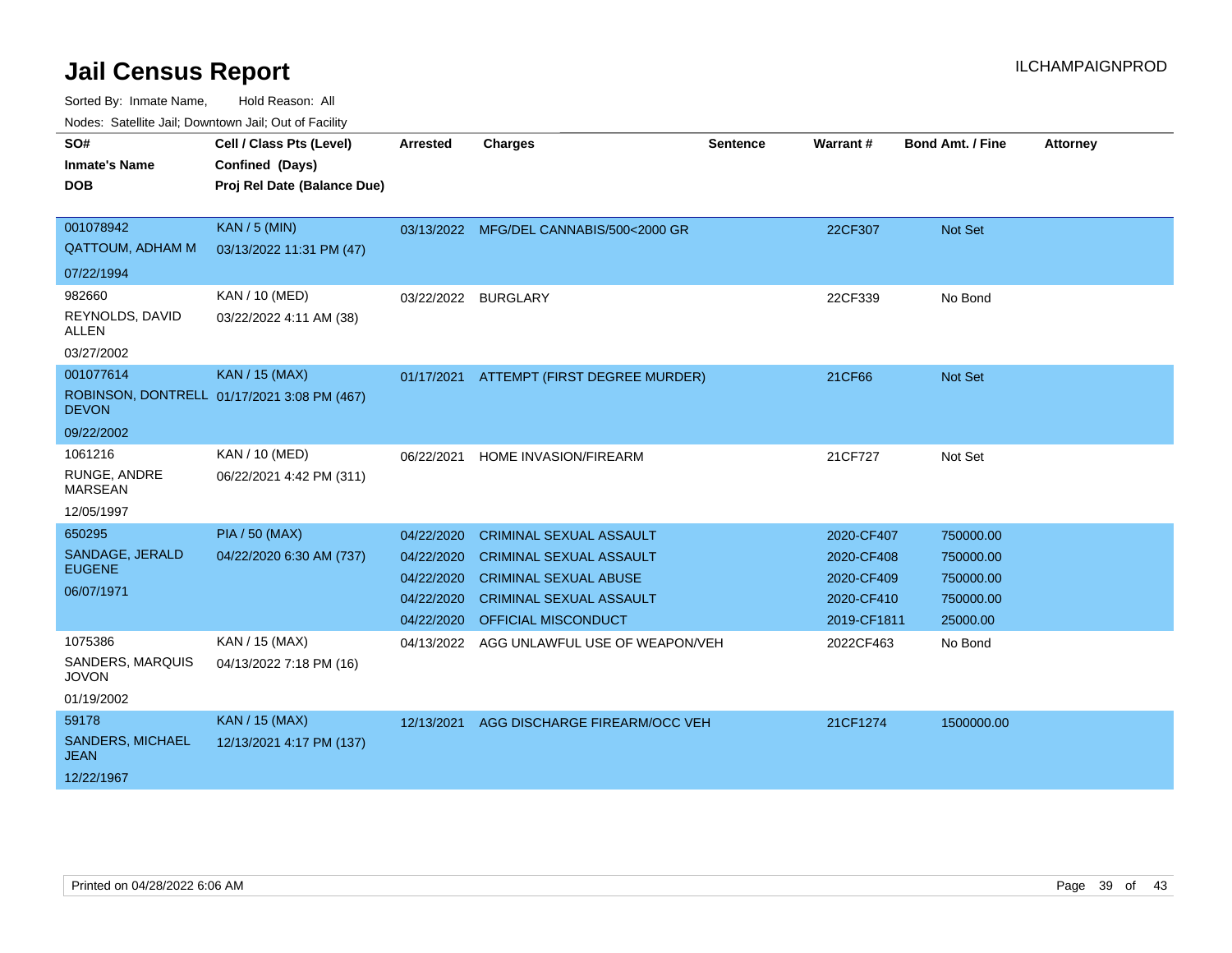# Jail Census Report

ILCHAMPAIGNPROD

Sorted By: Inmate Name, Hold Reason: All

Nodes: Satellite Jail; Downtown Jail; Out of Facility

| SO# / Inmate's Name / DOB | Cell / Class Pts (Level) / Confined (Days) / Proj Rel Date (Balance Due) | Arrested | Charges | Sentence | Warrant # | Bond Amt. / Fine | Attorney |
|---|---|---|---|---|---|---|---|
| 001078942<br>QATTOUM, ADHAM M<br>07/22/1994 | KAN / 5 (MIN)<br>03/13/2022 11:31 PM (47) | 03/13/2022 | MFG/DEL CANNABIS/500<2000 GR | | 22CF307 | Not Set | |
| 982660<br>REYNOLDS, DAVID ALLEN<br>03/27/2002 | KAN / 10 (MED)<br>03/22/2022 4:11 AM (38) | 03/22/2022 | BURGLARY | | 22CF339 | No Bond | |
| 001077614<br>ROBINSON, DONTRELL DEVON<br>09/22/2002 | KAN / 15 (MAX)<br>01/17/2021 3:08 PM (467) | 01/17/2021 | ATTEMPT (FIRST DEGREE MURDER) | | 21CF66 | Not Set | |
| 1061216<br>RUNGE, ANDRE MARSEAN<br>12/05/1997 | KAN / 10 (MED)<br>06/22/2021 4:42 PM (311) | 06/22/2021 | HOME INVASION/FIREARM | | 21CF727 | Not Set | |
| 650295<br>SANDAGE, JERALD EUGENE<br>06/07/1971 | PIA / 50 (MAX)<br>04/22/2020 6:30 AM (737) | 04/22/2020 | CRIMINAL SEXUAL ASSAULT | | 2020-CF407 | 750000.00 | |
| | | 04/22/2020 | CRIMINAL SEXUAL ASSAULT | | 2020-CF408 | 750000.00 | |
| | | 04/22/2020 | CRIMINAL SEXUAL ABUSE | | 2020-CF409 | 750000.00 | |
| | | 04/22/2020 | CRIMINAL SEXUAL ASSAULT | | 2020-CF410 | 750000.00 | |
| | | 04/22/2020 | OFFICIAL MISCONDUCT | | 2019-CF1811 | 25000.00 | |
| 1075386<br>SANDERS, MARQUIS JOVON<br>01/19/2002 | KAN / 15 (MAX)<br>04/13/2022 7:18 PM (16) | 04/13/2022 | AGG UNLAWFUL USE OF WEAPON/VEH | | 2022CF463 | No Bond | |
| 59178<br>SANDERS, MICHAEL JEAN<br>12/22/1967 | KAN / 15 (MAX)<br>12/13/2021 4:17 PM (137) | 12/13/2021 | AGG DISCHARGE FIREARM/OCC VEH | | 21CF1274 | 1500000.00 | |

Printed on 04/28/2022 6:06 AM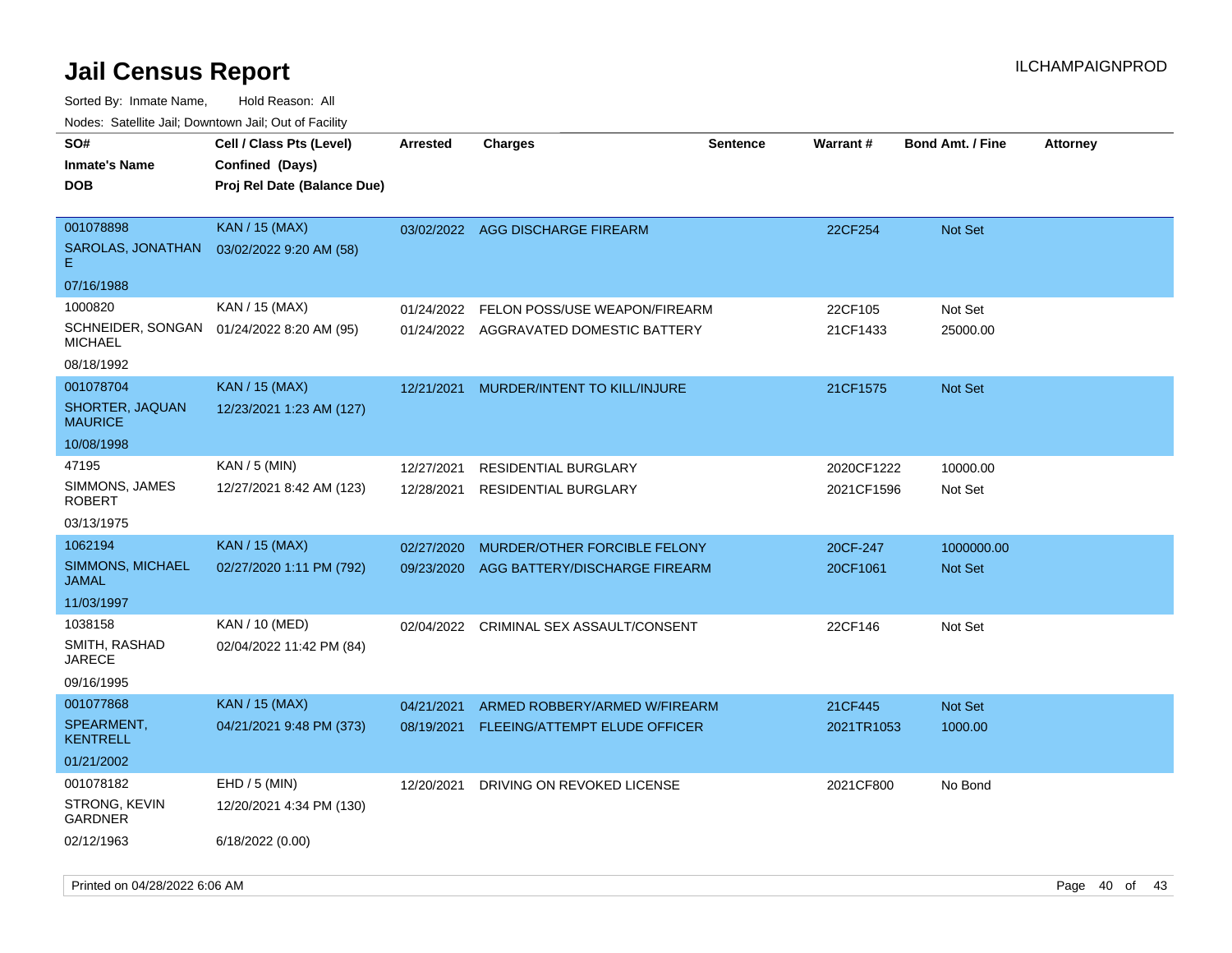# Jail Census Report

ILCHAMPAIGNPROD

Sorted By: Inmate Name, Hold Reason: All

Nodes: Satellite Jail; Downtown Jail; Out of Facility

| SO# / Inmate's Name / DOB | Cell / Class Pts (Level) / Confined (Days) / Proj Rel Date (Balance Due) | Arrested | Charges | Sentence | Warrant # | Bond Amt. / Fine | Attorney |
|---|---|---|---|---|---|---|---|
| 001078898<br>SAROLAS, JONATHAN E<br>07/16/1988 | KAN / 15 (MAX)<br>03/02/2022 9:20 AM (58) | 03/02/2022 | AGG DISCHARGE FIREARM | | 22CF254 | Not Set | |
| 1000820<br>SCHNEIDER, SONGAN MICHAEL<br>08/18/1992 | KAN / 15 (MAX)<br>01/24/2022 8:20 AM (95) | 01/24/2022 | FELON POSS/USE WEAPON/FIREARM | | 22CF105 | Not Set | |
| | | 01/24/2022 | AGGRAVATED DOMESTIC BATTERY | | 21CF1433 | 25000.00 | |
| 001078704<br>SHORTER, JAQUAN MAURICE<br>10/08/1998 | KAN / 15 (MAX)<br>12/23/2021 1:23 AM (127) | 12/21/2021 | MURDER/INTENT TO KILL/INJURE | | 21CF1575 | Not Set | |
| 47195<br>SIMMONS, JAMES ROBERT<br>03/13/1975 | KAN / 5 (MIN)<br>12/27/2021 8:42 AM (123) | 12/27/2021 | RESIDENTIAL BURGLARY | | 2020CF1222 | 10000.00 | |
| | | 12/28/2021 | RESIDENTIAL BURGLARY | | 2021CF1596 | Not Set | |
| 1062194<br>SIMMONS, MICHAEL JAMAL<br>11/03/1997 | KAN / 15 (MAX)<br>02/27/2020 1:11 PM (792) | 02/27/2020 | MURDER/OTHER FORCIBLE FELONY | | 20CF-247 | 1000000.00 | |
| | | 09/23/2020 | AGG BATTERY/DISCHARGE FIREARM | | 20CF1061 | Not Set | |
| 1038158<br>SMITH, RASHAD JARECE<br>09/16/1995 | KAN / 10 (MED)<br>02/04/2022 11:42 PM (84) | 02/04/2022 | CRIMINAL SEX ASSAULT/CONSENT | | 22CF146 | Not Set | |
| 001077868<br>SPEARMENT, KENTRELL<br>01/21/2002 | KAN / 15 (MAX)<br>04/21/2021 9:48 PM (373) | 04/21/2021 | ARMED ROBBERY/ARMED W/FIREARM | | 21CF445 | Not Set | |
| | | 08/19/2021 | FLEEING/ATTEMPT ELUDE OFFICER | | 2021TR1053 | 1000.00 | |
| 001078182<br>STRONG, KEVIN GARDNER<br>02/12/1963 | EHD / 5 (MIN)<br>12/20/2021 4:34 PM (130)<br>6/18/2022 (0.00) | 12/20/2021 | DRIVING ON REVOKED LICENSE | | 2021CF800 | No Bond | |

Printed on 04/28/2022 6:06 AM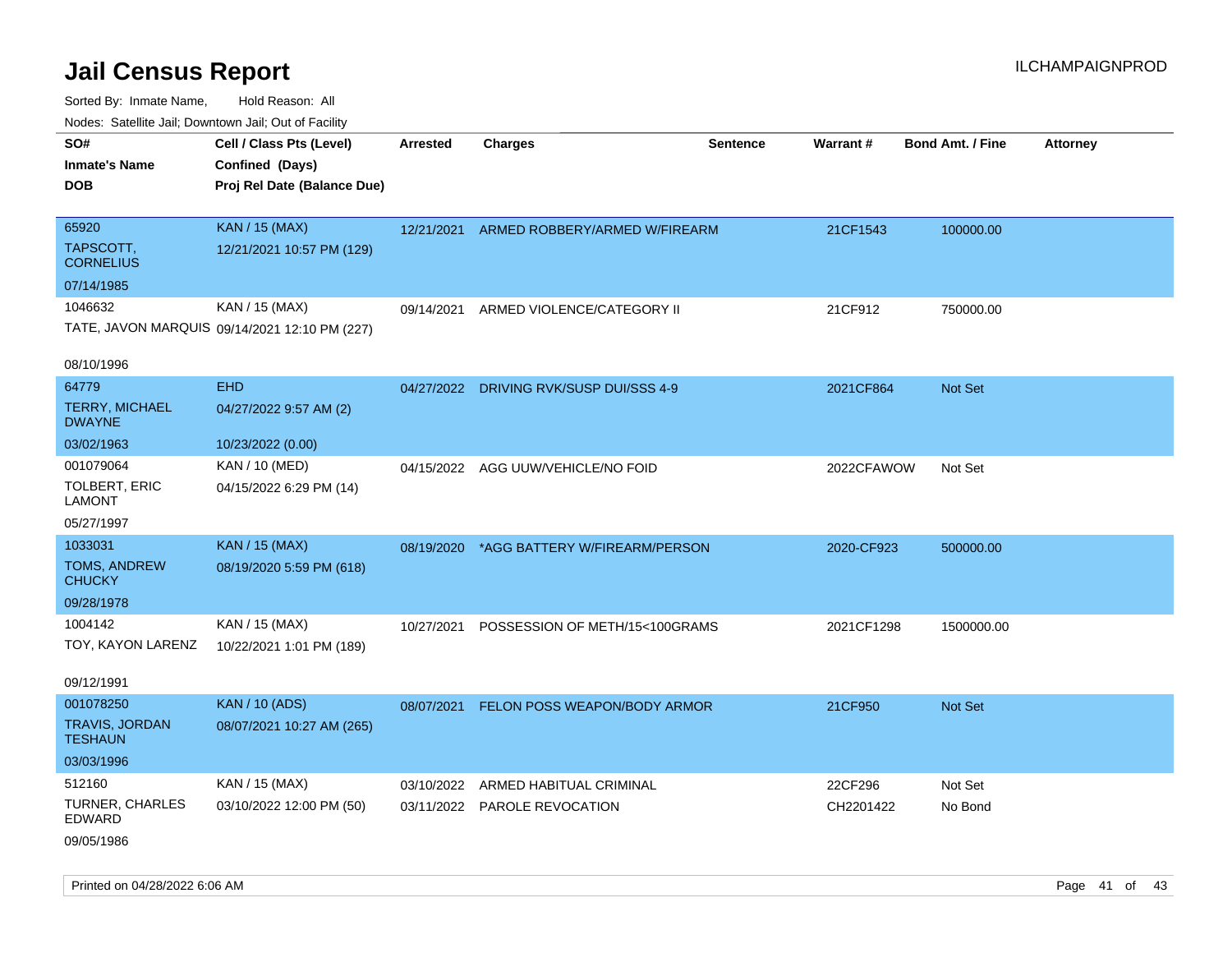# Jail Census Report

ILCHAMPAIGNPROD

Sorted By: Inmate Name, Hold Reason: All

Nodes: Satellite Jail; Downtown Jail; Out of Facility

| SO# / Inmate's Name / DOB | Cell / Class Pts (Level) / Confined (Days) / Proj Rel Date (Balance Due) | Arrested | Charges | Sentence | Warrant # | Bond Amt. / Fine | Attorney |
|---|---|---|---|---|---|---|---|
| 65920<br>TAPSCOTT, CORNELIUS<br>07/14/1985 | KAN / 15 (MAX)<br>12/21/2021 10:57 PM (129) | 12/21/2021 | ARMED ROBBERY/ARMED W/FIREARM | | 21CF1543 | 100000.00 | |
| 1046632<br>TATE, JAVON MARQUIS<br>08/10/1996 | KAN / 15 (MAX)<br>09/14/2021 12:10 PM (227) | 09/14/2021 | ARMED VIOLENCE/CATEGORY II | | 21CF912 | 750000.00 | |
| 64779<br>TERRY, MICHAEL DWAYNE<br>03/02/1963 | EHD<br>04/27/2022 9:57 AM (2)<br>10/23/2022 (0.00) | 04/27/2022 | DRIVING RVK/SUSP DUI/SSS 4-9 | | 2021CF864 | Not Set | |
| 001079064<br>TOLBERT, ERIC LAMONT<br>05/27/1997 | KAN / 10 (MED)<br>04/15/2022 6:29 PM (14) | 04/15/2022 | AGG UUW/VEHICLE/NO FOID | | 2022CFAWOW | Not Set | |
| 1033031<br>TOMS, ANDREW CHUCKY<br>09/28/1978 | KAN / 15 (MAX)<br>08/19/2020 5:59 PM (618) | 08/19/2020 | *AGG BATTERY W/FIREARM/PERSON | | 2020-CF923 | 500000.00 | |
| 1004142<br>TOY, KAYON LARENZ<br>09/12/1991 | KAN / 15 (MAX)<br>10/22/2021 1:01 PM (189) | 10/27/2021 | POSSESSION OF METH/15<100GRAMS | | 2021CF1298 | 1500000.00 | |
| 001078250<br>TRAVIS, JORDAN TESHAUN<br>03/03/1996 | KAN / 10 (ADS)<br>08/07/2021 10:27 AM (265) | 08/07/2021 | FELON POSS WEAPON/BODY ARMOR | | 21CF950 | Not Set | |
| 512160<br>TURNER, CHARLES EDWARD<br>09/05/1986 | KAN / 15 (MAX)<br>03/10/2022 12:00 PM (50) | 03/10/2022 | ARMED HABITUAL CRIMINAL | | 22CF296 | Not Set | |
| | | 03/11/2022 | PAROLE REVOCATION | | CH2201422 | No Bond | |

Printed on 04/28/2022 6:06 AM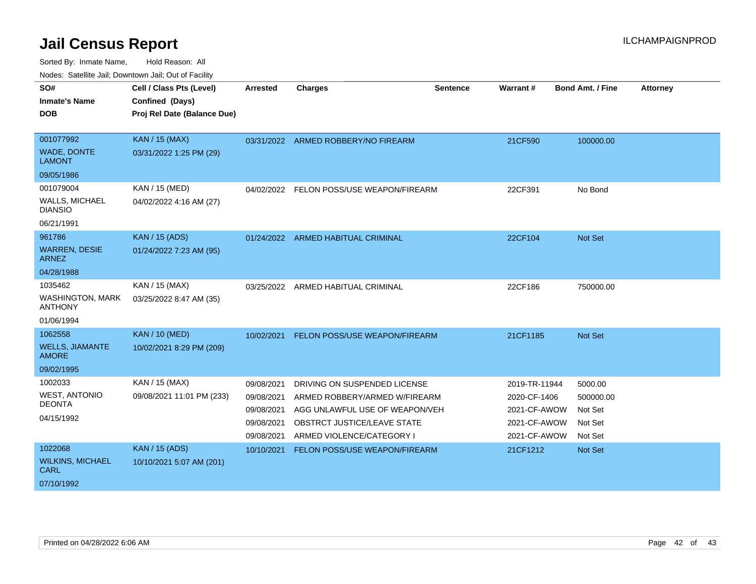# Jail Census Report

ILCHAMPAIGNPROD

Sorted By: Inmate Name, Hold Reason: All

Nodes: Satellite Jail; Downtown Jail; Out of Facility

| SO# / Inmate's Name / DOB | Cell / Class Pts (Level) / Confined (Days) / Proj Rel Date (Balance Due) | Arrested | Charges | Sentence | Warrant # | Bond Amt. / Fine | Attorney |
|---|---|---|---|---|---|---|---|
| 001077992<br>WADE, DONTE LAMONT<br>09/05/1986 | KAN / 15 (MAX)<br>03/31/2022 1:25 PM (29) | 03/31/2022 | ARMED ROBBERY/NO FIREARM | | 21CF590 | 100000.00 | |
| 001079004<br>WALLS, MICHAEL DIANSIO<br>06/21/1991 | KAN / 15 (MED)<br>04/02/2022 4:16 AM (27) | 04/02/2022 | FELON POSS/USE WEAPON/FIREARM | | 22CF391 | No Bond | |
| 961786<br>WARREN, DESIE ARNEZ<br>04/28/1988 | KAN / 15 (ADS)<br>01/24/2022 7:23 AM (95) | 01/24/2022 | ARMED HABITUAL CRIMINAL | | 22CF104 | Not Set | |
| 1035462<br>WASHINGTON, MARK ANTHONY<br>01/06/1994 | KAN / 15 (MAX)<br>03/25/2022 8:47 AM (35) | 03/25/2022 | ARMED HABITUAL CRIMINAL | | 22CF186 | 750000.00 | |
| 1062558<br>WELLS, JIAMANTE AMORE<br>09/02/1995 | KAN / 10 (MED)<br>10/02/2021 8:29 PM (209) | 10/02/2021 | FELON POSS/USE WEAPON/FIREARM | | 21CF1185 | Not Set | |
| 1002033<br>WEST, ANTONIO DEONTA<br>04/15/1992 | KAN / 15 (MAX)<br>09/08/2021 11:01 PM (233) | 09/08/2021 | DRIVING ON SUSPENDED LICENSE | | 2019-TR-11944 | 5000.00 | |
| | | 09/08/2021 | ARMED ROBBERY/ARMED W/FIREARM | | 2020-CF-1406 | 500000.00 | |
| | | 09/08/2021 | AGG UNLAWFUL USE OF WEAPON/VEH | | 2021-CF-AWOW | Not Set | |
| | | 09/08/2021 | OBSTRCT JUSTICE/LEAVE STATE | | 2021-CF-AWOW | Not Set | |
| | | 09/08/2021 | ARMED VIOLENCE/CATEGORY I | | 2021-CF-AWOW | Not Set | |
| 1022068<br>WILKINS, MICHAEL CARL<br>07/10/1992 | KAN / 15 (ADS)<br>10/10/2021 5:07 AM (201) | 10/10/2021 | FELON POSS/USE WEAPON/FIREARM | | 21CF1212 | Not Set | |

Printed on 04/28/2022 6:06 AM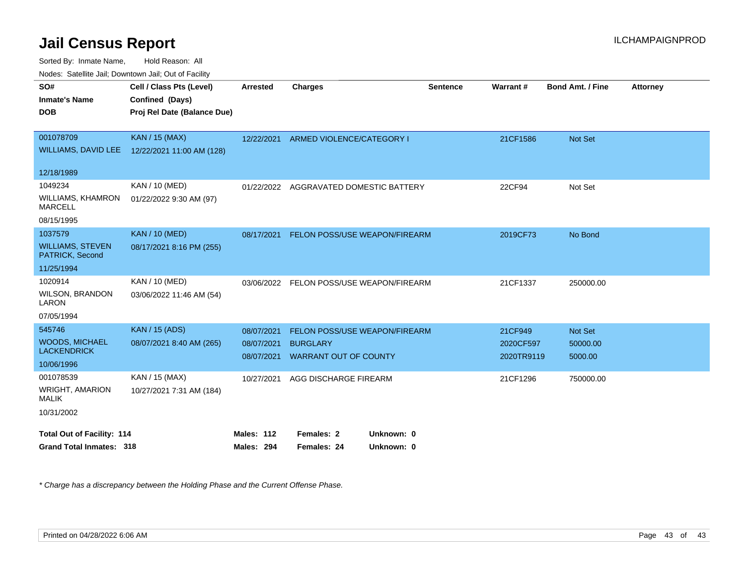# Jail Census Report

ILCHAMPAIGNPROD

Sorted By: Inmate Name, Hold Reason: All

Nodes: Satellite Jail; Downtown Jail; Out of Facility

| SO#<br>Inmate's Name<br>DOB | Cell / Class Pts (Level)<br>Confined (Days)<br>Proj Rel Date (Balance Due) | Arrested | Charges | Sentence | Warrant # | Bond Amt. / Fine | Attorney |
|---|---|---|---|---|---|---|---|
| 001078709<br>WILLIAMS, DAVID LEE<br>12/18/1989 | KAN / 15 (MAX)<br>12/22/2021 11:00 AM (128) | 12/22/2021 | ARMED VIOLENCE/CATEGORY I | | 21CF1586 | Not Set | |
| 1049234<br>WILLIAMS, KHAMRON MARCELL<br>08/15/1995 | KAN / 10 (MED)<br>01/22/2022 9:30 AM (97) | 01/22/2022 | AGGRAVATED DOMESTIC BATTERY | | 22CF94 | Not Set | |
| 1037579<br>WILLIAMS, STEVEN PATRICK, Second<br>11/25/1994 | KAN / 10 (MED)<br>08/17/2021 8:16 PM (255) | 08/17/2021 | FELON POSS/USE WEAPON/FIREARM | | 2019CF73 | No Bond | |
| 1020914<br>WILSON, BRANDON LARON<br>07/05/1994 | KAN / 10 (MED)<br>03/06/2022 11:46 AM (54) | 03/06/2022 | FELON POSS/USE WEAPON/FIREARM | | 21CF1337 | 250000.00 | |
| 545746<br>WOODS, MICHAEL LACKENDRICK<br>10/06/1996 | KAN / 15 (ADS)<br>08/07/2021 8:40 AM (265) | 08/07/2021<br>08/07/2021<br>08/07/2021 | FELON POSS/USE WEAPON/FIREARM<br>BURGLARY<br>WARRANT OUT OF COUNTY | | 21CF949<br>2020CF597<br>2020TR9119 | Not Set<br>50000.00<br>5000.00 | |
| 001078539<br>WRIGHT, AMARION MALIK<br>10/31/2002 | KAN / 15 (MAX)<br>10/27/2021 7:31 AM (184) | 10/27/2021 | AGG DISCHARGE FIREARM | | 21CF1296 | 750000.00 | |

| | | | |
|---|---|---|---|
| **Total Out of Facility: 114** | **Males: 112** | **Females: 2** | **Unknown: 0** |
| **Grand Total Inmates: 318** | **Males: 294** | **Females: 24** | **Unknown: 0** |

*\* Charge has a discrepancy between the Holding Phase and the Current Offense Phase.*

Printed on 04/28/2022 6:06 AM